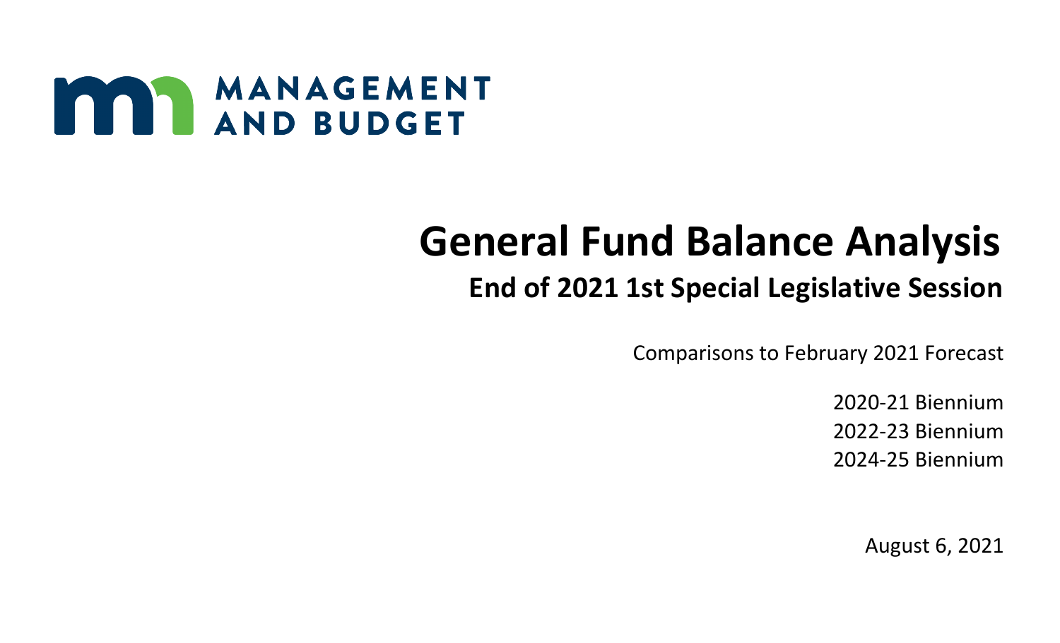MANAGEMENT AND BUDGET

# General Fund Balance Analysis

## End of 2021 1st Special Legislative Session

Comparisons to February 2021 Forecast

2020-21 Biennium
2022-23 Biennium
2024-25 Biennium

August 6, 2021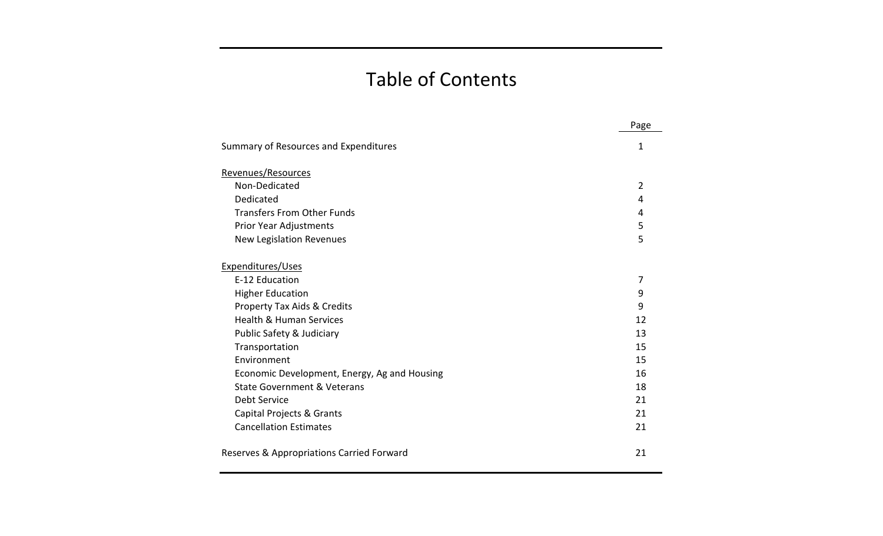# Table of Contents

| | Page |
|---|---|
| Summary of Resources and Expenditures | 1 |
| Revenues/Resources | |
| Non-Dedicated | 2 |
| Dedicated | 4 |
| Transfers From Other Funds | 4 |
| Prior Year Adjustments | 5 |
| New Legislation Revenues | 5 |
| Expenditures/Uses | |
| E-12 Education | 7 |
| Higher Education | 9 |
| Property Tax Aids & Credits | 9 |
| Health & Human Services | 12 |
| Public Safety & Judiciary | 13 |
| Transportation | 15 |
| Environment | 15 |
| Economic Development, Energy, Ag and Housing | 16 |
| State Government & Veterans | 18 |
| Debt Service | 21 |
| Capital Projects & Grants | 21 |
| Cancellation Estimates | 21 |
| Reserves & Appropriations Carried Forward | 21 |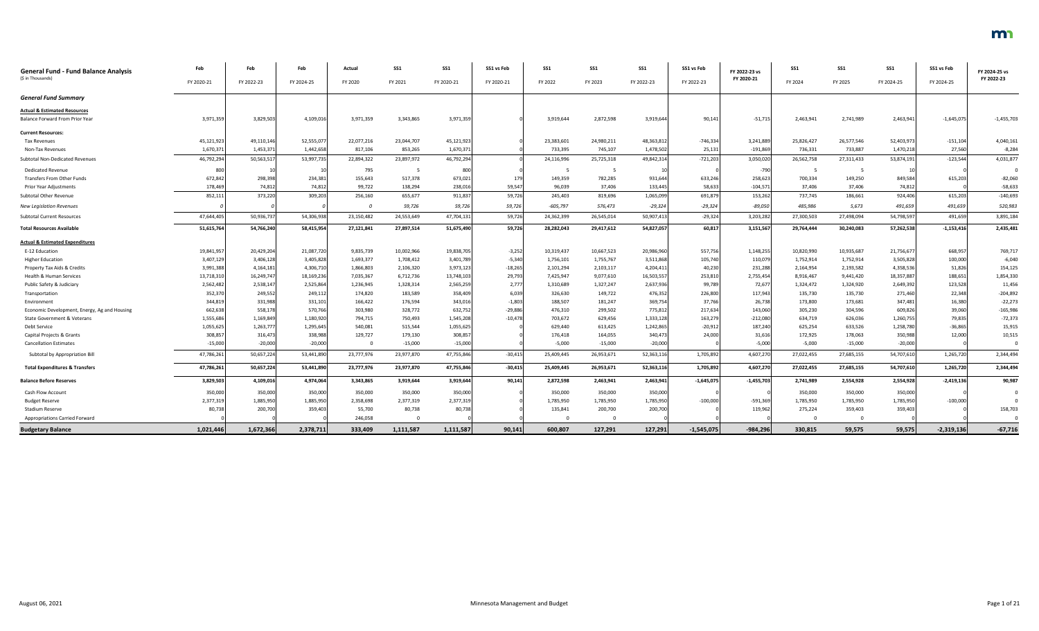# General Fund - Fund Balance Analysis

($ in Thousands)

| | Feb FY 2020-21 | Feb FY 2022-23 | Feb FY 2024-25 | Actual FY 2020 | SS1 FY 2021 | SS1 FY 2020-21 | SS1 vs Feb FY 2020-21 | SS1 FY 2022 | SS1 FY 2023 | SS1 FY 2022-23 | SS1 vs Feb FY 2022-23 | FY 2022-23 vs FY 2020-21 | SS1 FY 2024 | SS1 FY 2025 | SS1 FY 2024-25 | SS1 vs Feb FY 2024-25 | FY 2024-25 vs FY 2022-23 |
|---|---|---|---|---|---|---|---|---|---|---|---|---|---|---|---|---|---|
| ***General Fund Summary*** | | | | | | | | | | | | | | | | | |
| **Actual & Estimated Resources** | | | | | | | | | | | | | | | | | |
| Balance Forward From Prior Year | 3,971,359 | 3,829,503 | 4,109,016 | 3,971,359 | 3,343,865 | 3,971,359 | 0 | 3,919,644 | 2,872,598 | 3,919,644 | 90,141 | -51,715 | 2,463,941 | 2,741,989 | 2,463,941 | -1,645,075 | -1,455,703 |
| **Current Resources:** | | | | | | | | | | | | | | | | | |
| Tax Revenues | 45,121,923 | 49,110,146 | 52,555,077 | 22,077,216 | 23,044,707 | 45,121,923 | 0 | 23,383,601 | 24,980,211 | 48,363,812 | -746,334 | 3,241,889 | 25,826,427 | 26,577,546 | 52,403,973 | -151,104 | 4,040,161 |
| Non-Tax Revenues | 1,670,371 | 1,453,371 | 1,442,658 | 817,106 | 853,265 | 1,670,371 | 0 | 733,395 | 745,107 | 1,478,502 | 25,131 | -191,869 | 736,331 | 733,887 | 1,470,218 | 27,560 | -8,284 |
| Subtotal Non-Dedicated Revenues | 46,792,294 | 50,563,517 | 53,997,735 | 22,894,322 | 23,897,972 | 46,792,294 | 0 | 24,116,996 | 25,725,318 | 49,842,314 | -721,203 | 3,050,020 | 26,562,758 | 27,311,433 | 53,874,191 | -123,544 | 4,031,877 |
| Dedicated Revenue | 800 | 10 | 10 | 795 | 5 | 800 | 0 | 5 | 5 | 10 | 0 | -790 | 5 | 5 | 10 | 0 | 0 |
| Transfers From Other Funds | 672,842 | 298,398 | 234,381 | 155,643 | 517,378 | 673,021 | 179 | 149,359 | 782,285 | 931,644 | 633,246 | 258,623 | 700,334 | 149,250 | 849,584 | 615,203 | -82,060 |
| Prior Year Adjustments | 178,469 | 74,812 | 74,812 | 99,722 | 138,294 | 238,016 | 59,547 | 96,039 | 37,406 | 133,445 | 58,633 | -104,571 | 37,406 | 37,406 | 74,812 | 0 | -58,633 |
| Subtotal Other Revenue | 852,111 | 373,220 | 309,203 | 256,160 | 655,677 | 911,837 | 59,726 | 245,403 | 819,696 | 1,065,099 | 691,879 | 153,262 | 737,745 | 186,661 | 924,406 | 615,203 | -140,693 |
| *New Legislation Revenues* | *0* | *0* | *0* | *0* | *59,726* | *59,726* | *59,726* | *-605,797* | *576,473* | *-29,324* | *-29,324* | *-89,050* | *485,986* | *5,673* | *491,659* | *491,659* | *520,983* |
| Subtotal Current Resources | 47,644,405 | 50,936,737 | 54,306,938 | 23,150,482 | 24,553,649 | 47,704,131 | 59,726 | 24,362,399 | 26,545,014 | 50,907,413 | -29,324 | 3,203,282 | 27,300,503 | 27,498,094 | 54,798,597 | 491,659 | 3,891,184 |
| **Total Resources Available** | **51,615,764** | **54,766,240** | **58,415,954** | **27,121,841** | **27,897,514** | **51,675,490** | **59,726** | **28,282,043** | **29,417,612** | **54,827,057** | **60,817** | **3,151,567** | **29,764,444** | **30,240,083** | **57,262,538** | **-1,153,416** | **2,435,481** |
| **Actual & Estimated Expenditures** | | | | | | | | | | | | | | | | | |
| E-12 Education | 19,841,957 | 20,429,204 | 21,087,720 | 9,835,739 | 10,002,966 | 19,838,705 | -3,252 | 10,319,437 | 10,667,523 | 20,986,960 | 557,756 | 1,148,255 | 10,820,990 | 10,935,687 | 21,756,677 | 668,957 | 769,717 |
| Higher Education | 3,407,129 | 3,406,128 | 3,405,828 | 1,693,377 | 1,708,412 | 3,401,789 | -5,340 | 1,756,101 | 1,755,767 | 3,511,868 | 105,740 | 110,079 | 1,752,914 | 1,752,914 | 3,505,828 | 100,000 | -6,040 |
| Property Tax Aids & Credits | 3,991,388 | 4,164,181 | 4,306,710 | 1,866,803 | 2,106,320 | 3,973,123 | -18,265 | 2,101,294 | 2,103,117 | 4,204,411 | 40,230 | 231,288 | 2,164,954 | 2,193,582 | 4,358,536 | 51,826 | 154,125 |
| Health & Human Services | 13,718,310 | 16,249,747 | 18,169,236 | 7,035,367 | 6,712,736 | 13,748,103 | 29,793 | 7,425,947 | 9,077,610 | 16,503,557 | 253,810 | 2,755,454 | 8,916,467 | 9,441,420 | 18,357,887 | 188,651 | 1,854,330 |
| Public Safety & Judiciary | 2,562,482 | 2,538,147 | 2,525,864 | 1,236,945 | 1,328,314 | 2,565,259 | 2,777 | 1,310,689 | 1,327,247 | 2,637,936 | 99,789 | 72,677 | 1,324,472 | 1,324,920 | 2,649,392 | 123,528 | 11,456 |
| Transportation | 352,370 | 249,552 | 249,112 | 174,820 | 183,589 | 358,409 | 6,039 | 326,630 | 149,722 | 476,352 | 226,800 | 117,943 | 135,730 | 135,730 | 271,460 | 22,348 | -204,892 |
| Environment | 344,819 | 331,988 | 331,101 | 166,422 | 176,594 | 343,016 | -1,803 | 188,507 | 181,247 | 369,754 | 37,766 | 26,738 | 173,800 | 173,681 | 347,481 | 16,380 | -22,273 |
| Economic Development, Energy, Ag and Housing | 662,638 | 558,178 | 570,766 | 303,980 | 328,772 | 632,752 | -29,886 | 476,310 | 299,502 | 775,812 | 217,634 | 143,060 | 305,230 | 304,596 | 609,826 | 39,060 | -165,986 |
| State Government & Veterans | 1,555,686 | 1,169,849 | 1,180,920 | 794,715 | 750,493 | 1,545,208 | -10,478 | 703,672 | 629,456 | 1,333,128 | 163,279 | -212,080 | 634,719 | 626,036 | 1,260,755 | 79,835 | -72,373 |
| Debt Service | 1,055,625 | 1,263,777 | 1,295,645 | 540,081 | 515,544 | 1,055,625 | 0 | 629,440 | 613,425 | 1,242,865 | -20,912 | 187,240 | 625,254 | 633,526 | 1,258,780 | -36,865 | 15,915 |
| Capital Projects & Grants | 308,857 | 316,473 | 338,988 | 129,727 | 179,130 | 308,857 | 0 | 176,418 | 164,055 | 340,473 | 24,000 | 31,616 | 172,925 | 178,063 | 350,988 | 12,000 | 10,515 |
| Cancellation Estimates | -15,000 | -20,000 | -20,000 | 0 | -15,000 | -15,000 | 0 | -5,000 | -15,000 | -20,000 | 0 | -5,000 | -5,000 | -15,000 | -20,000 | 0 | 0 |
| Subtotal by Appropriation Bill | 47,786,261 | 50,657,224 | 53,441,890 | 23,777,976 | 23,977,870 | 47,755,846 | -30,415 | 25,409,445 | 26,953,671 | 52,363,116 | 1,705,892 | 4,607,270 | 27,022,455 | 27,685,155 | 54,707,610 | 1,265,720 | 2,344,494 |
| **Total Expenditures & Transfers** | **47,786,261** | **50,657,224** | **53,441,890** | **23,777,976** | **23,977,870** | **47,755,846** | **-30,415** | **25,409,445** | **26,953,671** | **52,363,116** | **1,705,892** | **4,607,270** | **27,022,455** | **27,685,155** | **54,707,610** | **1,265,720** | **2,344,494** |
| **Balance Before Reserves** | **3,829,503** | **4,109,016** | **4,974,064** | **3,343,865** | **3,919,644** | **3,919,644** | **90,141** | **2,872,598** | **2,463,941** | **2,463,941** | **-1,645,075** | **-1,455,703** | **2,741,989** | **2,554,928** | **2,554,928** | **-2,419,136** | **90,987** |
| Cash Flow Account | 350,000 | 350,000 | 350,000 | 350,000 | 350,000 | 350,000 | 0 | 350,000 | 350,000 | 350,000 | 0 | 0 | 350,000 | 350,000 | 350,000 | 0 | 0 |
| Budget Reserve | 2,377,319 | 1,885,950 | 1,885,950 | 2,358,698 | 2,377,319 | 2,377,319 | 0 | 1,785,950 | 1,785,950 | 1,785,950 | -100,000 | -591,369 | 1,785,950 | 1,785,950 | 1,785,950 | -100,000 | 0 |
| Stadium Reserve | 80,738 | 200,700 | 359,403 | 55,700 | 80,738 | 80,738 | 0 | 135,841 | 200,700 | 200,700 | 0 | 119,962 | 275,224 | 359,403 | 359,403 | 0 | 158,703 |
| Appropriations Carried Forward | 0 | 0 | 0 | 246,058 | 0 | 0 | 0 | 0 | 0 | 0 | 0 | 0 | 0 | 0 | 0 | 0 | 0 |
| **Budgetary Balance** | **1,021,446** | **1,672,366** | **2,378,711** | **333,409** | **1,111,587** | **1,111,587** | **90,141** | **600,807** | **127,291** | **127,291** | **-1,545,075** | **-984,296** | **330,815** | **59,575** | **59,575** | **-2,319,136** | **-67,716** |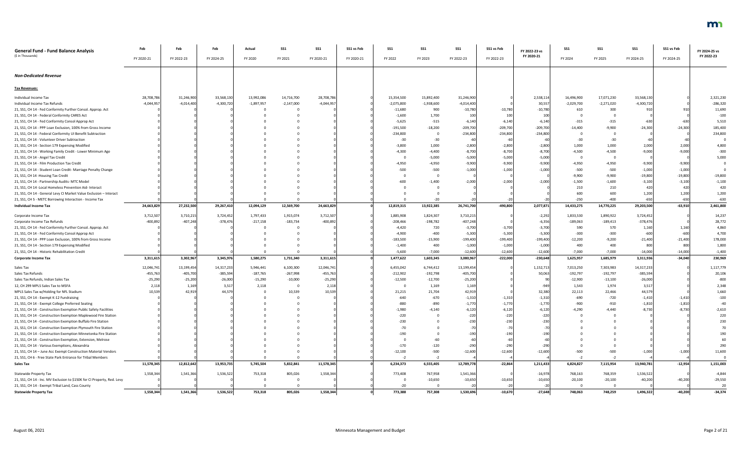| General Fund - Fund Balance Analysis ($ in Thousands) | Feb FY 2020-21 | Feb FY 2022-23 | Feb FY 2024-25 | Actual FY 2020 | SS1 FY 2021 | SS1 FY 2020-21 | SS1 vs Feb FY 2020-21 | SS1 FY 2022 | SS1 FY 2023 | SS1 FY 2022-23 | SS1 vs Feb FY 2022-23 | FY 2022-23 vs FY 2020-21 | SS1 FY 2024 | SS1 FY 2025 | SS1 FY 2024-25 | SS1 vs Feb FY 2024-25 | FY 2024-25 vs FY 2022-23 |
|---|---|---|---|---|---|---|---|---|---|---|---|---|---|---|---|---|---|
| ***Non-Dedicated Revenue*** | | | | | | | | | | | | | | | | | |
| **Tax Revenues:** | | | | | | | | | | | | | | | | | |
| Individual Income Tax | 28,708,786 | 31,246,900 | 33,568,130 | 13,992,086 | 14,716,700 | 28,708,786 | 0 | 15,354,500 | 15,892,400 | 31,246,900 | 0 | 2,538,114 | 16,496,900 | 17,071,230 | 33,568,130 | 0 | 2,321,230 |
| Individual Income Tax Refunds | -4,044,957 | -4,014,400 | -4,300,720 | -1,897,957 | -2,147,000 | -4,044,957 | 0 | -2,075,800 | -1,938,600 | -4,014,400 | 0 | 30,557 | -2,029,700 | -2,271,020 | -4,300,720 | 0 | -286,320 |
| 21, SS1, CH 14 - Fed Conformity Further Consol. Approp. Act | 0 | 0 | 0 | 0 | 0 | 0 | 0 | -11,680 | 900 | -10,780 | -10,780 | -10,780 | 610 | 300 | 910 | 910 | 11,690 |
| 21, SS1, CH 14 - Federal Conformity CARES Act | 0 | 0 | 0 | 0 | 0 | 0 | 0 | -1,600 | 1,700 | 100 | 100 | 100 | 0 | 0 | 0 | 0 | -100 |
| 21, SS1, CH 14 - Fed Conformity Consol Approp Act | 0 | 0 | 0 | 0 | 0 | 0 | 0 | -5,625 | -515 | -6,140 | -6,140 | -6,140 | -315 | -315 | -630 | -630 | 5,510 |
| 21, SS1, CH 14 - PPP Loan Exclusion, 100% from Gross Income | 0 | 0 | 0 | 0 | 0 | 0 | 0 | -191,500 | -18,200 | -209,700 | -209,700 | -209,700 | -14,400 | -9,900 | -24,300 | -24,300 | 185,400 |
| 21, SS1, CH 14 - Federal Conformity UI Benefit Subtraction | 0 | 0 | 0 | 0 | 0 | 0 | 0 | -234,800 | 0 | -234,800 | -234,800 | -234,800 | 0 | 0 | 0 | 0 | 234,800 |
| 21, SS1, CH 14 - Volunteer Driver Subtraction | 0 | 0 | 0 | 0 | 0 | 0 | 0 | -30 | -30 | -60 | -60 | -60 | -30 | -30 | -60 | -60 | 0 |
| 21, SS1, CH 14 - Section 179 Expensing Modified | 0 | 0 | 0 | 0 | 0 | 0 | 0 | -3,800 | 1,000 | -2,800 | -2,800 | -2,800 | 1,000 | 1,000 | 2,000 | 2,000 | 4,800 |
| 21, SS1, CH 14 - Working Family Credit - Lower Minimum Age | 0 | 0 | 0 | 0 | 0 | 0 | 0 | -4,300 | -4,400 | -8,700 | -8,700 | -8,700 | -4,500 | -4,500 | -9,000 | -9,000 | -300 |
| 21, SS1, CH 14 - Angel Tax Credit | 0 | 0 | 0 | 0 | 0 | 0 | 0 | 0 | -5,000 | -5,000 | -5,000 | -5,000 | 0 | 0 | 0 | 0 | 5,000 |
| 21, SS1, CH 14 - Film Production Tax Credit | 0 | 0 | 0 | 0 | 0 | 0 | 0 | -4,950 | -4,950 | -9,900 | -9,900 | -9,900 | -4,950 | -4,950 | -9,900 | -9,900 | 0 |
| 21, SS1, CH 14 - Student Loan Credit- Marriage Penalty Change | 0 | 0 | 0 | 0 | 0 | 0 | 0 | -500 | -500 | -1,000 | -1,000 | -1,000 | -500 | -500 | -1,000 | -1,000 | 0 |
| 21, SS1, CH 14 -Housing Tax Credit | 0 | 0 | 0 | 0 | 0 | 0 | 0 | 0 | 0 | 0 | 0 | 0 | -9,900 | -9,900 | -19,800 | -19,800 | -19,800 |
| 21, SS1, CH 14 - Partnership Audits- MTC Model | 0 | 0 | 0 | 0 | 0 | 0 | 0 | -600 | -1,400 | -2,000 | -2,000 | -2,000 | -1,500 | -1,600 | -3,100 | -3,100 | -1,100 |
| 21, SS1, CH 14 -Local Homeless Prevention Aid- Interact | 0 | 0 | 0 | 0 | 0 | 0 | 0 | 0 | 0 | 0 | 0 | 0 | 210 | 210 | 420 | 420 | 420 |
| 21, SS1, CH 14 - General Levy CI Market Value Exclusion – Interact | 0 | 0 | 0 | 0 | 0 | 0 | 0 | 0 | 0 | 0 | 0 | 0 | 600 | 600 | 1,200 | 1,200 | 1,200 |
| 21, SS1, CH 5 - METC Borrowing Interaction - Income Tax | 0 | 0 | 0 | 0 | 0 | 0 | 0 | 0 | -20 | -20 | -20 | -20 | -250 | -400 | -650 | -650 | -630 |
| **Individual Income Tax** | **24,663,829** | **27,232,500** | **29,267,410** | **12,094,129** | **12,569,700** | **24,663,829** | **0** | **12,819,315** | **13,922,385** | **26,741,700** | **-490,800** | **2,077,871** | **14,433,275** | **14,770,225** | **29,203,500** | **-63,910** | **2,461,800** |
| Corporate Income Tax | 3,712,507 | 3,710,215 | 3,724,452 | 1,797,433 | 1,915,074 | 3,712,507 | 0 | 1,885,908 | 1,824,307 | 3,710,215 | 0 | -2,292 | 1,833,530 | 1,890,922 | 3,724,452 | 0 | 14,237 |
| Corporate Income Tax Refunds | -400,892 | -407,248 | -378,476 | -217,158 | -183,734 | -400,892 | 0 | -208,466 | -198,782 | -407,248 | 0 | -6,356 | -189,063 | -189,413 | -378,476 | 0 | 28,772 |
| 21, SS1, CH 14 - Fed Conformity Further Consol. Approp. Act | 0 | 0 | 0 | 0 | 0 | 0 | 0 | -4,420 | 720 | -3,700 | -3,700 | -3,700 | 590 | 570 | 1,160 | 1,160 | 4,860 |
| 21, SS1, CH 14 - Fed Conformity Consol Approp Act | 0 | 0 | 0 | 0 | 0 | 0 | 0 | -4,900 | -400 | -5,300 | -5,300 | -5,300 | -300 | -300 | -600 | -600 | 4,700 |
| 21, SS1, CH 14 - PPP Loan Exclusion, 100% from Gross Income | 0 | 0 | 0 | 0 | 0 | 0 | 0 | -183,500 | -15,900 | -199,400 | -199,400 | -199,400 | -12,200 | -9,200 | -21,400 | -21,400 | 178,000 |
| 21, SS1, CH 14 - Section 179 Expensing Modified | 0 | 0 | 0 | 0 | 0 | 0 | 0 | -1,400 | 400 | -1,000 | -1,000 | -1,000 | 400 | 400 | 800 | 800 | 1,800 |
| 21, SS1, CH 14 - Historic Rehabilitation Credit | 0 | 0 | 0 | 0 | 0 | 0 | 0 | -5,600 | -7,000 | -12,600 | -12,600 | -12,600 | -7,000 | -7,000 | -14,000 | -14,000 | -1,400 |
| **Corporate Income Tax** | **3,311,615** | **3,302,967** | **3,345,976** | **1,580,275** | **1,731,340** | **3,311,615** | **0** | **1,477,622** | **1,603,345** | **3,080,967** | **-222,000** | **-230,648** | **1,625,957** | **1,685,979** | **3,311,936** | **-34,040** | **230,969** |
| Sales Tax | 12,046,741 | 13,199,454 | 14,317,233 | 5,946,441 | 6,100,300 | 12,046,741 | 0 | 6,455,042 | 6,744,412 | 13,199,454 | 0 | 1,152,713 | 7,013,250 | 7,303,983 | 14,317,233 | 0 | 1,117,779 |
| Sales Tax Refunds | -455,763 | -405,700 | -385,594 | -187,765 | -267,998 | -455,763 | 0 | -212,902 | -192,798 | -405,700 | 0 | 50,063 | -192,797 | -192,797 | -385,594 | 0 | 20,106 |
| Sales Tax Refunds, Indian Sales Tax | -25,290 | -25,200 | -26,000 | -15,290 | -10,000 | -25,290 | 0 | -12,500 | -12,700 | -25,200 | 0 | 90 | -12,900 | -13,100 | -26,000 | 0 | -800 |
| 12, CH 299 MPLS Sales Tax to MSFA | 2,118 | 1,169 | 3,517 | 2,118 | 0 | 2,118 | 0 | 0 | 1,169 | 1,169 | 0 | -949 | 1,543 | 1,974 | 3,517 | 0 | 2,348 |
| MPLS Sales Tax w/Holding for NFL Stadium | 10,539 | 42,919 | 44,579 | 0 | 10,539 | 10,539 | 0 | 21,215 | 21,704 | 42,919 | 0 | 32,380 | 22,113 | 22,466 | 44,579 | 0 | 1,660 |
| 21, SS1, CH 14 - Exempt K-12 Fundraising | 0 | 0 | 0 | 0 | 0 | 0 | 0 | -640 | -670 | -1,310 | -1,310 | -1,310 | -690 | -720 | -1,410 | -1,410 | -100 |
| 21, SS1, CH 14 - Exempt College Preferred Seating | 0 | 0 | 0 | 0 | 0 | 0 | 0 | -880 | -890 | -1,770 | -1,770 | -1,770 | -900 | -910 | -1,810 | -1,810 | -40 |
| 21, SS1, CH 14 - Construction Exemption Public Safety Facilities | 0 | 0 | 0 | 0 | 0 | 0 | 0 | -1,980 | -4,140 | -6,120 | -6,120 | -6,120 | -4,290 | -4,440 | -8,730 | -8,730 | -2,610 |
| 21, SS1, CH 14 - Construction Exemption Maplewood Fire Station | 0 | 0 | 0 | 0 | 0 | 0 | 0 | -220 | 0 | -220 | -220 | -220 | 0 | 0 | 0 | 0 | 220 |
| 21, SS1, CH 14 - Construction Exemption Buffalo Fire Station | 0 | 0 | 0 | 0 | 0 | 0 | 0 | -230 | 0 | -230 | -230 | -230 | 0 | 0 | 0 | 0 | 230 |
| 21, SS1, CH 14 - Construction Exemption Plymouth Fire Station | 0 | 0 | 0 | 0 | 0 | 0 | 0 | -70 | 0 | -70 | -70 | -70 | 0 | 0 | 0 | 0 | 70 |
| 21, SS1, CH 14 - Construction Exemption Minnetonka Fire Station | 0 | 0 | 0 | 0 | 0 | 0 | 0 | -190 | 0 | -190 | -190 | -190 | 0 | 0 | 0 | 0 | 190 |
| 21, SS1, CH 14 - Construction Exemption, Extension, Melrose | 0 | 0 | 0 | 0 | 0 | 0 | 0 | 0 | -60 | -60 | -60 | -60 | 0 | 0 | 0 | 0 | 60 |
| 21, SS1, CH 14 - Various Exemptions, Alexandria | 0 | 0 | 0 | 0 | 0 | 0 | 0 | -170 | -120 | -290 | -290 | -290 | 0 | 0 | 0 | 0 | 290 |
| 21, SS1, CH 14 – June Acc Exempt Construction Material Vendors | 0 | 0 | 0 | 0 | 0 | 0 | 0 | -12,100 | -500 | -12,600 | -12,600 | -12,600 | -500 | -500 | -1,000 | -1,000 | 11,600 |
| 21, SS1, CH 6 - Free State Park Entrance for Tribal Members | 0 | 0 | 0 | 0 | 0 | 0 | 0 | -2 | -2 | -4 | -4 | -4 | -2 | -2 | -4 | -4 | 0 |
| **Sales Tax** | **11,578,345** | **12,812,642** | **13,953,735** | **5,745,504** | **5,832,841** | **11,578,345** | **0** | **6,234,373** | **6,555,405** | **12,789,778** | **-22,864** | **1,211,433** | **6,824,827** | **7,115,954** | **13,940,781** | **-12,954** | **1,151,003** |
| Statewide Property Tax | 1,558,344 | 1,541,366 | 1,536,522 | 753,318 | 805,026 | 1,558,344 | 0 | 773,408 | 767,958 | 1,541,366 | 0 | -16,978 | 768,163 | 768,359 | 1,536,522 | 0 | -4,844 |
| 21, SS1, CH 14 - Inc. MV Exclusion to $150K for CI Property, Red. Levy | 0 | 0 | 0 | 0 | 0 | 0 | 0 | 0 | -10,650 | -10,650 | -10,650 | -10,650 | -20,100 | -20,100 | -40,200 | -40,200 | -29,550 |
| 21, SS1, CH 14 - Exempt Tribal Land, Cass County | 0 | 0 | 0 | 0 | 0 | 0 | 0 | -20 | 0 | -20 | -20 | -20 | 0 | 0 | 0 | 0 | 20 |
| **Statewide Property Tax** | **1,558,344** | **1,541,366** | **1,536,522** | **753,318** | **805,026** | **1,558,344** | **0** | **773,388** | **757,308** | **1,530,696** | **-10,670** | **-27,648** | **748,063** | **748,259** | **1,496,322** | **-40,200** | **-34,374** |

August 06, 2021 — Minnesota Management and Budget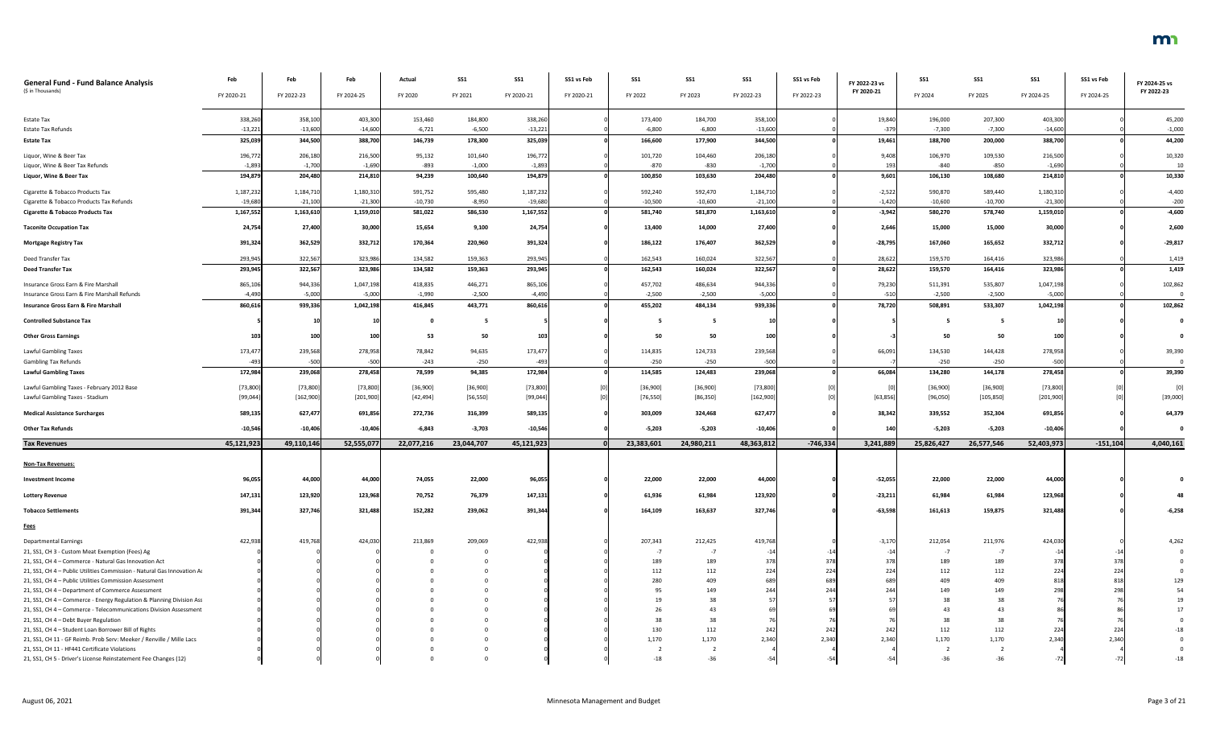| General Fund - Fund Balance Analysis ($ in Thousands) | Feb FY 2020-21 | Feb FY 2022-23 | Feb FY 2024-25 | Actual FY 2020 | SS1 FY 2021 | SS1 FY 2020-21 | SS1 vs Feb FY 2020-21 | SS1 FY 2022 | SS1 FY 2023 | SS1 FY 2022-23 | SS1 vs Feb FY 2022-23 | FY 2022-23 vs FY 2020-21 | SS1 FY 2024 | SS1 FY 2025 | SS1 FY 2024-25 | SS1 vs Feb FY 2024-25 | FY 2024-25 vs FY 2022-23 |
|---|---|---|---|---|---|---|---|---|---|---|---|---|---|---|---|---|---|
| Estate Tax | 338,260 | 358,100 | 403,300 | 153,460 | 184,800 | 338,260 | 0 | 173,400 | 184,700 | 358,100 | 0 | 19,840 | 196,000 | 207,300 | 403,300 | 0 | 45,200 |
| Estate Tax Refunds | -13,221 | -13,600 | -14,600 | -6,721 | -6,500 | -13,221 | 0 | -6,800 | -6,800 | -13,600 | 0 | -379 | -7,300 | -7,300 | -14,600 | 0 | -1,000 |
| **Estate Tax** | **325,039** | **344,500** | **388,700** | **146,739** | **178,300** | **325,039** | **0** | **166,600** | **177,900** | **344,500** | **0** | **19,461** | **188,700** | **200,000** | **388,700** | **0** | **44,200** |
| Liquor, Wine & Beer Tax | 196,772 | 206,180 | 216,500 | 95,132 | 101,640 | 196,772 | 0 | 101,720 | 104,460 | 206,180 | 0 | 9,408 | 106,970 | 109,530 | 216,500 | 0 | 10,320 |
| Liquor, Wine & Beer Tax Refunds | -1,893 | -1,700 | -1,690 | -893 | -1,000 | -1,893 | 0 | -870 | -830 | -1,700 | 0 | 193 | -840 | -850 | -1,690 | 0 | 10 |
| **Liquor, Wine & Beer Tax** | **194,879** | **204,480** | **214,810** | **94,239** | **100,640** | **194,879** | **0** | **100,850** | **103,630** | **204,480** | **0** | **9,601** | **106,130** | **108,680** | **214,810** | **0** | **10,330** |
| Cigarette & Tobacco Products Tax | 1,187,232 | 1,184,710 | 1,180,310 | 591,752 | 595,480 | 1,187,232 | 0 | 592,240 | 592,470 | 1,184,710 | 0 | -2,522 | 590,870 | 589,440 | 1,180,310 | 0 | -4,400 |
| Cigarette & Tobacco Products Tax Refunds | -19,680 | -21,100 | -21,300 | -10,730 | -8,950 | -19,680 | 0 | -10,500 | -10,600 | -21,100 | 0 | -1,420 | -10,600 | -10,700 | -21,300 | 0 | -200 |
| **Cigarette & Tobacco Products Tax** | **1,167,552** | **1,163,610** | **1,159,010** | **581,022** | **586,530** | **1,167,552** | **0** | **581,740** | **581,870** | **1,163,610** | **0** | **-3,942** | **580,270** | **578,740** | **1,159,010** | **0** | **-4,600** |
| **Taconite Occupation Tax** | **24,754** | **27,400** | **30,000** | **15,654** | **9,100** | **24,754** | **0** | **13,400** | **14,000** | **27,400** | **0** | **2,646** | **15,000** | **15,000** | **30,000** | **0** | **2,600** |
| **Mortgage Registry Tax** | **391,324** | **362,529** | **332,712** | **170,364** | **220,960** | **391,324** | **0** | **186,122** | **176,407** | **362,529** | **0** | **-28,795** | **167,060** | **165,652** | **332,712** | **0** | **-29,817** |
| Deed Transfer Tax | 293,945 | 322,567 | 323,986 | 134,582 | 159,363 | 293,945 | 0 | 162,543 | 160,024 | 322,567 | 0 | 28,622 | 159,570 | 164,416 | 323,986 | 0 | 1,419 |
| **Deed Transfer Tax** | **293,945** | **322,567** | **323,986** | **134,582** | **159,363** | **293,945** | **0** | **162,543** | **160,024** | **322,567** | **0** | **28,622** | **159,570** | **164,416** | **323,986** | **0** | **1,419** |
| Insurance Gross Earn & Fire Marshall | 865,106 | 944,336 | 1,047,198 | 418,835 | 446,271 | 865,106 | 0 | 457,702 | 486,634 | 944,336 | 0 | 79,230 | 511,391 | 535,807 | 1,047,198 | 0 | 102,862 |
| Insurance Gross Earn & Fire Marshall Refunds | -4,490 | -5,000 | -5,000 | -1,990 | -2,500 | -4,490 | 0 | -2,500 | -2,500 | -5,000 | 0 | -510 | -2,500 | -2,500 | -5,000 | 0 | 0 |
| **Insurance Gross Earn & Fire Marshall** | **860,616** | **939,336** | **1,042,198** | **416,845** | **443,771** | **860,616** | **0** | **455,202** | **484,134** | **939,336** | **0** | **78,720** | **508,891** | **533,307** | **1,042,198** | **0** | **102,862** |
| **Controlled Substance Tax** | **5** | **10** | **10** | **0** | **5** | **5** | **0** | **5** | **5** | **10** | **0** | **5** | **5** | **5** | **10** | **0** | **0** |
| **Other Gross Earnings** | **103** | **100** | **100** | **53** | **50** | **103** | **0** | **50** | **50** | **100** | **0** | **-3** | **50** | **50** | **100** | **0** | **0** |
| Lawful Gambling Taxes | 173,477 | 239,568 | 278,958 | 78,842 | 94,635 | 173,477 | 0 | 114,835 | 124,733 | 239,568 | 0 | 66,091 | 134,530 | 144,428 | 278,958 | 0 | 39,390 |
| Gambling Tax Refunds | -493 | -500 | -500 | -243 | -250 | -493 | 0 | -250 | -250 | -500 | 0 | -7 | -250 | -250 | -500 | 0 | 0 |
| **Lawful Gambling Taxes** | **172,984** | **239,068** | **278,458** | **78,599** | **94,385** | **172,984** | **0** | **114,585** | **124,483** | **239,068** | **0** | **66,084** | **134,280** | **144,178** | **278,458** | **0** | **39,390** |
| Lawful Gambling Taxes - February 2012 Base | (73,800) | (73,800) | (73,800) | (36,900) | (36,900) | (73,800) | (0) | (36,900) | (36,900) | (73,800) | (0) | (0) | (36,900) | (36,900) | (73,800) | (0) | (0) |
| Lawful Gambling Taxes - Stadium | (99,044) | (162,900) | (201,900) | (42,494) | (56,550) | (99,044) | (0) | (76,550) | (86,350) | (162,900) | (0) | (63,856) | (96,050) | (105,850) | (201,900) | (0) | (39,000) |
| **Medical Assistance Surcharges** | **589,135** | **627,477** | **691,856** | **272,736** | **316,399** | **589,135** | **0** | **303,009** | **324,468** | **627,477** | **0** | **38,342** | **339,552** | **352,304** | **691,856** | **0** | **64,379** |
| **Other Tax Refunds** | **-10,546** | **-10,406** | **-10,406** | **-6,843** | **-3,703** | **-10,546** | **0** | **-5,203** | **-5,203** | **-10,406** | **0** | **140** | **-5,203** | **-5,203** | **-10,406** | **0** | **0** |
| **Tax Revenues** | **45,121,923** | **49,110,146** | **52,555,077** | **22,077,216** | **23,044,707** | **45,121,923** | **0** | **23,383,601** | **24,980,211** | **48,363,812** | **-746,334** | **3,241,889** | **25,826,427** | **26,577,546** | **52,403,973** | **-151,104** | **4,040,161** |
| **Non-Tax Revenues:** | | | | | | | | | | | | | | | | | |
| **Investment Income** | **96,055** | **44,000** | **44,000** | **74,055** | **22,000** | **96,055** | **0** | **22,000** | **22,000** | **44,000** | **0** | **-52,055** | **22,000** | **22,000** | **44,000** | **0** | **0** |
| **Lottery Revenue** | **147,131** | **123,920** | **123,968** | **70,752** | **76,379** | **147,131** | **0** | **61,936** | **61,984** | **123,920** | **0** | **-23,211** | **61,984** | **61,984** | **123,968** | **0** | **48** |
| **Tobacco Settlements** | **391,344** | **327,746** | **321,488** | **152,282** | **239,062** | **391,344** | **0** | **164,109** | **163,637** | **327,746** | **0** | **-63,598** | **161,613** | **159,875** | **321,488** | **0** | **-6,258** |
| **Fees** | | | | | | | | | | | | | | | | | |
| Departmental Earnings | 422,938 | 419,768 | 424,030 | 213,869 | 209,069 | 422,938 | 0 | 207,343 | 212,425 | 419,768 | 0 | -3,170 | 212,054 | 211,976 | 424,030 | 0 | 4,262 |
| 21, SS1, CH 3 - Custom Meat Exemption (Fees) Ag | 0 | 0 | 0 | 0 | 0 | 0 | 0 | -7 | -7 | -14 | -14 | -14 | -7 | -7 | -14 | -14 | 0 |
| 21, SS1, CH 4 – Commerce - Natural Gas Innovation Act | 0 | 0 | 0 | 0 | 0 | 0 | 0 | 189 | 189 | 378 | 378 | 378 | 189 | 189 | 378 | 378 | 0 |
| 21, SS1, CH 4 – Public Utilities Commission - Natural Gas Innovation Ac | 0 | 0 | 0 | 0 | 0 | 0 | 0 | 112 | 112 | 224 | 224 | 224 | 112 | 112 | 224 | 224 | 0 |
| 21, SS1, CH 4 – Public Utilities Commission Assessment | 0 | 0 | 0 | 0 | 0 | 0 | 0 | 280 | 409 | 689 | 689 | 689 | 409 | 409 | 818 | 818 | 129 |
| 21, SS1, CH 4 – Department of Commerce Assessment | 0 | 0 | 0 | 0 | 0 | 0 | 0 | 95 | 149 | 244 | 244 | 244 | 149 | 149 | 298 | 298 | 54 |
| 21, SS1, CH 4 – Commerce - Energy Regulation & Planning Division Ass | 0 | 0 | 0 | 0 | 0 | 0 | 0 | 19 | 38 | 57 | 57 | 57 | 38 | 38 | 76 | 76 | 19 |
| 21, SS1, CH 4 – Commerce - Telecommunications Division Assessment | 0 | 0 | 0 | 0 | 0 | 0 | 0 | 26 | 43 | 69 | 69 | 69 | 43 | 43 | 86 | 86 | 17 |
| 21, SS1, CH 4 – Debt Buyer Regulation | 0 | 0 | 0 | 0 | 0 | 0 | 0 | 38 | 38 | 76 | 76 | 76 | 38 | 38 | 76 | 76 | 0 |
| 21, SS1, CH 4 – Student Loan Borrower Bill of Rights | 0 | 0 | 0 | 0 | 0 | 0 | 0 | 130 | 112 | 242 | 242 | 242 | 112 | 112 | 224 | 224 | -18 |
| 21, SS1, CH 11 - GF Reimb. Prob Serv: Meeker / Renville / Mille Lacs | 0 | 0 | 0 | 0 | 0 | 0 | 0 | 1,170 | 1,170 | 2,340 | 2,340 | 2,340 | 1,170 | 1,170 | 2,340 | 2,340 | 0 |
| 21, SS1, CH 11 - HF441 Certificate Violations | 0 | 0 | 0 | 0 | 0 | 0 | 0 | 2 | 2 | 4 | 4 | 4 | 2 | 2 | 4 | 4 | 0 |
| 21, SS1, CH 5 - Driver's License Reinstatement Fee Changes (12) | 0 | 0 | 0 | 0 | 0 | 0 | 0 | -18 | -36 | -54 | -54 | -54 | -36 | -36 | -72 | -72 | -18 |

August 06, 2021 — Minnesota Management and Budget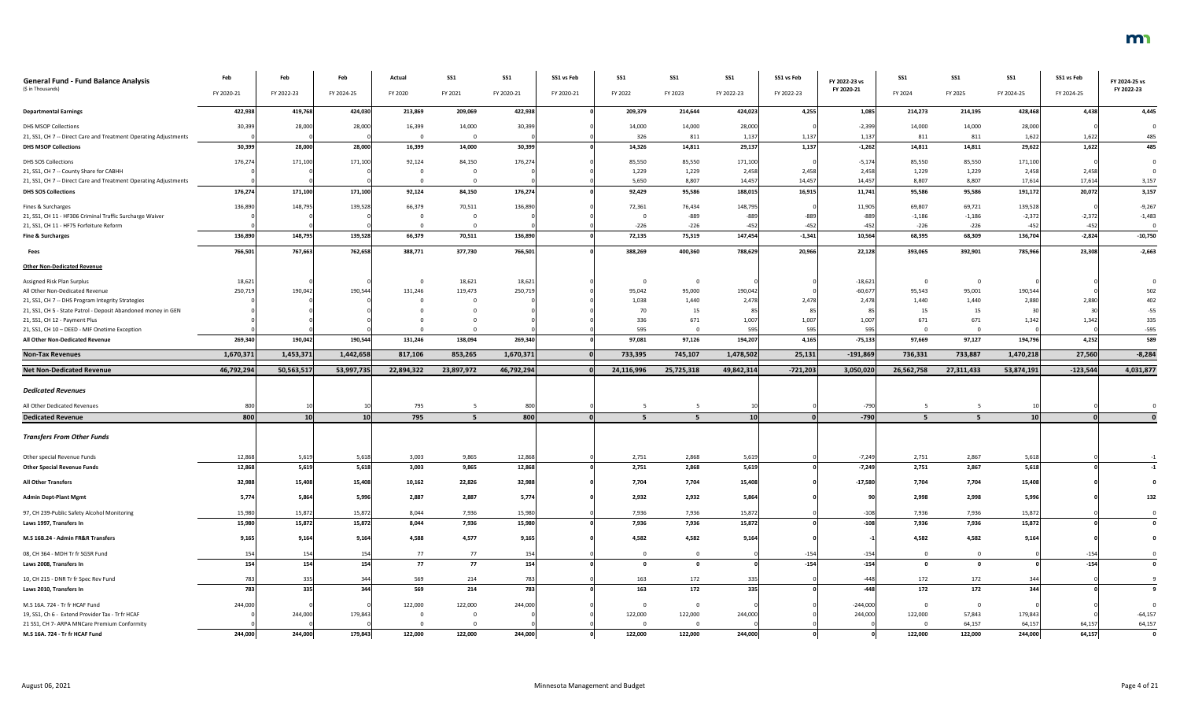| General Fund - Fund Balance Analysis ($ in Thousands) | Feb FY 2020-21 | Feb FY 2022-23 | Feb FY 2024-25 | Actual FY 2020 | SS1 FY 2021 | SS1 FY 2020-21 | SS1 vs Feb FY 2020-21 | SS1 FY 2022 | SS1 FY 2023 | SS1 FY 2022-23 | SS1 vs Feb FY 2022-23 | FY 2022-23 vs FY 2020-21 | SS1 FY 2024 | SS1 FY 2025 | SS1 FY 2024-25 | SS1 vs Feb FY 2024-25 | FY 2024-25 vs FY 2022-23 |
|---|---|---|---|---|---|---|---|---|---|---|---|---|---|---|---|---|---|
| **Departmental Earnings** | **422,938** | **419,768** | **424,030** | **213,869** | **209,069** | **422,938** | **0** | **209,379** | **214,644** | **424,023** | **4,255** | **1,085** | **214,273** | **214,195** | **428,468** | **4,438** | **4,445** |
| DHS MSOP Collections | 30,399 | 28,000 | 28,000 | 16,399 | 14,000 | 30,399 | 0 | 14,000 | 14,000 | 28,000 | 0 | -2,399 | 14,000 | 14,000 | 28,000 | 0 | 0 |
| 21, SS1, CH 7 -- Direct Care and Treatment Operating Adjustments | 0 | 0 | 0 | 0 | 0 | 0 | 0 | 326 | 811 | 1,137 | 1,137 | 1,137 | 811 | 811 | 1,622 | 1,622 | 485 |
| **DHS MSOP Collections** | **30,399** | **28,000** | **28,000** | **16,399** | **14,000** | **30,399** | **0** | **14,326** | **14,811** | **29,137** | **1,137** | **-1,262** | **14,811** | **14,811** | **29,622** | **1,622** | **485** |
| DHS SOS Collections | 176,274 | 171,100 | 171,100 | 92,124 | 84,150 | 176,274 | 0 | 85,550 | 85,550 | 171,100 | 0 | -5,174 | 85,550 | 85,550 | 171,100 | 0 | 0 |
| 21, SS1, CH 7 -- County Share for CABHH | 0 | 0 | 0 | 0 | 0 | 0 | 0 | 1,229 | 1,229 | 2,458 | 2,458 | 2,458 | 1,229 | 1,229 | 2,458 | 2,458 | 0 |
| 21, SS1, CH 7 -- Direct Care and Treatment Operating Adjustments | 0 | 0 | 0 | 0 | 0 | 0 | 0 | 5,650 | 8,807 | 14,457 | 14,457 | 14,457 | 8,807 | 8,807 | 17,614 | 17,614 | 3,157 |
| **DHS SOS Collections** | **176,274** | **171,100** | **171,100** | **92,124** | **84,150** | **176,274** | **0** | **92,429** | **95,586** | **188,015** | **16,915** | **11,741** | **95,586** | **95,586** | **191,172** | **20,072** | **3,157** |
| Fines & Surcharges | 136,890 | 148,795 | 139,528 | 66,379 | 70,511 | 136,890 | 0 | 72,361 | 76,434 | 148,795 | 0 | 11,905 | 69,807 | 69,721 | 139,528 | 0 | -9,267 |
| 21, SS1, CH 11 - HF306 Criminal Traffic Surcharge Waiver | 0 | 0 | 0 | 0 | 0 | 0 | 0 | 0 | -889 | -889 | -889 | -889 | -1,186 | -1,186 | -2,372 | -2,372 | -1,483 |
| 21, SS1, CH 11 - HF75 Forfeiture Reform | 0 | 0 | 0 | 0 | 0 | 0 | 0 | -226 | -226 | -452 | -452 | -452 | -226 | -226 | -452 | -452 | 0 |
| **Fine & Surcharges** | **136,890** | **148,795** | **139,528** | **66,379** | **70,511** | **136,890** | **0** | **72,135** | **75,319** | **147,454** | **-1,341** | **10,564** | **68,395** | **68,309** | **136,704** | **-2,824** | **-10,750** |
| **Fees** | **766,501** | **767,663** | **762,658** | **388,771** | **377,730** | **766,501** | **0** | **388,269** | **400,360** | **788,629** | **20,966** | **22,128** | **393,065** | **392,901** | **785,966** | **23,308** | **-2,663** |
| **Other Non-Dedicated Revenue** | | | | | | | | | | | | | | | | | |
| Assigned Risk Plan Surplus | 18,621 | 0 | 0 | 0 | 18,621 | 18,621 | 0 | 0 | 0 | 0 | 0 | -18,621 | 0 | 0 | 0 | 0 | 0 |
| All Other Non-Dedicated Revenue | 250,719 | 190,042 | 190,544 | 131,246 | 119,473 | 250,719 | 0 | 95,042 | 95,000 | 190,042 | 0 | -60,677 | 95,543 | 95,001 | 190,544 | 0 | 502 |
| 21, SS1, CH 7 -- DHS Program Integrity Strategies | 0 | 0 | 0 | 0 | 0 | 0 | 0 | 1,038 | 1,440 | 2,478 | 2,478 | 2,478 | 1,440 | 1,440 | 2,880 | 2,880 | 402 |
| 21, SS1, CH 5 - State Patrol - Deposit Abandoned money in GEN | 0 | 0 | 0 | 0 | 0 | 0 | 0 | 70 | 15 | 85 | 85 | 85 | 15 | 15 | 30 | 30 | -55 |
| 21, SS1, CH 12 - Payment Plus | 0 | 0 | 0 | 0 | 0 | 0 | 0 | 336 | 671 | 1,007 | 1,007 | 1,007 | 671 | 671 | 1,342 | 1,342 | 335 |
| 21, SS1, CH 10 -- DEED - MIF Onetime Exception | 0 | 0 | 0 | 0 | 0 | 0 | 0 | 595 | 0 | 595 | 595 | 595 | 0 | 0 | 0 | 0 | -595 |
| **All Other Non-Dedicated Revenue** | **269,340** | **190,042** | **190,544** | **131,246** | **138,094** | **269,340** | **0** | **97,081** | **97,126** | **194,207** | **4,165** | **-75,133** | **97,669** | **97,127** | **194,796** | **4,252** | **589** |
| **Non-Tax Revenues** | **1,670,371** | **1,453,371** | **1,442,658** | **817,106** | **853,265** | **1,670,371** | **0** | **733,395** | **745,107** | **1,478,502** | **25,131** | **-191,869** | **736,331** | **733,887** | **1,470,218** | **27,560** | **-8,284** |
| **Net Non-Dedicated Revenue** | **46,792,294** | **50,563,517** | **53,997,735** | **22,894,322** | **23,897,972** | **46,792,294** | **0** | **24,116,996** | **25,725,318** | **49,842,314** | **-721,203** | **3,050,020** | **26,562,758** | **27,311,433** | **53,874,191** | **-123,544** | **4,031,877** |
| ***Dedicated Revenues*** | | | | | | | | | | | | | | | | | |
| All Other Dedicated Revenues | 800 | 10 | 10 | 795 | 5 | 800 | 0 | 5 | 5 | 10 | 0 | -790 | 5 | 5 | 10 | 0 | 0 |
| **Dedicated Revenue** | **800** | **10** | **10** | **795** | **5** | **800** | **0** | **5** | **5** | **10** | **0** | **-790** | **5** | **5** | **10** | **0** | **0** |
| ***Transfers From Other Funds*** | | | | | | | | | | | | | | | | | |
| Other special Revenue Funds | 12,868 | 5,619 | 5,618 | 3,003 | 9,865 | 12,868 | 0 | 2,751 | 2,868 | 5,619 | 0 | -7,249 | 2,751 | 2,867 | 5,618 | 0 | -1 |
| **Other Special Revenue Funds** | **12,868** | **5,619** | **5,618** | **3,003** | **9,865** | **12,868** | **0** | **2,751** | **2,868** | **5,619** | **0** | **-7,249** | **2,751** | **2,867** | **5,618** | **0** | **-1** |
| **All Other Transfers** | **32,988** | **15,408** | **15,408** | **10,162** | **22,826** | **32,988** | **0** | **7,704** | **7,704** | **15,408** | **0** | **-17,580** | **7,704** | **7,704** | **15,408** | **0** | **0** |
| **Admin Dept-Plant Mgmt** | **5,774** | **5,864** | **5,996** | **2,887** | **2,887** | **5,774** | **0** | **2,932** | **2,932** | **5,864** | **0** | **90** | **2,998** | **2,998** | **5,996** | **0** | **132** |
| 97, CH 239-Public Safety Alcohol Monitoring | 15,980 | 15,872 | 15,872 | 8,044 | 7,936 | 15,980 | 0 | 7,936 | 7,936 | 15,872 | 0 | -108 | 7,936 | 7,936 | 15,872 | 0 | 0 |
| **Laws 1997, Transfers In** | **15,980** | **15,872** | **15,872** | **8,044** | **7,936** | **15,980** | **0** | **7,936** | **7,936** | **15,872** | **0** | **-108** | **7,936** | **7,936** | **15,872** | **0** | **0** |
| **M.S 16B.24 - Admin FR&R Transfers** | **9,165** | **9,164** | **9,164** | **4,588** | **4,577** | **9,165** | **0** | **4,582** | **4,582** | **9,164** | **0** | **-1** | **4,582** | **4,582** | **9,164** | **0** | **0** |
| 08, CH 364 - MDH Tr fr SGSR Fund | 154 | 154 | 154 | 77 | 77 | 154 | 0 | 0 | 0 | 0 | -154 | -154 | 0 | 0 | 0 | -154 | 0 |
| **Laws 2008, Transfers In** | **154** | **154** | **154** | **77** | **77** | **154** | **0** | **0** | **0** | **0** | **-154** | **-154** | **0** | **0** | **0** | **-154** | **0** |
| 10, CH 215 - DNR Tr fr Spec Rev Fund | 783 | 335 | 344 | 569 | 214 | 783 | 0 | 163 | 172 | 335 | 0 | -448 | 172 | 172 | 344 | 0 | 9 |
| **Laws 2010, Transfers In** | **783** | **335** | **344** | **569** | **214** | **783** | **0** | **163** | **172** | **335** | **0** | **-448** | **172** | **172** | **344** | **0** | **9** |
| M.S 16A. 724 - Tr fr HCAF Fund | 244,000 | 0 | 0 | 122,000 | 122,000 | 244,000 | 0 | 0 | 0 | 0 | 0 | -244,000 | 0 | 0 | 0 | 0 | 0 |
| 19, SS1, Ch 6 - Extend Provider Tax - Tr fr HCAF | 0 | 244,000 | 179,843 | 0 | 0 | 0 | 0 | 122,000 | 122,000 | 244,000 | 0 | 244,000 | 122,000 | 57,843 | 179,843 | 0 | -64,157 |
| 21 SS1, CH 7- ARPA MNCare Premium Conformity | 0 | 0 | 0 | 0 | 0 | 0 | 0 | 0 | 0 | 0 | 0 | 0 | 0 | 64,157 | 64,157 | 64,157 | 64,157 |
| **M.S 16A. 724 - Tr fr HCAF Fund** | **244,000** | **244,000** | **179,843** | **122,000** | **122,000** | **244,000** | **0** | **122,000** | **122,000** | **244,000** | **0** | **0** | **122,000** | **122,000** | **244,000** | **64,157** | **0** |

August 06, 2021 — Minnesota Management and Budget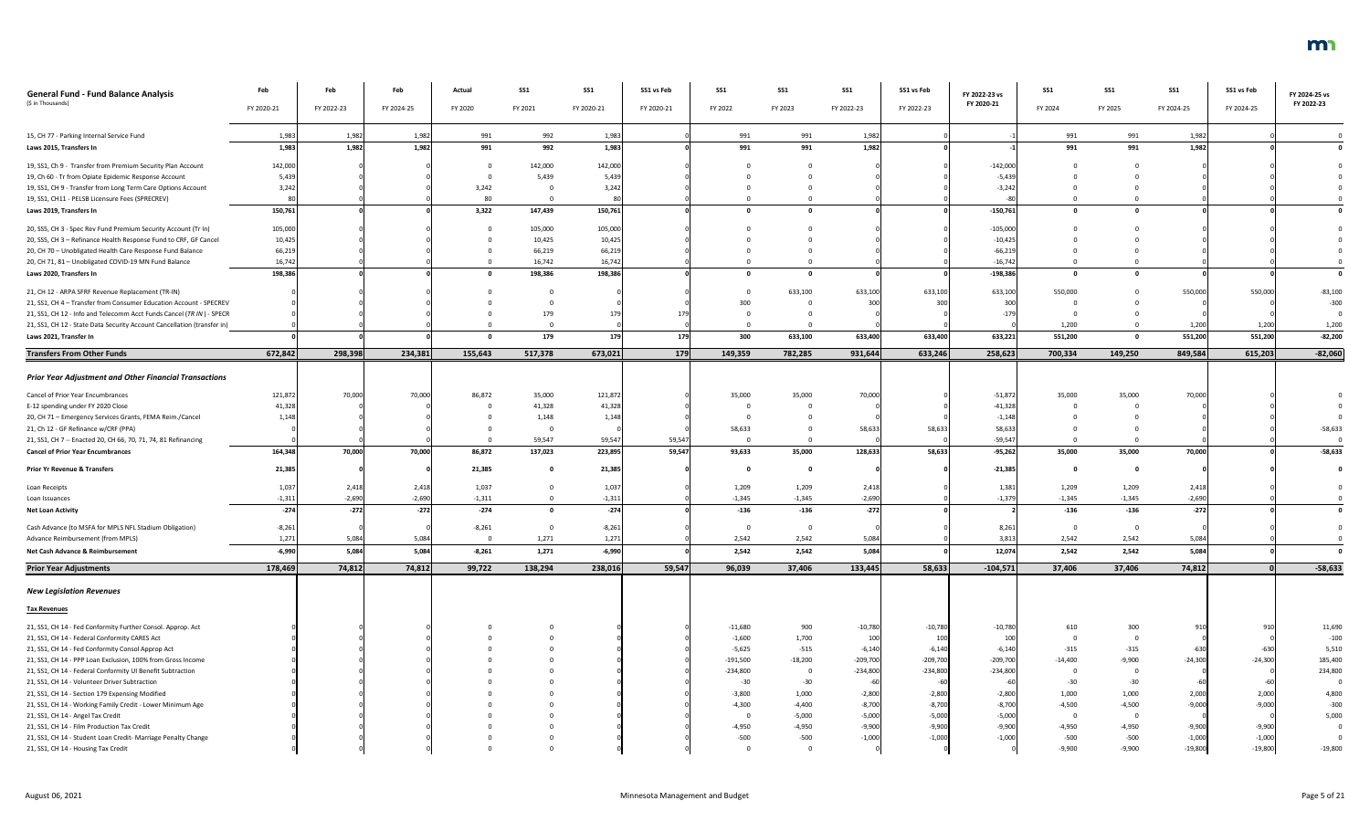| General Fund - Fund Balance Analysis ($ in Thousands) | Feb FY 2020-21 | Feb FY 2022-23 | Feb FY 2024-25 | Actual FY 2020 | SS1 FY 2021 | SS1 FY 2020-21 | SS1 vs Feb FY 2020-21 | SS1 FY 2022 | SS1 FY 2023 | SS1 FY 2022-23 | SS1 vs Feb FY 2022-23 | FY 2022-23 vs FY 2020-21 | SS1 FY 2024 | SS1 FY 2025 | SS1 FY 2024-25 | SS1 vs Feb FY 2024-25 | FY 2024-25 vs FY 2022-23 |
|---|---|---|---|---|---|---|---|---|---|---|---|---|---|---|---|---|---|
| 15, CH 77 - Parking Internal Service Fund | 1,983 | 1,982 | 1,982 | 991 | 992 | 1,983 | 0 | 991 | 991 | 1,982 | 0 | -1 | 991 | 991 | 1,982 | 0 | 0 |
| **Laws 2015, Transfers In** | **1,983** | **1,982** | **1,982** | **991** | **992** | **1,983** | **0** | **991** | **991** | **1,982** | **0** | **-1** | **991** | **991** | **1,982** | **0** | **0** |
| 19, SS1, Ch 9 - Transfer from Premium Security Plan Account | 142,000 | 0 | 0 | 0 | 142,000 | 142,000 | 0 | 0 | 0 | 0 | 0 | -142,000 | 0 | 0 | 0 | 0 | 0 |
| 19, Ch 60 - Tr from Opiate Epidemic Response Account | 5,439 | 0 | 0 | 0 | 5,439 | 5,439 | 0 | 0 | 0 | 0 | 0 | -5,439 | 0 | 0 | 0 | 0 | 0 |
| 19, SS1, CH 9 - Transfer from Long Term Care Options Account | 3,242 | 0 | 0 | 3,242 | 0 | 3,242 | 0 | 0 | 0 | 0 | 0 | -3,242 | 0 | 0 | 0 | 0 | 0 |
| 19, SS1, CH11 - PELSB Licensure Fees (SPRECREV) | 80 | 0 | 0 | 80 | 0 | 80 | 0 | 0 | 0 | 0 | 0 | -80 | 0 | 0 | 0 | 0 | 0 |
| **Laws 2019, Transfers In** | **150,761** | **0** | **0** | **3,322** | **147,439** | **150,761** | **0** | **0** | **0** | **0** | **0** | **-150,761** | **0** | **0** | **0** | **0** | **0** |
| 20, SS5, CH 3 - Spec Rev Fund Premium Security Account (Tr In) | 105,000 | 0 | 0 | 0 | 105,000 | 105,000 | 0 | 0 | 0 | 0 | 0 | -105,000 | 0 | 0 | 0 | 0 | 0 |
| 20, SS5, CH 3 – Refinance Health Response Fund to CRF, GF Cancel | 10,425 | 0 | 0 | 0 | 10,425 | 10,425 | 0 | 0 | 0 | 0 | 0 | -10,425 | 0 | 0 | 0 | 0 | 0 |
| 20, CH 70 – Unobligated Health Care Response Fund Balance | 66,219 | 0 | 0 | 0 | 66,219 | 66,219 | 0 | 0 | 0 | 0 | 0 | -66,219 | 0 | 0 | 0 | 0 | 0 |
| 20, CH 71, 81 – Unobligated COVID-19 MN Fund Balance | 16,742 | 0 | 0 | 0 | 16,742 | 16,742 | 0 | 0 | 0 | 0 | 0 | -16,742 | 0 | 0 | 0 | 0 | 0 |
| **Laws 2020, Transfers In** | **198,386** | **0** | **0** | **0** | **198,386** | **198,386** | **0** | **0** | **0** | **0** | **0** | **-198,386** | **0** | **0** | **0** | **0** | **0** |
| 21, CH 12 - ARPA SFRF Revenue Replacement (TR-IN) | 0 | 0 | 0 | 0 | 0 | 0 | 0 | 0 | 633,100 | 633,100 | 633,100 | 633,100 | 550,000 | 0 | 550,000 | 550,000 | -83,100 |
| 21, SS1, CH 4 – Transfer from Consumer Education Account - SPECREV | 0 | 0 | 0 | 0 | 0 | 0 | 0 | 300 | 0 | 300 | 300 | 300 | 0 | 0 | 0 | 0 | -300 |
| 21, SS1, CH 12 - Info and Telecomm Acct Funds Cancel (TR IN) - SPECR | 0 | 0 | 0 | 0 | 179 | 179 | 179 | 0 | 0 | 0 | 0 | -179 | 0 | 0 | 0 | 0 | 0 |
| 21, SS1, CH 12 - State Data Security Account Cancellation (transfer in) | 0 | 0 | 0 | 0 | 0 | 0 | 0 | 0 | 0 | 0 | 0 | 0 | 1,200 | 0 | 1,200 | 1,200 | 1,200 |
| **Laws 2021, Transfer In** | **0** | **0** | **0** | **0** | **179** | **179** | **179** | **300** | **633,100** | **633,400** | **633,400** | **633,221** | **551,200** | **0** | **551,200** | **551,200** | **-82,200** |
| **Transfers From Other Funds** | **672,842** | **298,398** | **234,381** | **155,643** | **517,378** | **673,021** | **179** | **149,359** | **782,285** | **931,644** | **633,246** | **258,623** | **700,334** | **149,250** | **849,584** | **615,203** | **-82,060** |
| ***Prior Year Adjustment and Other Financial Transactions*** | | | | | | | | | | | | | | | | | |
| Cancel of Prior Year Encumbrances | 121,872 | 70,000 | 70,000 | 86,872 | 35,000 | 121,872 | 0 | 35,000 | 35,000 | 70,000 | 0 | -51,872 | 35,000 | 35,000 | 70,000 | 0 | 0 |
| E-12 spending under FY 2020 Close | 41,328 | 0 | 0 | 0 | 41,328 | 41,328 | 0 | 0 | 0 | 0 | 0 | -41,328 | 0 | 0 | 0 | 0 | 0 |
| 20, CH 71 – Emergency Services Grants, FEMA Reim./Cancel | 1,148 | 0 | 0 | 0 | 1,148 | 1,148 | 0 | 0 | 0 | 0 | 0 | -1,148 | 0 | 0 | 0 | 0 | 0 |
| 21, Ch 12 - GF Refinance w/CRF (PPA) | 0 | 0 | 0 | 0 | 0 | 0 | 0 | 58,633 | 0 | 58,633 | 58,633 | 58,633 | 0 | 0 | 0 | 0 | -58,633 |
| 21, SS1, CH 7 – Enacted 20, CH 66, 70, 71, 74, 81 Refinancing | 0 | 0 | 0 | 0 | 59,547 | 59,547 | 59,547 | 0 | 0 | 0 | 0 | -59,547 | 0 | 0 | 0 | 0 | 0 |
| **Cancel of Prior Year Encumbrances** | **164,348** | **70,000** | **70,000** | **86,872** | **137,023** | **223,895** | **59,547** | **93,633** | **35,000** | **128,633** | **58,633** | **-95,262** | **35,000** | **35,000** | **70,000** | **0** | **-58,633** |
| **Prior Yr Revenue & Transfers** | **21,385** | **0** | **0** | **21,385** | **0** | **21,385** | **0** | **0** | **0** | **0** | **0** | **-21,385** | **0** | **0** | **0** | **0** | **0** |
| Loan Receipts | 1,037 | 2,418 | 2,418 | 1,037 | 0 | 1,037 | 0 | 1,209 | 1,209 | 2,418 | 0 | 1,381 | 1,209 | 1,209 | 2,418 | 0 | 0 |
| Loan Issuances | -1,311 | -2,690 | -2,690 | -1,311 | 0 | -1,311 | 0 | -1,345 | -1,345 | -2,690 | 0 | -1,379 | -1,345 | -1,345 | -2,690 | 0 | 0 |
| **Net Loan Activity** | **-274** | **-272** | **-272** | **-274** | **0** | **-274** | **0** | **-136** | **-136** | **-272** | **0** | **2** | **-136** | **-136** | **-272** | **0** | **0** |
| Cash Advance (to MSFA for MPLS NFL Stadium Obligation) | -8,261 | 0 | 0 | -8,261 | 0 | -8,261 | 0 | 0 | 0 | 0 | 0 | 8,261 | 0 | 0 | 0 | 0 | 0 |
| Advance Reimbursement (from MPLS) | 1,271 | 5,084 | 5,084 | 0 | 1,271 | 1,271 | 0 | 2,542 | 2,542 | 5,084 | 0 | 3,813 | 2,542 | 2,542 | 5,084 | 0 | 0 |
| **Net Cash Advance & Reimbursement** | **-6,990** | **5,084** | **5,084** | **-8,261** | **1,271** | **-6,990** | **0** | **2,542** | **2,542** | **5,084** | **0** | **12,074** | **2,542** | **2,542** | **5,084** | **0** | **0** |
| **Prior Year Adjustments** | **178,469** | **74,812** | **74,812** | **99,722** | **138,294** | **238,016** | **59,547** | **96,039** | **37,406** | **133,445** | **58,633** | **-104,571** | **37,406** | **37,406** | **74,812** | **0** | **-58,633** |
| ***New Legislation Revenues*** | | | | | | | | | | | | | | | | | |
| ***Tax Revenues*** | | | | | | | | | | | | | | | | | |
| 21, SS1, CH 14 - Fed Conformity Further Consol. Approp. Act | 0 | 0 | 0 | 0 | 0 | 0 | 0 | -11,680 | 900 | -10,780 | -10,780 | -10,780 | 610 | 300 | 910 | 910 | 11,690 |
| 21, SS1, CH 14 - Federal Conformity CARES Act | 0 | 0 | 0 | 0 | 0 | 0 | 0 | -1,600 | 1,700 | 100 | 100 | 100 | 0 | 0 | 0 | 0 | -100 |
| 21, SS1, CH 14 - Fed Conformity Consol Approp Act | 0 | 0 | 0 | 0 | 0 | 0 | 0 | -5,625 | -515 | -6,140 | -6,140 | -6,140 | -315 | -315 | -630 | -630 | 5,510 |
| 21, SS1, CH 14 - PPP Loan Exclusion, 100% from Gross Income | 0 | 0 | 0 | 0 | 0 | 0 | 0 | -191,500 | -18,200 | -209,700 | -209,700 | -209,700 | -14,400 | -9,900 | -24,300 | -24,300 | 185,400 |
| 21, SS1, CH 14 - Federal Conformity UI Benefit Subtraction | 0 | 0 | 0 | 0 | 0 | 0 | 0 | -234,800 | 0 | -234,800 | -234,800 | -234,800 | 0 | 0 | 0 | 0 | 234,800 |
| 21, SS1, CH 14 - Volunteer Driver Subtraction | 0 | 0 | 0 | 0 | 0 | 0 | 0 | -30 | -30 | -60 | -60 | -60 | -30 | -30 | -60 | -60 | 0 |
| 21, SS1, CH 14 - Section 179 Expensing Modified | 0 | 0 | 0 | 0 | 0 | 0 | 0 | -3,800 | 1,000 | -2,800 | -2,800 | -2,800 | 1,000 | 1,000 | 2,000 | 2,000 | 4,800 |
| 21, SS1, CH 14 - Working Family Credit - Lower Minimum Age | 0 | 0 | 0 | 0 | 0 | 0 | 0 | -4,300 | -4,400 | -8,700 | -8,700 | -8,700 | -4,500 | -4,500 | -9,000 | -9,000 | -300 |
| 21, SS1, CH 14 - Angel Tax Credit | 0 | 0 | 0 | 0 | 0 | 0 | 0 | 0 | -5,000 | -5,000 | -5,000 | -5,000 | 0 | 0 | 0 | 0 | 5,000 |
| 21, SS1, CH 14 - Film Production Tax Credit | 0 | 0 | 0 | 0 | 0 | 0 | 0 | -4,950 | -4,950 | -9,900 | -9,900 | -9,900 | -4,950 | -4,950 | -9,900 | -9,900 | 0 |
| 21, SS1, CH 14 - Student Loan Credit- Marriage Penalty Change | 0 | 0 | 0 | 0 | 0 | 0 | 0 | -500 | -500 | -1,000 | -1,000 | -1,000 | -500 | -500 | -1,000 | -1,000 | 0 |
| 21, SS1, CH 14 - Housing Tax Credit | 0 | 0 | 0 | 0 | 0 | 0 | 0 | 0 | 0 | 0 | 0 | 0 | -9,900 | -9,900 | -19,800 | -19,800 | -19,800 |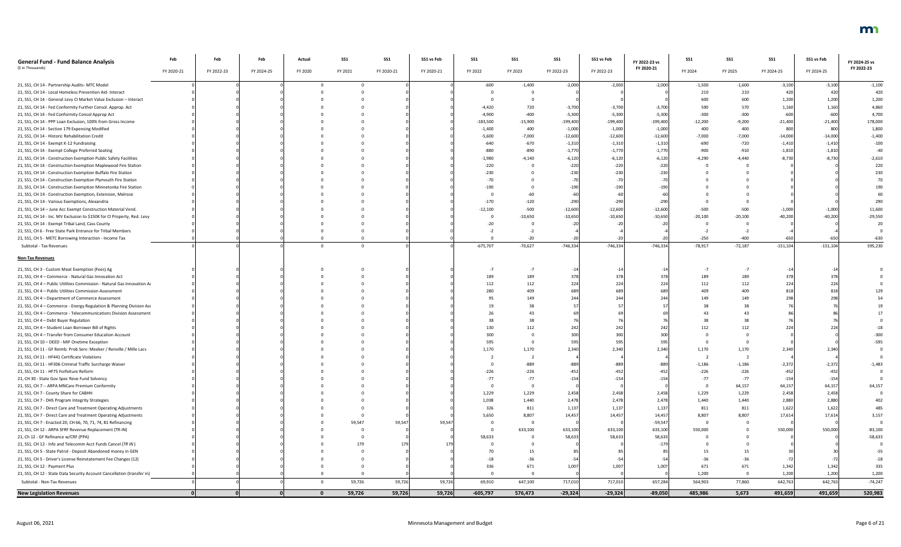| General Fund - Fund Balance Analysis ($ in Thousands) | Feb FY 2020-21 | Feb FY 2022-23 | Feb FY 2024-25 | Actual FY 2020 | SS1 FY 2021 | SS1 FY 2020-21 | SS1 vs Feb FY 2020-21 | SS1 FY 2022 | SS1 FY 2023 | SS1 FY 2022-23 | SS1 vs Feb FY 2022-23 | FY 2022-23 vs FY 2020-21 | SS1 FY 2024 | SS1 FY 2025 | SS1 FY 2024-25 | SS1 vs Feb FY 2024-25 | FY 2024-25 vs FY 2022-23 |
|---|---|---|---|---|---|---|---|---|---|---|---|---|---|---|---|---|---|
| 21, SS1, CH 14 - Partnership Audits- MTC Model | 0 | 0 | 0 | 0 | 0 | 0 | 0 | -600 | -1,400 | -2,000 | -2,000 | -2,000 | -1,500 | -1,600 | -3,100 | -3,100 | -1,100 |
| 21, SS1, CH 14 - Local Homeless Prevention Aid- Interact | 0 | 0 | 0 | 0 | 0 | 0 | 0 | 0 | 0 | 0 | 0 | 0 | 210 | 210 | 420 | 420 | 420 |
| 21, SS1, CH 14 - General Levy CI Market Value Exclusion – Interact | 0 | 0 | 0 | 0 | 0 | 0 | 0 | 0 | 0 | 0 | 0 | 0 | 600 | 600 | 1,200 | 1,200 | 1,200 |
| 21, SS1, CH 14 - Fed Conformity Further Consol. Approp. Act | 0 | 0 | 0 | 0 | 0 | 0 | 0 | -4,420 | 720 | -3,700 | -3,700 | -3,700 | 590 | 570 | 1,160 | 1,160 | 4,860 |
| 21, SS1, CH 14 - Fed Conformity Consol Approp Act | 0 | 0 | 0 | 0 | 0 | 0 | 0 | -4,900 | -400 | -5,300 | -5,300 | -5,300 | -300 | -300 | -600 | -600 | 4,700 |
| 21, SS1, CH 14 - PPP Loan Exclusion, 100% from Gross Income | 0 | 0 | 0 | 0 | 0 | 0 | 0 | -183,500 | -15,900 | -199,400 | -199,400 | -199,400 | -12,200 | -9,200 | -21,400 | -21,400 | 178,000 |
| 21, SS1, CH 14 - Section 179 Expensing Modified | 0 | 0 | 0 | 0 | 0 | 0 | 0 | -1,400 | 400 | -1,000 | -1,000 | -1,000 | 400 | 400 | 800 | 800 | 1,800 |
| 21, SS1, CH 14 - Historic Rehabilitation Credit | 0 | 0 | 0 | 0 | 0 | 0 | 0 | -5,600 | -7,000 | -12,600 | -12,600 | -12,600 | -7,000 | -7,000 | -14,000 | -14,000 | -1,400 |
| 21, SS1, CH 14 - Exempt K-12 Fundraising | 0 | 0 | 0 | 0 | 0 | 0 | 0 | -640 | -670 | -1,310 | -1,310 | -1,310 | -690 | -720 | -1,410 | -1,410 | -100 |
| 21, SS1, CH 14 - Exempt College Preferred Seating | 0 | 0 | 0 | 0 | 0 | 0 | 0 | -880 | -890 | -1,770 | -1,770 | -1,770 | -900 | -910 | -1,810 | -1,810 | -40 |
| 21, SS1, CH 14 - Construction Exemption Public Safety Facilities | 0 | 0 | 0 | 0 | 0 | 0 | 0 | -1,980 | -4,140 | -6,120 | -6,120 | -6,120 | -4,290 | -4,440 | -8,730 | -8,730 | -2,610 |
| 21, SS1, CH 14 - Construction Exemption Maplewood Fire Station | 0 | 0 | 0 | 0 | 0 | 0 | 0 | -220 | 0 | -220 | -220 | -220 | 0 | 0 | 0 | 0 | 220 |
| 21, SS1, CH 14 - Construction Exemption Buffalo Fire Station | 0 | 0 | 0 | 0 | 0 | 0 | 0 | -230 | 0 | -230 | -230 | -230 | 0 | 0 | 0 | 0 | 230 |
| 21, SS1, CH 14 - Construction Exemption Plymouth Fire Station | 0 | 0 | 0 | 0 | 0 | 0 | 0 | -70 | 0 | -70 | -70 | -70 | 0 | 0 | 0 | 0 | 70 |
| 21, SS1, CH 14 - Construction Exemption Minnetonka Fire Station | 0 | 0 | 0 | 0 | 0 | 0 | 0 | -190 | 0 | -190 | -190 | -190 | 0 | 0 | 0 | 0 | 190 |
| 21, SS1, CH 14 - Construction Exemption, Extension, Melrose | 0 | 0 | 0 | 0 | 0 | 0 | 0 | 0 | -60 | -60 | -60 | -60 | 0 | 0 | 0 | 0 | 60 |
| 21, SS1, CH 14 - Various Exemptions, Alexandria | 0 | 0 | 0 | 0 | 0 | 0 | 0 | -170 | -120 | -290 | -290 | -290 | 0 | 0 | 0 | 0 | 290 |
| 21, SS1, CH 14 – June Acc Exempt Construction Material Vend. | 0 | 0 | 0 | 0 | 0 | 0 | 0 | -12,100 | -500 | -12,600 | -12,600 | -12,600 | -500 | -500 | -1,000 | -1,000 | 11,600 |
| 21, SS1, CH 14 - Inc. MV Exclusion to $150K for CI Property, Red. Levy | 0 | 0 | 0 | 0 | 0 | 0 | 0 | 0 | -10,650 | -10,650 | -10,650 | -10,650 | -20,100 | -20,100 | -40,200 | -40,200 | -29,550 |
| 21, SS1, CH 14 - Exempt Tribal Land, Cass County | 0 | 0 | 0 | 0 | 0 | 0 | 0 | -20 | 0 | -20 | -20 | -20 | 0 | 0 | 0 | 0 | 20 |
| 21, SS1, CH 6 - Free State Park Entrance for Tribal Members | 0 | 0 | 0 | 0 | 0 | 0 | 0 | -2 | -2 | -4 | -4 | -4 | -2 | -2 | -4 | -4 | 0 |
| 21, SS1, CH 5 - METC Borrowing Interaction - Income Tax | 0 | 0 | 0 | 0 | 0 | 0 | 0 | 0 | -20 | -20 | -20 | -20 | -250 | -400 | -650 | -650 | -630 |
| Subtotal - Tax Revenues | 0 | 0 | 0 | 0 | 0 | 0 | 0 | -675,707 | -70,627 | -746,334 | -746,334 | -746,334 | -78,917 | -72,187 | -151,104 | -151,104 | 595,230 |
| **Non-Tax Revenues** | | | | | | | | | | | | | | | | | |
| 21, SS1, CH 3 - Custom Meat Exemption (Fees) Ag | 0 | 0 | 0 | 0 | 0 | 0 | 0 | -7 | -7 | -14 | -14 | -14 | -7 | -7 | -14 | -14 | 0 |
| 21, SS1, CH 4 – Commerce - Natural Gas Innovation Act | 0 | 0 | 0 | 0 | 0 | 0 | 0 | 189 | 189 | 378 | 378 | 378 | 189 | 189 | 378 | 378 | 0 |
| 21, SS1, CH 4 – Public Utilities Commission - Natural Gas Innovation Ac | 0 | 0 | 0 | 0 | 0 | 0 | 0 | 112 | 112 | 224 | 224 | 224 | 112 | 112 | 224 | 224 | 0 |
| 21, SS1, CH 4 – Public Utilities Commission Assessment | 0 | 0 | 0 | 0 | 0 | 0 | 0 | 280 | 409 | 689 | 689 | 689 | 409 | 409 | 818 | 818 | 129 |
| 21, SS1, CH 4 – Department of Commerce Assessment | 0 | 0 | 0 | 0 | 0 | 0 | 0 | 95 | 149 | 244 | 244 | 244 | 149 | 149 | 298 | 298 | 54 |
| 21, SS1, CH 4 – Commerce - Energy Regulation & Planning Division Ass | 0 | 0 | 0 | 0 | 0 | 0 | 0 | 19 | 38 | 57 | 57 | 57 | 38 | 38 | 76 | 76 | 19 |
| 21, SS1, CH 4 – Commerce - Telecommunications Division Assessment | 0 | 0 | 0 | 0 | 0 | 0 | 0 | 26 | 43 | 69 | 69 | 69 | 43 | 43 | 86 | 86 | 17 |
| 21, SS1, CH 4 – Debt Buyer Regulation | 0 | 0 | 0 | 0 | 0 | 0 | 0 | 38 | 38 | 76 | 76 | 76 | 38 | 38 | 76 | 76 | 0 |
| 21, SS1, CH 4 – Student Loan Borrower Bill of Rights | 0 | 0 | 0 | 0 | 0 | 0 | 0 | 130 | 112 | 242 | 242 | 242 | 112 | 112 | 224 | 224 | -18 |
| 21, SS1, CH 4 – Transfer from Consumer Education Account | 0 | 0 | 0 | 0 | 0 | 0 | 0 | 300 | 0 | 300 | 300 | 300 | 0 | 0 | 0 | 0 | -300 |
| 21, SS1, CH 10 – DEED - MIF Onetime Exception | 0 | 0 | 0 | 0 | 0 | 0 | 0 | 595 | 0 | 595 | 595 | 595 | 0 | 0 | 0 | 0 | -595 |
| 21, SS1, CH 11 - GF Reimb. Prob Serv: Meeker / Renville / Mille Lacs | 0 | 0 | 0 | 0 | 0 | 0 | 0 | 1,170 | 1,170 | 2,340 | 2,340 | 2,340 | 1,170 | 1,170 | 2,340 | 2,340 | 0 |
| 21, SS1, CH 11 - HF441 Certificate Violations | 0 | 0 | 0 | 0 | 0 | 0 | 0 | 2 | 2 | 4 | 4 | 4 | 2 | 2 | 4 | 4 | 0 |
| 21, SS1, CH 11 - HF306 Criminal Traffic Surcharge Waiver | 0 | 0 | 0 | 0 | 0 | 0 | 0 | 0 | -889 | -889 | -889 | -889 | -1,186 | -1,186 | -2,372 | -2,372 | -1,483 |
| 21, SS1, CH 11 - HF75 Forfeiture Reform | 0 | 0 | 0 | 0 | 0 | 0 | 0 | -226 | -226 | -452 | -452 | -452 | -226 | -226 | -452 | -452 | 0 |
| 21, CH 30 - State Gov Spec Reve Fund Solvency | 0 | 0 | 0 | 0 | 0 | 0 | 0 | -77 | -77 | -154 | -154 | -154 | -77 | -77 | -154 | -154 | 0 |
| 21, SS1, CH 7 -- ARPA MNCare Premium Conformity | 0 | 0 | 0 | 0 | 0 | 0 | 0 | 0 | 0 | 0 | 0 | 0 | 0 | 64,157 | 64,157 | 64,157 | 64,157 |
| 21, SS1, CH 7 - County Share for CABHH | 0 | 0 | 0 | 0 | 0 | 0 | 0 | 1,229 | 1,229 | 2,458 | 2,458 | 2,458 | 1,229 | 1,229 | 2,458 | 2,458 | 0 |
| 21, SS1, CH 7 - DHS Program Integrity Strategies | 0 | 0 | 0 | 0 | 0 | 0 | 0 | 1,038 | 1,440 | 2,478 | 2,478 | 2,478 | 1,440 | 1,440 | 2,880 | 2,880 | 402 |
| 21, SS1, CH 7 - Direct Care and Treatment Operating Adjustments | 0 | 0 | 0 | 0 | 0 | 0 | 0 | 326 | 811 | 1,137 | 1,137 | 1,137 | 811 | 811 | 1,622 | 1,622 | 485 |
| 21, SS1, CH 7 - Direct Care and Treatment Operating Adjustments | 0 | 0 | 0 | 0 | 0 | 0 | 0 | 5,650 | 8,807 | 14,457 | 14,457 | 14,457 | 8,807 | 8,807 | 17,614 | 17,614 | 3,157 |
| 21, SS1, CH 7 - Enacted 20, CH 66, 70, 71, 74, 81 Refinancing | 0 | 0 | 0 | 0 | 59,547 | 59,547 | 59,547 | 0 | 0 | 0 | 0 | -59,547 | 0 | 0 | 0 | 0 | 0 |
| 21, SS1, CH 12 - ARPA SFRF Revenue Replacement (TR-IN) | 0 | 0 | 0 | 0 | 0 | 0 | 0 | 0 | 633,100 | 633,100 | 633,100 | 633,100 | 550,000 | 0 | 550,000 | 550,000 | -83,100 |
| 21, Ch 12 - GF Refinance w/CRF (PPA) | 0 | 0 | 0 | 0 | 0 | 0 | 0 | 58,633 | 0 | 58,633 | 58,633 | 58,633 | 0 | 0 | 0 | 0 | -58,633 |
| 21, SS1, CH 12 - Info and Telecomm Acct Funds Cancel (*TR IN*) | 0 | 0 | 0 | 0 | 179 | 179 | 179 | 0 | 0 | 0 | 0 | -179 | 0 | 0 | 0 | 0 | 0 |
| 21, SS1, CH 5 - State Patrol - Deposit Abandoned money in GEN | 0 | 0 | 0 | 0 | 0 | 0 | 0 | 70 | 15 | 85 | 85 | 85 | 15 | 15 | 30 | 30 | -55 |
| 21, SS1, CH 5 - Driver's License Reinstatement Fee Changes (12) | 0 | 0 | 0 | 0 | 0 | 0 | 0 | -18 | -36 | -54 | -54 | -54 | -36 | -36 | -72 | -72 | -18 |
| 21, SS1, CH 12 - Payment Plus | 0 | 0 | 0 | 0 | 0 | 0 | 0 | 336 | 671 | 1,007 | 1,007 | 1,007 | 671 | 671 | 1,342 | 1,342 | 335 |
| 21, SS1, CH 12 - State Data Security Account Cancellation (transfer in) | 0 | 0 | 0 | 0 | 0 | 0 | 0 | 0 | 0 | 0 | 0 | 0 | 1,200 | 0 | 1,200 | 1,200 | 1,200 |
| Subtotal - Non-Tax Revenues | 0 | 0 | 0 | 0 | 59,726 | 59,726 | 59,726 | 69,910 | 647,100 | 717,010 | 717,010 | 657,284 | 564,903 | 77,860 | 642,763 | 642,763 | -74,247 |
| **New Legislation Revenues** | **0** | **0** | **0** | **0** | **59,726** | **59,726** | **59,726** | **-605,797** | **576,473** | **-29,324** | **-29,324** | **-89,050** | **485,986** | **5,673** | **491,659** | **491,659** | **520,983** |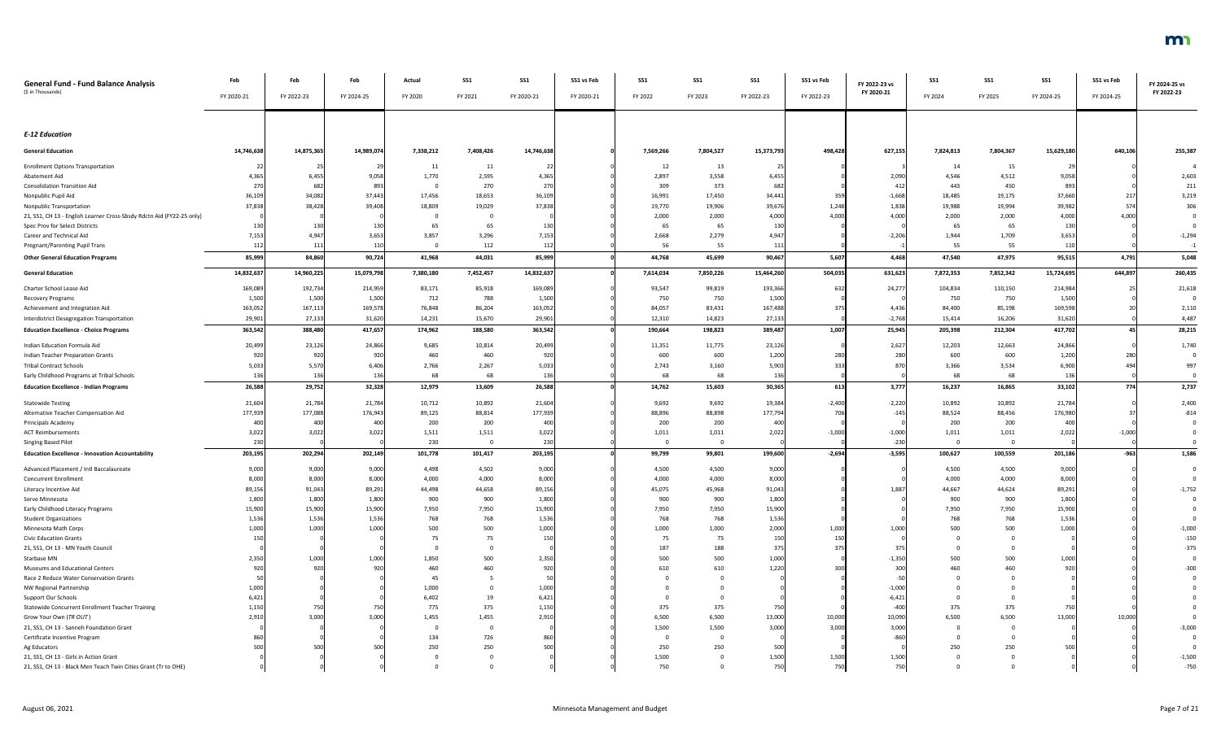| General Fund - Fund Balance Analysis ($ in Thousands) | Feb FY 2020-21 | Feb FY 2022-23 | Feb FY 2024-25 | Actual FY 2020 | SS1 FY 2021 | SS1 FY 2020-21 | SS1 vs Feb FY 2020-21 | SS1 FY 2022 | SS1 FY 2023 | SS1 FY 2022-23 | SS1 vs Feb FY 2022-23 | FY 2022-23 vs FY 2020-21 | SS1 FY 2024 | SS1 FY 2025 | SS1 FY 2024-25 | SS1 vs Feb FY 2024-25 | FY 2024-25 vs FY 2022-23 |
|---|---|---|---|---|---|---|---|---|---|---|---|---|---|---|---|---|---|
| ***E-12 Education*** | | | | | | | | | | | | | | | | | |
| **General Education** | **14,746,638** | **14,875,365** | **14,989,074** | **7,338,212** | **7,408,426** | **14,746,638** | **0** | **7,569,266** | **7,804,527** | **15,373,793** | **498,428** | **627,155** | **7,824,813** | **7,804,367** | **15,629,180** | **640,106** | **255,387** |
| Enrollment Options Transportation | 22 | 25 | 29 | 11 | 11 | 22 | 0 | 12 | 13 | 25 | 0 | 3 | 14 | 15 | 29 | 0 | 4 |
| Abatement Aid | 4,365 | 6,455 | 9,058 | 1,770 | 2,595 | 4,365 | 0 | 2,897 | 3,558 | 6,455 | 0 | 2,090 | 4,546 | 4,512 | 9,058 | 0 | 2,603 |
| Consolidation Transition Aid | 270 | 682 | 893 | 0 | 270 | 270 | 0 | 309 | 373 | 682 | 0 | 412 | 443 | 450 | 893 | 0 | 211 |
| Nonpublic Pupil Aid | 36,109 | 34,082 | 37,443 | 17,456 | 18,653 | 36,109 | 0 | 16,991 | 17,450 | 34,441 | 359 | -1,668 | 18,485 | 19,175 | 37,660 | 217 | 3,219 |
| Nonpublic Transportation | 37,838 | 38,428 | 39,408 | 18,809 | 19,029 | 37,838 | 0 | 19,770 | 19,906 | 39,676 | 1,248 | 1,838 | 19,988 | 19,994 | 39,982 | 574 | 306 |
| 21, SS1, CH 13 - English Learner Cross-Sbsdy Rdctn Aid (FY22-25 only) | 0 | 0 | 0 | 0 | 0 | 0 | 0 | 2,000 | 2,000 | 4,000 | 4,000 | 4,000 | 2,000 | 2,000 | 4,000 | 4,000 | 0 |
| Spec Prov for Select Districts | 130 | 130 | 130 | 65 | 65 | 130 | 0 | 65 | 65 | 130 | 0 | 0 | 65 | 65 | 130 | 0 | 0 |
| Career and Technical Aid | 7,153 | 4,947 | 3,653 | 3,857 | 3,296 | 7,153 | 0 | 2,668 | 2,279 | 4,947 | 0 | -2,206 | 1,944 | 1,709 | 3,653 | 0 | -1,294 |
| Pregnant/Parenting Pupil Trans | 112 | 111 | 110 | 0 | 112 | 112 | 0 | 56 | 55 | 111 | 0 | -1 | 55 | 55 | 110 | 0 | -1 |
| **Other General Education Programs** | **85,999** | **84,860** | **90,724** | **41,968** | **44,031** | **85,999** | **0** | **44,768** | **45,699** | **90,467** | **5,607** | **4,468** | **47,540** | **47,975** | **95,515** | **4,791** | **5,048** |
| **General Education** | **14,832,637** | **14,960,225** | **15,079,798** | **7,380,180** | **7,452,457** | **14,832,637** | **0** | **7,614,034** | **7,850,226** | **15,464,260** | **504,035** | **631,623** | **7,872,353** | **7,852,342** | **15,724,695** | **644,897** | **260,435** |
| Charter School Lease Aid | 169,089 | 192,734 | 214,959 | 83,171 | 85,918 | 169,089 | 0 | 93,547 | 99,819 | 193,366 | 632 | 24,277 | 104,834 | 110,150 | 214,984 | 25 | 21,618 |
| Recovery Programs | 1,500 | 1,500 | 1,500 | 712 | 788 | 1,500 | 0 | 750 | 750 | 1,500 | 0 | 0 | 750 | 750 | 1,500 | 0 | 0 |
| Achievement and Integration Aid | 163,052 | 167,113 | 169,578 | 76,848 | 86,204 | 163,052 | 0 | 84,057 | 83,431 | 167,488 | 375 | 4,436 | 84,400 | 85,198 | 169,598 | 20 | 2,110 |
| Interdistrict Desegregation Transportation | 29,901 | 27,133 | 31,620 | 14,231 | 15,670 | 29,901 | 0 | 12,310 | 14,823 | 27,133 | 0 | -2,768 | 15,414 | 16,206 | 31,620 | 0 | 4,487 |
| **Education Excellence - Choice Programs** | **363,542** | **388,480** | **417,657** | **174,962** | **188,580** | **363,542** | **0** | **190,664** | **198,823** | **389,487** | **1,007** | **25,945** | **205,398** | **212,304** | **417,702** | **45** | **28,215** |
| Indian Education Formula Aid | 20,499 | 23,126 | 24,866 | 9,685 | 10,814 | 20,499 | 0 | 11,351 | 11,775 | 23,126 | 0 | 2,627 | 12,203 | 12,663 | 24,866 | 0 | 1,740 |
| Indian Teacher Preparation Grants | 920 | 920 | 920 | 460 | 460 | 920 | 0 | 600 | 600 | 1,200 | 280 | 280 | 600 | 600 | 1,200 | 280 | 0 |
| Tribal Contract Schools | 5,033 | 5,570 | 6,406 | 2,766 | 2,267 | 5,033 | 0 | 2,743 | 3,160 | 5,903 | 333 | 870 | 3,366 | 3,534 | 6,900 | 494 | 997 |
| Early Childhood Programs at Tribal Schools | 136 | 136 | 136 | 68 | 68 | 136 | 0 | 68 | 68 | 136 | 0 | 0 | 68 | 68 | 136 | 0 | 0 |
| **Education Excellence - Indian Programs** | **26,588** | **29,752** | **32,328** | **12,979** | **13,609** | **26,588** | **0** | **14,762** | **15,603** | **30,365** | **613** | **3,777** | **16,237** | **16,865** | **33,102** | **774** | **2,737** |
| Statewide Testing | 21,604 | 21,784 | 21,784 | 10,712 | 10,892 | 21,604 | 0 | 9,692 | 9,692 | 19,384 | -2,400 | -2,220 | 10,892 | 10,892 | 21,784 | 0 | 2,400 |
| Alternative Teacher Compensation Aid | 177,939 | 177,088 | 176,943 | 89,125 | 88,814 | 177,939 | 0 | 88,896 | 88,898 | 177,794 | 706 | -145 | 88,524 | 88,456 | 176,980 | 37 | -814 |
| Principals Academy | 400 | 400 | 400 | 200 | 200 | 400 | 0 | 200 | 200 | 400 | 0 | 0 | 200 | 200 | 400 | 0 | 0 |
| ACT Reimbursements | 3,022 | 3,022 | 3,022 | 1,511 | 1,511 | 3,022 | 0 | 1,011 | 1,011 | 2,022 | -1,000 | -1,000 | 1,011 | 1,011 | 2,022 | -1,000 | 0 |
| Singing Based Pilot | 230 | 0 | 0 | 230 | 0 | 230 | 0 | 0 | 0 | 0 | 0 | -230 | 0 | 0 | 0 | 0 | 0 |
| **Education Excellence - Innovation Accountability** | **203,195** | **202,294** | **202,149** | **101,778** | **101,417** | **203,195** | **0** | **99,799** | **99,801** | **199,600** | **-2,694** | **-3,595** | **100,627** | **100,559** | **201,186** | **-963** | **1,586** |
| Advanced Placement / Intl Baccalaureate | 9,000 | 9,000 | 9,000 | 4,498 | 4,502 | 9,000 | 0 | 4,500 | 4,500 | 9,000 | 0 | 0 | 4,500 | 4,500 | 9,000 | 0 | 0 |
| Concurrent Enrollment | 8,000 | 8,000 | 8,000 | 4,000 | 4,000 | 8,000 | 0 | 4,000 | 4,000 | 8,000 | 0 | 0 | 4,000 | 4,000 | 8,000 | 0 | 0 |
| Literacy Incentive Aid | 89,156 | 91,043 | 89,291 | 44,498 | 44,658 | 89,156 | 0 | 45,075 | 45,968 | 91,043 | 0 | 1,887 | 44,667 | 44,624 | 89,291 | 0 | -1,752 |
| Serve Minnesota | 1,800 | 1,800 | 1,800 | 900 | 900 | 1,800 | 0 | 900 | 900 | 1,800 | 0 | 0 | 900 | 900 | 1,800 | 0 | 0 |
| Early Childhood Literacy Programs | 15,900 | 15,900 | 15,900 | 7,950 | 7,950 | 15,900 | 0 | 7,950 | 7,950 | 15,900 | 0 | 0 | 7,950 | 7,950 | 15,900 | 0 | 0 |
| Student Organizations | 1,536 | 1,536 | 1,536 | 768 | 768 | 1,536 | 0 | 768 | 768 | 1,536 | 0 | 0 | 768 | 768 | 1,536 | 0 | 0 |
| Minnesota Math Corps | 1,000 | 1,000 | 1,000 | 500 | 500 | 1,000 | 0 | 1,000 | 1,000 | 2,000 | 1,000 | 1,000 | 500 | 500 | 1,000 | 0 | -1,000 |
| Civic Education Grants | 150 | 0 | 0 | 75 | 75 | 150 | 0 | 75 | 75 | 150 | 150 | 0 | 0 | 0 | 0 | 0 | -150 |
| 21, SS1, CH 13 - MN Youth Council | 0 | 0 | 0 | 0 | 0 | 0 | 0 | 187 | 188 | 375 | 375 | 375 | 0 | 0 | 0 | 0 | -375 |
| Starbase MN | 2,350 | 1,000 | 1,000 | 1,850 | 500 | 2,350 | 0 | 500 | 500 | 1,000 | 0 | -1,350 | 500 | 500 | 1,000 | 0 | 0 |
| Museums and Educational Centers | 920 | 920 | 920 | 460 | 460 | 920 | 0 | 610 | 610 | 1,220 | 300 | 300 | 460 | 460 | 920 | 0 | -300 |
| Race 2 Reduce Water Conservation Grants | 50 | 0 | 0 | 45 | 5 | 50 | 0 | 0 | 0 | 0 | 0 | -50 | 0 | 0 | 0 | 0 | 0 |
| NW Regional Partnership | 1,000 | 0 | 0 | 1,000 | 0 | 1,000 | 0 | 0 | 0 | 0 | 0 | -1,000 | 0 | 0 | 0 | 0 | 0 |
| Support Our Schools | 6,421 | 0 | 0 | 6,402 | 19 | 6,421 | 0 | 0 | 0 | 0 | 0 | -6,421 | 0 | 0 | 0 | 0 | 0 |
| Statewide Concurrent Enrollment Teacher Training | 1,150 | 750 | 750 | 775 | 375 | 1,150 | 0 | 375 | 375 | 750 | 0 | -400 | 375 | 375 | 750 | 0 | 0 |
| Grow Your Own (*TR OUT*) | 2,910 | 3,000 | 3,000 | 1,455 | 1,455 | 2,910 | 0 | 6,500 | 6,500 | 13,000 | 10,000 | 10,090 | 6,500 | 6,500 | 13,000 | 10,000 | 0 |
| 21, SS1, CH 13 - Sanneh Foundation Grant | 0 | 0 | 0 | 0 | 0 | 0 | 0 | 1,500 | 1,500 | 3,000 | 3,000 | 3,000 | 0 | 0 | 0 | 0 | -3,000 |
| Certificate Incentive Program | 860 | 0 | 0 | 134 | 726 | 860 | 0 | 0 | 0 | 0 | 0 | -860 | 0 | 0 | 0 | 0 | 0 |
| Ag Educators | 500 | 500 | 500 | 250 | 250 | 500 | 0 | 250 | 250 | 500 | 0 | 0 | 250 | 250 | 500 | 0 | 0 |
| 21, SS1, CH 13 - Girls in Action Grant | 0 | 0 | 0 | 0 | 0 | 0 | 0 | 1,500 | 0 | 1,500 | 1,500 | 1,500 | 0 | 0 | 0 | 0 | -1,500 |
| 21, SS1, CH 13 - Black Men Teach Twin Cities Grant (Tr to OHE) | 0 | 0 | 0 | 0 | 0 | 0 | 0 | 750 | 0 | 750 | 750 | 750 | 0 | 0 | 0 | 0 | -750 |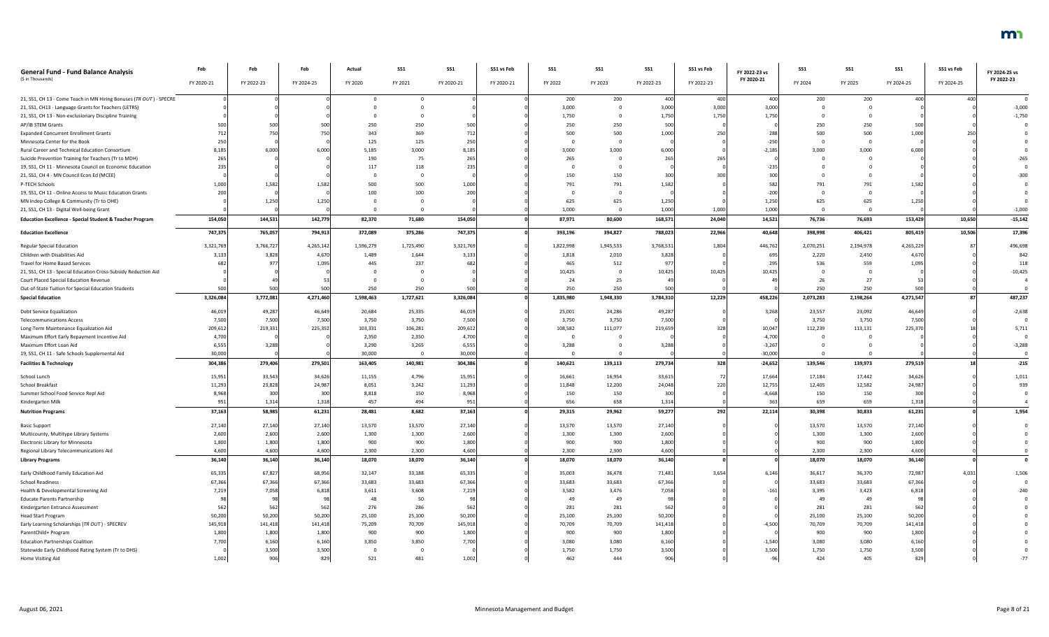| General Fund - Fund Balance Analysis ($ in Thousands) | Feb FY 2020-21 | Feb FY 2022-23 | Feb FY 2024-25 | Actual FY 2020 | SS1 FY 2021 | SS1 FY 2020-21 | SS1 vs Feb FY 2020-21 | SS1 FY 2022 | SS1 FY 2023 | SS1 FY 2022-23 | SS1 vs Feb FY 2022-23 | FY 2022-23 vs FY 2020-21 | SS1 FY 2024 | SS1 FY 2025 | SS1 FY 2024-25 | SS1 vs Feb FY 2024-25 | FY 2024-25 vs FY 2022-23 |
|---|---|---|---|---|---|---|---|---|---|---|---|---|---|---|---|---|---|
| 21, SS1, CH 13 - Come Teach in MN Hiring Bonuses (*TR OUT*) - SPECRE | 0 | 0 | 0 | 0 | 0 | 0 | 0 | 200 | 200 | 400 | 400 | 400 | 200 | 200 | 400 | 400 | 0 |
| 21, SS1, CH13 - Language Grants for Teachers (LETRS) | 0 | 0 | 0 | 0 | 0 | 0 | 0 | 3,000 | 0 | 3,000 | 3,000 | 3,000 | 0 | 0 | 0 | 0 | -3,000 |
| 21, SS1, CH 13 - Non-exclusionary Discipline Training | 0 | 0 | 0 | 0 | 0 | 0 | 0 | 1,750 | 0 | 1,750 | 1,750 | 1,750 | 0 | 0 | 0 | 0 | -1,750 |
| AP/IB STEM Grants | 500 | 500 | 500 | 250 | 250 | 500 | 0 | 250 | 250 | 500 | 0 | 0 | 250 | 250 | 500 | 0 | 0 |
| Expanded Concurrent Enrollment Grants | 712 | 750 | 750 | 343 | 369 | 712 | 0 | 500 | 500 | 1,000 | 250 | 288 | 500 | 500 | 1,000 | 250 | 0 |
| Minnesota Center for the Book | 250 | 0 | 0 | 125 | 125 | 250 | 0 | 0 | 0 | 0 | 0 | -250 | 0 | 0 | 0 | 0 | 0 |
| Rural Career and Technical Education Consortium | 8,185 | 6,000 | 6,000 | 5,185 | 3,000 | 8,185 | 0 | 3,000 | 3,000 | 6,000 | 0 | -2,185 | 3,000 | 3,000 | 6,000 | 0 | 0 |
| Suicide Prevention Training for Teachers (Tr to MDH) | 265 | 0 | 0 | 190 | 75 | 265 | 0 | 265 | 0 | 265 | 265 | 0 | 0 | 0 | 0 | 0 | -265 |
| 19, SS1, CH 11 - Minnesota Council on Economic Education | 235 | 0 | 0 | 117 | 118 | 235 | 0 | 0 | 0 | 0 | 0 | -235 | 0 | 0 | 0 | 0 | 0 |
| 21, SS1, CH 4 - MN Council Econ Ed (MCEE) | 0 | 0 | 0 | 0 | 0 | 0 | 0 | 150 | 150 | 300 | 300 | 300 | 0 | 0 | 0 | 0 | -300 |
| P-TECH Schools | 1,000 | 1,582 | 1,582 | 500 | 500 | 1,000 | 0 | 791 | 791 | 1,582 | 0 | 582 | 791 | 791 | 1,582 | 0 | 0 |
| 19, SS1, CH 11 - Online Access to Music Education Grants | 200 | 0 | 0 | 100 | 100 | 200 | 0 | 0 | 0 | 0 | 0 | -200 | 0 | 0 | 0 | 0 | 0 |
| MN Indep College & Community (Tr to OHE) | 0 | 1,250 | 1,250 | 0 | 0 | 0 | 0 | 625 | 625 | 1,250 | 0 | 1,250 | 625 | 625 | 1,250 | 0 | 0 |
| 21, SS1, CH 13 - Digital Well-being Grant | 0 | 0 | 0 | 0 | 0 | 0 | 0 | 1,000 | 0 | 1,000 | 1,000 | 1,000 | 0 | 0 | 0 | 0 | -1,000 |
| **Education Excellence - Special Student & Teacher Program** | **154,050** | **144,531** | **142,779** | **82,370** | **71,680** | **154,050** | **0** | **87,971** | **80,600** | **168,571** | **24,040** | **14,521** | **76,736** | **76,693** | **153,429** | **10,650** | **-15,142** |
| **Education Excellence** | **747,375** | **765,057** | **794,913** | **372,089** | **375,286** | **747,375** | **0** | **393,196** | **394,827** | **788,023** | **22,966** | **40,648** | **398,998** | **406,421** | **805,419** | **10,506** | **17,396** |
| Regular Special Education | 3,321,769 | 3,766,727 | 4,265,142 | 1,596,279 | 1,725,490 | 3,321,769 | 0 | 1,822,998 | 1,945,533 | 3,768,531 | 1,804 | 446,762 | 2,070,251 | 2,194,978 | 4,265,229 | 87 | 496,698 |
| Children with Disabilities Aid | 3,133 | 3,828 | 4,670 | 1,489 | 1,644 | 3,133 | 0 | 1,818 | 2,010 | 3,828 | 0 | 695 | 2,220 | 2,450 | 4,670 | 0 | 842 |
| Travel for Home Based Services | 682 | 977 | 1,095 | 445 | 237 | 682 | 0 | 465 | 512 | 977 | 0 | 295 | 536 | 559 | 1,095 | 0 | 118 |
| 21, SS1, CH 13 - Special Education Cross-Subsidy Reduction Aid | 0 | 0 | 0 | 0 | 0 | 0 | 0 | 10,425 | 0 | 10,425 | 10,425 | 10,425 | 0 | 0 | 0 | 0 | -10,425 |
| Court Placed Special Education Revenue | 0 | 49 | 53 | 0 | 0 | 0 | 0 | 24 | 25 | 49 | 0 | 49 | 26 | 27 | 53 | 0 | 4 |
| Out-of-State Tuition for Special Education Students | 500 | 500 | 500 | 250 | 250 | 500 | 0 | 250 | 250 | 500 | 0 | 0 | 250 | 250 | 500 | 0 | 0 |
| **Special Education** | **3,326,084** | **3,772,081** | **4,271,460** | **1,598,463** | **1,727,621** | **3,326,084** | **0** | **1,835,980** | **1,948,330** | **3,784,310** | **12,229** | **458,226** | **2,073,283** | **2,198,264** | **4,271,547** | **87** | **487,237** |
| Debt Service Equalization | 46,019 | 49,287 | 46,649 | 20,684 | 25,335 | 46,019 | 0 | 25,001 | 24,286 | 49,287 | 0 | 3,268 | 23,557 | 23,092 | 46,649 | 0 | -2,638 |
| Telecommunications Access | 7,500 | 7,500 | 7,500 | 3,750 | 3,750 | 7,500 | 0 | 3,750 | 3,750 | 7,500 | 0 | 0 | 3,750 | 3,750 | 7,500 | 0 | 0 |
| Long-Term Maintenance Equalization Aid | 209,612 | 219,331 | 225,352 | 103,331 | 106,281 | 209,612 | 0 | 108,582 | 111,077 | 219,659 | 328 | 10,047 | 112,239 | 113,131 | 225,370 | 18 | 5,711 |
| Maximum Effort Early Repayment Incentive Aid | 4,700 | 0 | 0 | 2,350 | 2,350 | 4,700 | 0 | 0 | 0 | 0 | 0 | -4,700 | 0 | 0 | 0 | 0 | 0 |
| Maximum Effort Loan Aid | 6,555 | 3,288 | 0 | 3,290 | 3,265 | 6,555 | 0 | 3,288 | 0 | 3,288 | 0 | -3,267 | 0 | 0 | 0 | 0 | -3,288 |
| 19, SS1, CH 11 - Safe Schools Supplemental Aid | 30,000 | 0 | 0 | 30,000 | 0 | 30,000 | 0 | 0 | 0 | 0 | 0 | -30,000 | 0 | 0 | 0 | 0 | 0 |
| **Facilities & Technology** | **304,386** | **279,406** | **279,501** | **163,405** | **140,981** | **304,386** | **0** | **140,621** | **139,113** | **279,734** | **328** | **-24,652** | **139,546** | **139,973** | **279,519** | **18** | **-215** |
| School Lunch | 15,951 | 33,543 | 34,626 | 11,155 | 4,796 | 15,951 | 0 | 16,661 | 16,954 | 33,615 | 72 | 17,664 | 17,184 | 17,442 | 34,626 | 0 | 1,011 |
| School Breakfast | 11,293 | 23,828 | 24,987 | 8,051 | 3,242 | 11,293 | 0 | 11,848 | 12,200 | 24,048 | 220 | 12,755 | 12,405 | 12,582 | 24,987 | 0 | 939 |
| Summer School Food Service Repl Aid | 8,968 | 300 | 300 | 8,818 | 150 | 8,968 | 0 | 150 | 150 | 300 | 0 | -8,668 | 150 | 150 | 300 | 0 | 0 |
| Kindergarten Milk | 951 | 1,314 | 1,318 | 457 | 494 | 951 | 0 | 656 | 658 | 1,314 | 0 | 363 | 659 | 659 | 1,318 | 0 | 4 |
| **Nutrition Programs** | **37,163** | **58,985** | **61,231** | **28,481** | **8,682** | **37,163** | **0** | **29,315** | **29,962** | **59,277** | **292** | **22,114** | **30,398** | **30,833** | **61,231** | **0** | **1,954** |
| Basic Support | 27,140 | 27,140 | 27,140 | 13,570 | 13,570 | 27,140 | 0 | 13,570 | 13,570 | 27,140 | 0 | 0 | 13,570 | 13,570 | 27,140 | 0 | 0 |
| Multicounty, Multitype Library Systems | 2,600 | 2,600 | 2,600 | 1,300 | 1,300 | 2,600 | 0 | 1,300 | 1,300 | 2,600 | 0 | 0 | 1,300 | 1,300 | 2,600 | 0 | 0 |
| Electronic Library for Minnesota | 1,800 | 1,800 | 1,800 | 900 | 900 | 1,800 | 0 | 900 | 900 | 1,800 | 0 | 0 | 900 | 900 | 1,800 | 0 | 0 |
| Regional Library Telecommunications Aid | 4,600 | 4,600 | 4,600 | 2,300 | 2,300 | 4,600 | 0 | 2,300 | 2,300 | 4,600 | 0 | 0 | 2,300 | 2,300 | 4,600 | 0 | 0 |
| **Library Programs** | **36,140** | **36,140** | **36,140** | **18,070** | **18,070** | **36,140** | **0** | **18,070** | **18,070** | **36,140** | **0** | **0** | **18,070** | **18,070** | **36,140** | **0** | **0** |
| Early Childhood Family Education Aid | 65,335 | 67,827 | 68,956 | 32,147 | 33,188 | 65,335 | 0 | 35,003 | 36,478 | 71,481 | 3,654 | 6,146 | 36,617 | 36,370 | 72,987 | 4,031 | 1,506 |
| School Readiness | 67,366 | 67,366 | 67,366 | 33,683 | 33,683 | 67,366 | 0 | 33,683 | 33,683 | 67,366 | 0 | 0 | 33,683 | 33,683 | 67,366 | 0 | 0 |
| Health & Developmental Screening Aid | 7,219 | 7,058 | 6,818 | 3,611 | 3,608 | 7,219 | 0 | 3,582 | 3,476 | 7,058 | 0 | -161 | 3,395 | 3,423 | 6,818 | 0 | -240 |
| Educate Parents Partnership | 98 | 98 | 98 | 48 | 50 | 98 | 0 | 49 | 49 | 98 | 0 | 0 | 49 | 49 | 98 | 0 | 0 |
| Kindergarten Entrance Assessment | 562 | 562 | 562 | 276 | 286 | 562 | 0 | 281 | 281 | 562 | 0 | 0 | 281 | 281 | 562 | 0 | 0 |
| Head Start Program | 50,200 | 50,200 | 50,200 | 25,100 | 25,100 | 50,200 | 0 | 25,100 | 25,100 | 50,200 | 0 | 0 | 25,100 | 25,100 | 50,200 | 0 | 0 |
| Early Learning Scholarships (*TR OUT*) - SPECREV | 145,918 | 141,418 | 141,418 | 75,209 | 70,709 | 145,918 | 0 | 70,709 | 70,709 | 141,418 | 0 | -4,500 | 70,709 | 70,709 | 141,418 | 0 | 0 |
| ParentChild+ Program | 1,800 | 1,800 | 1,800 | 900 | 900 | 1,800 | 0 | 900 | 900 | 1,800 | 0 | 0 | 900 | 900 | 1,800 | 0 | 0 |
| Education Partnerships Coalition | 7,700 | 6,160 | 6,160 | 3,850 | 3,850 | 7,700 | 0 | 3,080 | 3,080 | 6,160 | 0 | -1,540 | 3,080 | 3,080 | 6,160 | 0 | 0 |
| Statewide Early Childhood Rating System (Tr to DHS) | 0 | 3,500 | 3,500 | 0 | 0 | 0 | 0 | 1,750 | 1,750 | 3,500 | 0 | 3,500 | 1,750 | 1,750 | 3,500 | 0 | 0 |
| Home Visiting Aid | 1,002 | 906 | 829 | 521 | 481 | 1,002 | 0 | 462 | 444 | 906 | 0 | -96 | 424 | 405 | 829 | 0 | -77 |

August 06, 2021 — Minnesota Management and Budget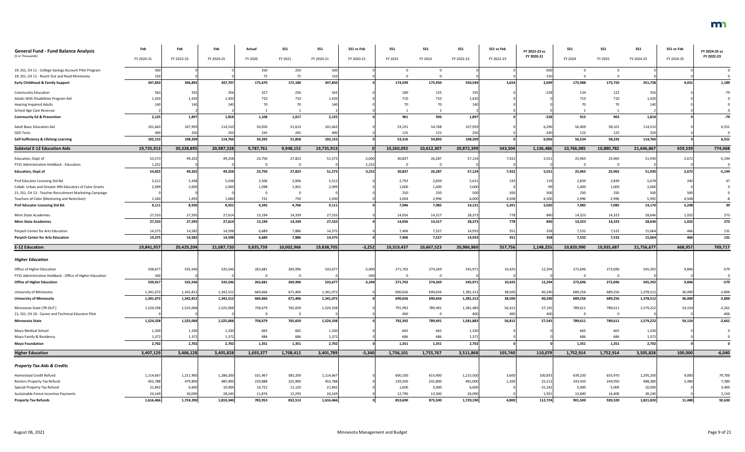| General Fund - Fund Balance Analysis ($ in Thousands) | Feb FY 2020-21 | Feb FY 2022-23 | Feb FY 2024-25 | Actual FY 2020 | SS1 FY 2021 | SS1 FY 2020-21 | SS1 vs Feb FY 2020-21 | SS1 FY 2022 | SS1 FY 2023 | SS1 FY 2022-23 | SS1 vs Feb FY 2022-23 | FY 2022-23 vs FY 2020-21 | SS1 FY 2024 | SS1 FY 2025 | SS1 FY 2024-25 | SS1 vs Feb FY 2024-25 | FY 2024-25 vs FY 2022-23 |
|---|---|---|---|---|---|---|---|---|---|---|---|---|---|---|---|---|---|
| 19, SS1, CH 11 - College Savings Account Pilot Program | 500 | 0 | 0 | 250 | 250 | 500 | 0 | 0 | 0 | 0 | 0 | -500 | 0 | 0 | 0 | 0 | 0 |
| 19, SS1, CH 11 - Reach Out and Read Minnesota | 150 | 0 | 0 | 75 | 75 | 150 | 0 | 0 | 0 | 0 | 0 | -150 | 0 | 0 | 0 | 0 | 0 |
| **Early Childhood & Family Support** | **347,850** | **346,895** | **347,707** | **175,670** | **172,180** | **347,850** | **0** | **174,599** | **175,950** | **350,549** | **3,654** | **2,699** | **175,988** | **175,750** | **351,738** | **4,031** | **1,189** |
| Community Education | 563 | 335 | 256 | 327 | 236 | 563 | 0 | 180 | 155 | 335 | 0 | -228 | 134 | 122 | 256 | 0 | -79 |
| Adults With Disabilities Program Aid | 1,420 | 1,420 | 1,420 | 710 | 710 | 1,420 | 0 | 710 | 710 | 1,420 | 0 | 0 | 710 | 710 | 1,420 | 0 | 0 |
| Hearing Impaired Adults | 140 | 140 | 140 | 70 | 70 | 140 | 0 | 70 | 70 | 140 | 0 | 0 | 70 | 70 | 140 | 0 | 0 |
| School Age Care Revenue | 2 | 2 | 2 | 1 | 1 | 2 | 0 | 1 | 1 | 2 | 0 | 0 | 1 | 1 | 2 | 0 | 0 |
| **Community Ed & Prevention** | **2,125** | **1,897** | **1,818** | **1,108** | **1,017** | **2,125** | **0** | **961** | **936** | **1,897** | **0** | **-228** | **915** | **903** | **1,818** | **0** | **-79** |
| Adult Basic Education Aid | 101,663 | 107,959 | 114,510 | 50,050 | 51,613 | 101,663 | 0 | 53,191 | 54,768 | 107,959 | 0 | 6,296 | 56,409 | 58,101 | 114,510 | 0 | 6,551 |
| GED Tests | 490 | 250 | 250 | 245 | 245 | 490 | 0 | 125 | 125 | 250 | 0 | -240 | 125 | 125 | 250 | 0 | 0 |
| **Self-Sufficiency & Lifelong Learning** | **102,153** | **108,209** | **114,760** | **50,295** | **51,858** | **102,153** | **0** | **53,316** | **54,893** | **108,209** | **0** | **6,056** | **56,534** | **58,226** | **114,760** | **0** | **6,551** |
| **Subtotal E-12 Education Aids** | **19,735,913** | **20,328,895** | **20,987,328** | **9,787,761** | **9,948,152** | **19,735,913** | **0** | **10,260,092** | **10,612,307** | **20,872,399** | **543,504** | **1,136,486** | **10,766,085** | **10,880,782** | **21,646,867** | **659,539** | **774,468** |
| Education, Dept of | 53,573 | 49,202 | 49,258 | 23,750 | 27,823 | 51,573 | -2,000 | 30,837 | 26,287 | 57,124 | 7,922 | 5,551 | 25,965 | 25,965 | 51,930 | 2,672 | -5,194 |
| FY21 Administrative Holdback - Education | 1,252 | 0 | 0 | 0 | 0 | 0 | -1,252 | 0 | 0 | 0 | 0 | 0 | 0 | 0 | 0 | 0 | 0 |
| **Education, Dept of** | **54,825** | **49,202** | **49,258** | **23,750** | **27,823** | **51,573** | **-3,252** | **30,837** | **26,287** | **57,124** | **7,922** | **5,551** | **25,965** | **25,965** | **51,930** | **2,672** | **-5,194** |
| Prof Educator Licensing Std Bd. | 5,512 | 5,438 | 5,438 | 2,506 | 3,006 | 5,512 | 0 | 2,792 | 2,839 | 5,631 | 193 | 119 | 2,839 | 2,839 | 5,678 | 240 | 47 |
| Collab. Urban and Greater MN Educators of Color Grants | 2,099 | 2,000 | 2,000 | 1,098 | 1,001 | 2,099 | 0 | 1,000 | 1,000 | 2,000 | 0 | -99 | 1,000 | 1,000 | 2,000 | 0 | 0 |
| 21, SS1, CH 13 - Teacher Recruitment Marketing Campaign | 0 | 0 | 0 | 0 | 0 | 0 | 0 | 250 | 250 | 500 | 500 | 500 | 250 | 250 | 500 | 500 | 0 |
| Teachers of Color (Mentoring and Retention) | 1,500 | 1,492 | 1,484 | 741 | 759 | 1,500 | 0 | 3,004 | 2,996 | 6,000 | 4,508 | 4,500 | 2,996 | 2,996 | 5,992 | 4,508 | -8 |
| **Prof Educator Licensing Std Bd.** | **9,111** | **8,930** | **8,922** | **4,345** | **4,766** | **9,111** | **0** | **7,046** | **7,085** | **14,131** | **5,201** | **5,020** | **7,085** | **7,085** | **14,170** | **5,248** | **39** |
| Minn State Academies | 27,533 | 27,595 | 27,614 | 13,194 | 14,339 | 27,533 | 0 | 14,056 | 14,317 | 28,373 | 778 | 840 | 14,323 | 14,323 | 28,646 | 1,032 | 273 |
| **Minn State Academies** | **27,533** | **27,595** | **27,614** | **13,194** | **14,339** | **27,533** | **0** | **14,056** | **14,317** | **28,373** | **778** | **840** | **14,323** | **14,323** | **28,646** | **1,032** | **273** |
| Perpich Center for Arts Education | 14,575 | 14,582 | 14,598 | 6,689 | 7,886 | 14,575 | 0 | 7,406 | 7,527 | 14,933 | 351 | 358 | 7,532 | 7,532 | 15,064 | 466 | 131 |
| **Perpich Center for Arts Education** | **14,575** | **14,582** | **14,598** | **6,689** | **7,886** | **14,575** | **0** | **7,406** | **7,527** | **14,933** | **351** | **358** | **7,532** | **7,532** | **15,064** | **466** | **131** |
| **E-12 Education** | **19,841,957** | **20,429,204** | **21,087,720** | **9,835,739** | **10,002,966** | **19,838,705** | **-3,252** | **10,319,437** | **10,667,523** | **20,986,960** | **557,756** | **1,148,255** | **10,820,990** | **10,935,687** | **21,756,677** | **668,957** | **769,717** |
| ***Higher Education*** | | | | | | | | | | | | | | | | | |
| Office of Higher Education | 538,677 | 535,546 | 535,546 | 263,681 | 269,996 | 533,677 | -5,000 | 271,702 | 274,269 | 545,971 | 10,425 | 12,294 | 272,696 | 272,696 | 545,392 | 9,846 | -579 |
| FY21 Administrative Holdback - Office of Higher Education | 340 | 0 | 0 | 0 | 0 | 0 | -340 | 0 | 0 | 0 | 0 | 0 | 0 | 0 | 0 | 0 | 0 |
| **Office of Higher Education** | **539,017** | **535,546** | **535,546** | **263,681** | **269,996** | **533,677** | **-5,340** | **271,702** | **274,269** | **545,971** | **10,425** | **12,294** | **272,696** | **272,696** | **545,392** | **9,846** | **-579** |
| University of Minnesota | 1,341,072 | 1,342,812 | 1,342,512 | 669,666 | 671,406 | 1,341,072 | 0 | 690,656 | 690,656 | 1,381,312 | 38,500 | 40,240 | 689,256 | 689,256 | 1,378,512 | 36,000 | -2,800 |
| **University of Minnesota** | **1,341,072** | **1,342,812** | **1,342,512** | **669,666** | **671,406** | **1,341,072** | **0** | **690,656** | **690,656** | **1,381,312** | **38,500** | **40,240** | **689,256** | **689,256** | **1,378,512** | **36,000** | **-2,800** |
| Minnesota State (*TR OUT*) | 1,524,338 | 1,525,068 | 1,525,068 | 758,679 | 765,659 | 1,524,338 | 0 | 791,992 | 789,491 | 1,581,483 | 56,415 | 57,145 | 789,611 | 789,611 | 1,579,222 | 54,154 | -2,261 |
| 21, SS1, CH 10 - Career and Technical Educator Pilot | 0 | 0 | 0 | 0 | 0 | 0 | 0 | 400 | 0 | 400 | 400 | 400 | 0 | 0 | 0 | 0 | -400 |
| **Minnesota State** | **1,524,338** | **1,525,068** | **1,525,068** | **758,679** | **765,659** | **1,524,338** | **0** | **792,392** | **789,491** | **1,581,883** | **56,815** | **57,545** | **789,611** | **789,611** | **1,579,222** | **54,154** | **-2,661** |
| Mayo Medical School | 1,330 | 1,330 | 1,330 | 665 | 665 | 1,330 | 0 | 665 | 665 | 1,330 | 0 | 0 | 665 | 665 | 1,330 | 0 | 0 |
| Mayo Family & Residency | 1,372 | 1,372 | 1,372 | 686 | 686 | 1,372 | 0 | 686 | 686 | 1,372 | 0 | 0 | 686 | 686 | 1,372 | 0 | 0 |
| **Mayo Foundation** | **2,702** | **2,702** | **2,702** | **1,351** | **1,351** | **2,702** | **0** | **1,351** | **1,351** | **2,702** | **0** | **0** | **1,351** | **1,351** | **2,702** | **0** | **0** |
| **Higher Education** | **3,407,129** | **3,406,128** | **3,405,828** | **1,693,377** | **1,708,412** | **3,401,789** | **-5,340** | **1,756,101** | **1,755,767** | **3,511,868** | **105,740** | **110,079** | **1,752,914** | **1,752,914** | **3,505,828** | **100,000** | **-6,040** |
| ***Property Tax Aids & Credits*** | | | | | | | | | | | | | | | | | |
| Homestead Credit Refund | 1,114,667 | 1,211,900 | 1,286,200 | 531,467 | 583,200 | 1,114,667 | 0 | 600,100 | 615,400 | 1,215,500 | 3,600 | 100,833 | 639,230 | 655,970 | 1,295,200 | 9,000 | 79,700 |
| Renters Property Tax Refund | 455,788 | 479,800 | 485,900 | 229,888 | 225,900 | 455,788 | 0 | 239,200 | 241,800 | 481,000 | 1,200 | 25,212 | 243,430 | 244,950 | 488,380 | 2,480 | 7,380 |
| Special Property Tax Refund | 21,842 | 6,600 | 10,000 | 10,722 | 11,120 | 21,842 | 0 | 1,600 | 5,000 | 6,600 | 0 | -15,242 | 5,000 | 5,000 | 10,000 | 0 | 3,400 |
| Sustainable Forest Incentive Payments | 24,169 | 26,090 | 28,240 | 11,876 | 12,293 | 24,169 | 0 | 12,790 | 13,300 | 26,090 | 0 | 1,921 | 13,840 | 14,400 | 28,240 | 0 | 2,150 |
| **Property Tax Refunds** | **1,616,466** | **1,724,390** | **1,810,340** | **783,953** | **832,513** | **1,616,466** | **0** | **853,690** | **875,500** | **1,729,190** | **4,800** | **112,724** | **901,500** | **920,320** | **1,821,820** | **11,480** | **92,630** |

August 06, 2021 — Minnesota Management and Budget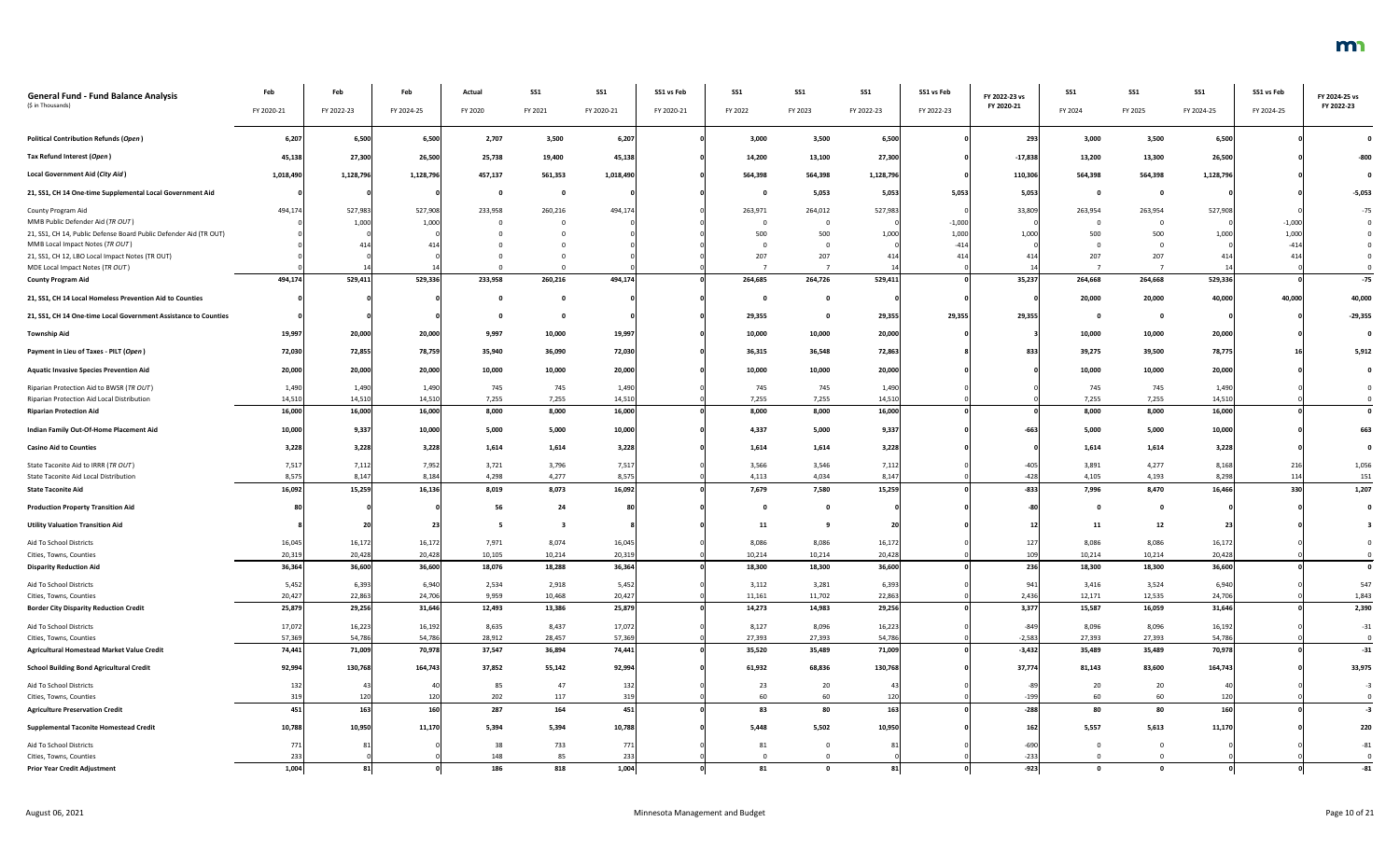| General Fund - Fund Balance Analysis ($ in Thousands) | Feb FY 2020-21 | Feb FY 2022-23 | Feb FY 2024-25 | Actual FY 2020 | SS1 FY 2021 | SS1 FY 2020-21 | SS1 vs Feb FY 2020-21 | SS1 FY 2022 | SS1 FY 2023 | SS1 FY 2022-23 | SS1 vs Feb FY 2022-23 | FY 2022-23 vs FY 2020-21 | SS1 FY 2024 | SS1 FY 2025 | SS1 FY 2024-25 | SS1 vs Feb FY 2024-25 | FY 2024-25 vs FY 2022-23 |
|---|---|---|---|---|---|---|---|---|---|---|---|---|---|---|---|---|---|
| **Political Contribution Refunds (*Open*)** | 6,207 | 6,500 | 6,500 | 2,707 | 3,500 | 6,207 | 0 | 3,000 | 3,500 | 6,500 | 0 | 293 | 3,000 | 3,500 | 6,500 | 0 | 0 |
| **Tax Refund Interest (*Open*)** | 45,138 | 27,300 | 26,500 | 25,738 | 19,400 | 45,138 | 0 | 14,200 | 13,100 | 27,300 | 0 | -17,838 | 13,200 | 13,300 | 26,500 | 0 | -800 |
| **Local Government Aid (*City Aid*)** | 1,018,490 | 1,128,796 | 1,128,796 | 457,137 | 561,353 | 1,018,490 | 0 | 564,398 | 564,398 | 1,128,796 | 0 | 110,306 | 564,398 | 564,398 | 1,128,796 | 0 | 0 |
| **21, SS1, CH 14 One-time Supplemental Local Government Aid** | 0 | 0 | 0 | 0 | 0 | 0 | 0 | 0 | 5,053 | 5,053 | 5,053 | 5,053 | 0 | 0 | 0 | 0 | -5,053 |
| County Program Aid | 494,174 | 527,983 | 527,908 | 233,958 | 260,216 | 494,174 | 0 | 263,971 | 264,012 | 527,983 | 0 | 33,809 | 263,954 | 263,954 | 527,908 | 0 | -75 |
| MMB Public Defender Aid (*TR OUT*) | 0 | 1,000 | 1,000 | 0 | 0 | 0 | 0 | 0 | 0 | 0 | -1,000 | 0 | 0 | 0 | 0 | -1,000 | 0 |
| 21, SS1, CH 14, Public Defense Board Public Defender Aid (TR OUT) | 0 | 0 | 0 | 0 | 0 | 0 | 0 | 500 | 500 | 1,000 | 1,000 | 1,000 | 500 | 500 | 1,000 | 1,000 | 0 |
| MMB Local Impact Notes (*TR OUT*) | 0 | 414 | 414 | 0 | 0 | 0 | 0 | 0 | 0 | 0 | -414 | 0 | 0 | 0 | 0 | -414 | 0 |
| 21, SS1, CH 12, LBO Local Impact Notes (TR OUT) | 0 | 0 | 0 | 0 | 0 | 0 | 0 | 207 | 207 | 414 | 414 | 414 | 207 | 207 | 414 | 414 | 0 |
| MDE Local Impact Notes (*TR OUT*) | 0 | 14 | 14 | 0 | 0 | 0 | 0 | 7 | 7 | 14 | 0 | 14 | 7 | 7 | 14 | 0 | 0 |
| **County Program Aid** | 494,174 | 529,411 | 529,336 | 233,958 | 260,216 | 494,174 | 0 | 264,685 | 264,726 | 529,411 | 0 | 35,237 | 264,668 | 264,668 | 529,336 | 0 | -75 |
| **21, SS1, CH 14 Local Homeless Prevention Aid to Counties** | 0 | 0 | 0 | 0 | 0 | 0 | 0 | 0 | 0 | 0 | 0 | 0 | 20,000 | 20,000 | 40,000 | 40,000 | 40,000 |
| **21, SS1, CH 14 One-time Local Government Assistance to Counties** | 0 | 0 | 0 | 0 | 0 | 0 | 0 | 29,355 | 0 | 29,355 | 29,355 | 29,355 | 0 | 0 | 0 | 0 | -29,355 |
| **Township Aid** | 19,997 | 20,000 | 20,000 | 9,997 | 10,000 | 19,997 | 0 | 10,000 | 10,000 | 20,000 | 0 | 3 | 10,000 | 10,000 | 20,000 | 0 | 0 |
| **Payment in Lieu of Taxes - PILT (*Open*)** | 72,030 | 72,855 | 78,759 | 35,940 | 36,090 | 72,030 | 0 | 36,315 | 36,548 | 72,863 | 8 | 833 | 39,275 | 39,500 | 78,775 | 16 | 5,912 |
| **Aquatic Invasive Species Prevention Aid** | 20,000 | 20,000 | 20,000 | 10,000 | 10,000 | 20,000 | 0 | 10,000 | 10,000 | 20,000 | 0 | 0 | 10,000 | 10,000 | 20,000 | 0 | 0 |
| Riparian Protection Aid to BWSR (*TR OUT*) | 1,490 | 1,490 | 1,490 | 745 | 745 | 1,490 | 0 | 745 | 745 | 1,490 | 0 | 0 | 745 | 745 | 1,490 | 0 | 0 |
| Riparian Protection Aid Local Distribution | 14,510 | 14,510 | 14,510 | 7,255 | 7,255 | 14,510 | 0 | 7,255 | 7,255 | 14,510 | 0 | 0 | 7,255 | 7,255 | 14,510 | 0 | 0 |
| **Riparian Protection Aid** | 16,000 | 16,000 | 16,000 | 8,000 | 8,000 | 16,000 | 0 | 8,000 | 8,000 | 16,000 | 0 | 0 | 8,000 | 8,000 | 16,000 | 0 | 0 |
| **Indian Family Out-Of-Home Placement Aid** | 10,000 | 9,337 | 10,000 | 5,000 | 5,000 | 10,000 | 0 | 4,337 | 5,000 | 9,337 | 0 | -663 | 5,000 | 5,000 | 10,000 | 0 | 663 |
| **Casino Aid to Counties** | 3,228 | 3,228 | 3,228 | 1,614 | 1,614 | 3,228 | 0 | 1,614 | 1,614 | 3,228 | 0 | 0 | 1,614 | 1,614 | 3,228 | 0 | 0 |
| State Taconite Aid to IRRR (*TR OUT*) | 7,517 | 7,112 | 7,952 | 3,721 | 3,796 | 7,517 | 0 | 3,566 | 3,546 | 7,112 | 0 | -405 | 3,891 | 4,277 | 8,168 | 216 | 1,056 |
| State Taconite Aid Local Distribution | 8,575 | 8,147 | 8,184 | 4,298 | 4,277 | 8,575 | 0 | 4,113 | 4,034 | 8,147 | 0 | -428 | 4,105 | 4,193 | 8,298 | 114 | 151 |
| **State Taconite Aid** | 16,092 | 15,259 | 16,136 | 8,019 | 8,073 | 16,092 | 0 | 7,679 | 7,580 | 15,259 | 0 | -833 | 7,996 | 8,470 | 16,466 | 330 | 1,207 |
| **Production Property Transition Aid** | 80 | 0 | 0 | 56 | 24 | 80 | 0 | 0 | 0 | 0 | 0 | -80 | 0 | 0 | 0 | 0 | 0 |
| **Utility Valuation Transition Aid** | 8 | 20 | 23 | 5 | 3 | 8 | 0 | 11 | 9 | 20 | 0 | 12 | 11 | 12 | 23 | 0 | 3 |
| Aid To School Districts | 16,045 | 16,172 | 16,172 | 7,971 | 8,074 | 16,045 | 0 | 8,086 | 8,086 | 16,172 | 0 | 127 | 8,086 | 8,086 | 16,172 | 0 | 0 |
| Cities, Towns, Counties | 20,319 | 20,428 | 20,428 | 10,105 | 10,214 | 20,319 | 0 | 10,214 | 10,214 | 20,428 | 0 | 109 | 10,214 | 10,214 | 20,428 | 0 | 0 |
| **Disparity Reduction Aid** | 36,364 | 36,600 | 36,600 | 18,076 | 18,288 | 36,364 | 0 | 18,300 | 18,300 | 36,600 | 0 | 236 | 18,300 | 18,300 | 36,600 | 0 | 0 |
| Aid To School Districts | 5,452 | 6,393 | 6,940 | 2,534 | 2,918 | 5,452 | 0 | 3,112 | 3,281 | 6,393 | 0 | 941 | 3,416 | 3,524 | 6,940 | 0 | 547 |
| Cities, Towns, Counties | 20,427 | 22,863 | 24,706 | 9,959 | 10,468 | 20,427 | 0 | 11,161 | 11,702 | 22,863 | 0 | 2,436 | 12,171 | 12,535 | 24,706 | 0 | 1,843 |
| **Border City Disparity Reduction Credit** | 25,879 | 29,256 | 31,646 | 12,493 | 13,386 | 25,879 | 0 | 14,273 | 14,983 | 29,256 | 0 | 3,377 | 15,587 | 16,059 | 31,646 | 0 | 2,390 |
| Aid To School Districts | 17,072 | 16,223 | 16,192 | 8,635 | 8,437 | 17,072 | 0 | 8,127 | 8,096 | 16,223 | 0 | -849 | 8,096 | 8,096 | 16,192 | 0 | -31 |
| Cities, Towns, Counties | 57,369 | 54,786 | 54,786 | 28,912 | 28,457 | 57,369 | 0 | 27,393 | 27,393 | 54,786 | 0 | -2,583 | 27,393 | 27,393 | 54,786 | 0 | 0 |
| **Agricultural Homestead Market Value Credit** | 74,441 | 71,009 | 70,978 | 37,547 | 36,894 | 74,441 | 0 | 35,520 | 35,489 | 71,009 | 0 | -3,432 | 35,489 | 35,489 | 70,978 | 0 | -31 |
| **School Building Bond Agricultural Credit** | 92,994 | 130,768 | 164,743 | 37,852 | 55,142 | 92,994 | 0 | 61,932 | 68,836 | 130,768 | 0 | 37,774 | 81,143 | 83,600 | 164,743 | 0 | 33,975 |
| Aid To School Districts | 132 | 43 | 40 | 85 | 47 | 132 | 0 | 23 | 20 | 43 | 0 | -89 | 20 | 20 | 40 | 0 | -3 |
| Cities, Towns, Counties | 319 | 120 | 120 | 202 | 117 | 319 | 0 | 60 | 60 | 120 | 0 | -199 | 60 | 60 | 120 | 0 | 0 |
| **Agriculture Preservation Credit** | 451 | 163 | 160 | 287 | 164 | 451 | 0 | 83 | 80 | 163 | 0 | -288 | 80 | 80 | 160 | 0 | -3 |
| **Supplemental Taconite Homestead Credit** | 10,788 | 10,950 | 11,170 | 5,394 | 5,394 | 10,788 | 0 | 5,448 | 5,502 | 10,950 | 0 | 162 | 5,557 | 5,613 | 11,170 | 0 | 220 |
| Aid To School Districts | 771 | 81 | 0 | 38 | 733 | 771 | 0 | 81 | 0 | 81 | 0 | -690 | 0 | 0 | 0 | 0 | -81 |
| Cities, Towns, Counties | 233 | 0 | 0 | 148 | 85 | 233 | 0 | 0 | 0 | 0 | 0 | -233 | 0 | 0 | 0 | 0 | 0 |
| **Prior Year Credit Adjustment** | 1,004 | 81 | 0 | 186 | 818 | 1,004 | 0 | 81 | 0 | 81 | 0 | -923 | 0 | 0 | 0 | 0 | -81 |

August 06, 2021 — Minnesota Management and Budget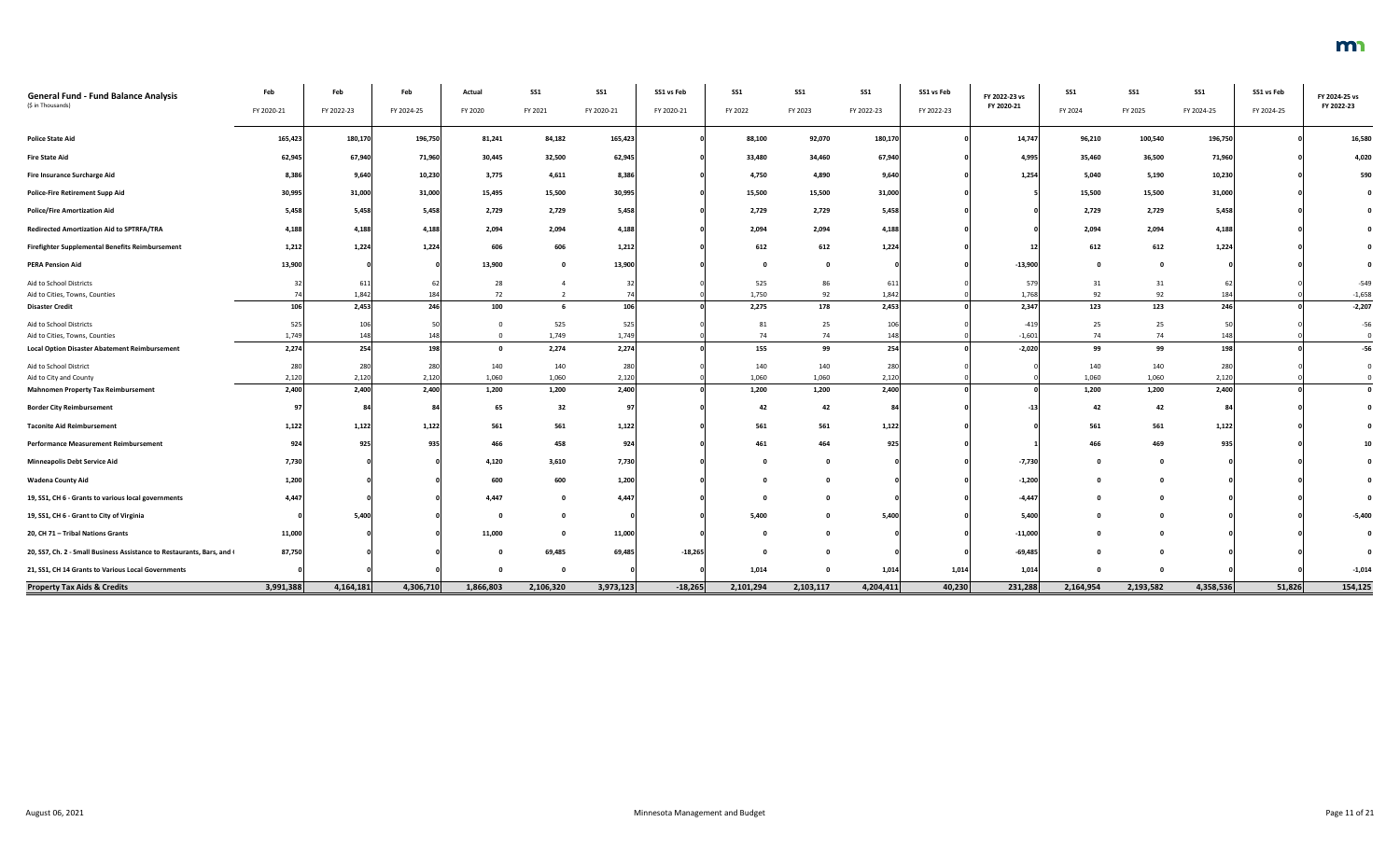| General Fund - Fund Balance Analysis<br>($ in Thousands) | Feb<br>FY 2020-21 | Feb<br>FY 2022-23 | Feb<br>FY 2024-25 | Actual<br>FY 2020 | SS1<br>FY 2021 | SS1<br>FY 2020-21 | SS1 vs Feb<br>FY 2020-21 | SS1<br>FY 2022 | SS1<br>FY 2023 | SS1<br>FY 2022-23 | SS1 vs Feb<br>FY 2022-23 | FY 2022-23 vs FY 2020-21 | SS1<br>FY 2024 | SS1<br>FY 2025 | SS1<br>FY 2024-25 | SS1 vs Feb<br>FY 2024-25 | FY 2024-25 vs FY 2022-23 |
|---|---|---|---|---|---|---|---|---|---|---|---|---|---|---|---|---|---|
| **Police State Aid** | 165,423 | 180,170 | 196,750 | 81,241 | 84,182 | 165,423 | 0 | 88,100 | 92,070 | 180,170 | 0 | 14,747 | 96,210 | 100,540 | 196,750 | 0 | 16,580 |
| **Fire State Aid** | 62,945 | 67,940 | 71,960 | 30,445 | 32,500 | 62,945 | 0 | 33,480 | 34,460 | 67,940 | 0 | 4,995 | 35,460 | 36,500 | 71,960 | 0 | 4,020 |
| **Fire Insurance Surcharge Aid** | 8,386 | 9,640 | 10,230 | 3,775 | 4,611 | 8,386 | 0 | 4,750 | 4,890 | 9,640 | 0 | 1,254 | 5,040 | 5,190 | 10,230 | 0 | 590 |
| **Police-Fire Retirement Supp Aid** | 30,995 | 31,000 | 31,000 | 15,495 | 15,500 | 30,995 | 0 | 15,500 | 15,500 | 31,000 | 0 | 5 | 15,500 | 15,500 | 31,000 | 0 | 0 |
| **Police/Fire Amortization Aid** | 5,458 | 5,458 | 5,458 | 2,729 | 2,729 | 5,458 | 0 | 2,729 | 2,729 | 5,458 | 0 | 0 | 2,729 | 2,729 | 5,458 | 0 | 0 |
| **Redirected Amortization Aid to SPTRFA/TRA** | 4,188 | 4,188 | 4,188 | 2,094 | 2,094 | 4,188 | 0 | 2,094 | 2,094 | 4,188 | 0 | 0 | 2,094 | 2,094 | 4,188 | 0 | 0 |
| **Firefighter Supplemental Benefits Reimbursement** | 1,212 | 1,224 | 1,224 | 606 | 606 | 1,212 | 0 | 612 | 612 | 1,224 | 0 | 12 | 612 | 612 | 1,224 | 0 | 0 |
| **PERA Pension Aid** | 13,900 | 0 | 0 | 13,900 | 0 | 13,900 | 0 | 0 | 0 | 0 | 0 | -13,900 | 0 | 0 | 0 | 0 | 0 |
| Aid to School Districts | 32 | 611 | 62 | 28 | 4 | 32 | 0 | 525 | 86 | 611 | 0 | 579 | 31 | 31 | 62 | 0 | -549 |
| Aid to Cities, Towns, Counties | 74 | 1,842 | 184 | 72 | 2 | 74 | 0 | 1,750 | 92 | 1,842 | 0 | 1,768 | 92 | 92 | 184 | 0 | -1,658 |
| **Disaster Credit** | 106 | 2,453 | 246 | 100 | 6 | 106 | 0 | 2,275 | 178 | 2,453 | 0 | 2,347 | 123 | 123 | 246 | 0 | -2,207 |
| Aid to School Districts | 525 | 106 | 50 | 0 | 525 | 525 | 0 | 81 | 25 | 106 | 0 | -419 | 25 | 25 | 50 | 0 | -56 |
| Aid to Cities, Towns, Counties | 1,749 | 148 | 148 | 0 | 1,749 | 1,749 | 0 | 74 | 74 | 148 | 0 | -1,601 | 74 | 74 | 148 | 0 | 0 |
| **Local Option Disaster Abatement Reimbursement** | 2,274 | 254 | 198 | 0 | 2,274 | 2,274 | 0 | 155 | 99 | 254 | 0 | -2,020 | 99 | 99 | 198 | 0 | -56 |
| Aid to School District | 280 | 280 | 280 | 140 | 140 | 280 | 0 | 140 | 140 | 280 | 0 | 0 | 140 | 140 | 280 | 0 | 0 |
| Aid to City and County | 2,120 | 2,120 | 2,120 | 1,060 | 1,060 | 2,120 | 0 | 1,060 | 1,060 | 2,120 | 0 | 0 | 1,060 | 1,060 | 2,120 | 0 | 0 |
| **Mahnomen Property Tax Reimbursement** | 2,400 | 2,400 | 2,400 | 1,200 | 1,200 | 2,400 | 0 | 1,200 | 1,200 | 2,400 | 0 | 0 | 1,200 | 1,200 | 2,400 | 0 | 0 |
| **Border City Reimbursement** | 97 | 84 | 84 | 65 | 32 | 97 | 0 | 42 | 42 | 84 | 0 | -13 | 42 | 42 | 84 | 0 | 0 |
| **Taconite Aid Reimbursement** | 1,122 | 1,122 | 1,122 | 561 | 561 | 1,122 | 0 | 561 | 561 | 1,122 | 0 | 0 | 561 | 561 | 1,122 | 0 | 0 |
| **Performance Measurement Reimbursement** | 924 | 925 | 935 | 466 | 458 | 924 | 0 | 461 | 464 | 925 | 0 | 1 | 466 | 469 | 935 | 0 | 10 |
| **Minneapolis Debt Service Aid** | 7,730 | 0 | 0 | 4,120 | 3,610 | 7,730 | 0 | 0 | 0 | 0 | 0 | -7,730 | 0 | 0 | 0 | 0 | 0 |
| **Wadena County Aid** | 1,200 | 0 | 0 | 600 | 600 | 1,200 | 0 | 0 | 0 | 0 | 0 | -1,200 | 0 | 0 | 0 | 0 | 0 |
| **19, SS1, CH 6 - Grants to various local governments** | 4,447 | 0 | 0 | 4,447 | 0 | 4,447 | 0 | 0 | 0 | 0 | 0 | -4,447 | 0 | 0 | 0 | 0 | 0 |
| **19, SS1, CH 6 - Grant to City of Virginia** | 0 | 5,400 | 0 | 0 | 0 | 0 | 0 | 5,400 | 0 | 5,400 | 0 | 5,400 | 0 | 0 | 0 | 0 | -5,400 |
| **20, CH 71 – Tribal Nations Grants** | 11,000 | 0 | 0 | 11,000 | 0 | 11,000 | 0 | 0 | 0 | 0 | 0 | -11,000 | 0 | 0 | 0 | 0 | 0 |
| **20, SS7, Ch. 2 - Small Business Assistance to Restaurants, Bars, and** | 87,750 | 0 | 0 | 0 | 69,485 | 69,485 | -18,265 | 0 | 0 | 0 | 0 | -69,485 | 0 | 0 | 0 | 0 | 0 |
| **21, SS1, CH 14 Grants to Various Local Governments** | 0 | 0 | 0 | 0 | 0 | 0 | 0 | 1,014 | 0 | 1,014 | 1,014 | 1,014 | 0 | 0 | 0 | 0 | -1,014 |
| **Property Tax Aids & Credits** | 3,991,388 | 4,164,181 | 4,306,710 | 1,866,803 | 2,106,320 | 3,973,123 | -18,265 | 2,101,294 | 2,103,117 | 4,204,411 | 40,230 | 231,288 | 2,164,954 | 2,193,582 | 4,358,536 | 51,826 | 154,125 |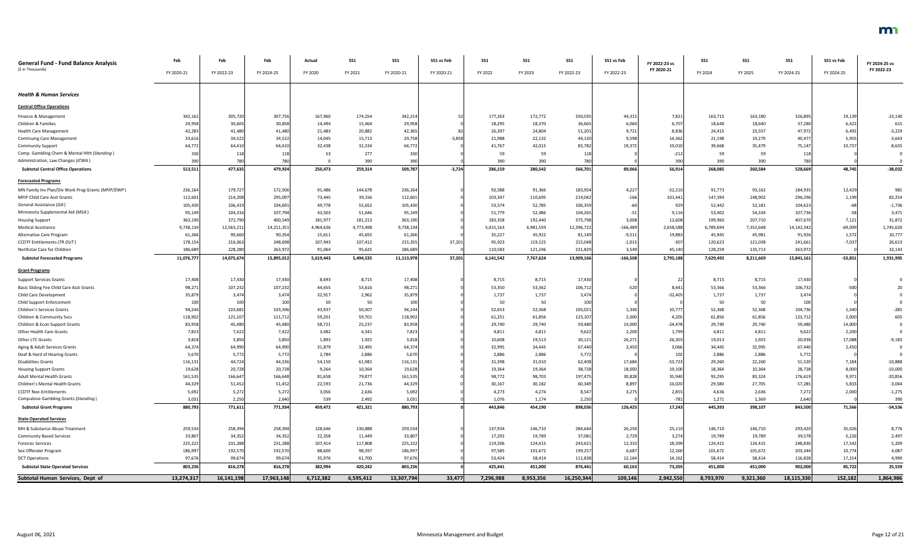| General Fund - Fund Balance Analysis ($ in Thousands) | Feb FY 2020-21 | Feb FY 2022-23 | Feb FY 2024-25 | Actual FY 2020 | SS1 FY 2021 | SS1 FY 2020-21 | SS1 vs Feb FY 2020-21 | SS1 FY 2022 | SS1 FY 2023 | SS1 FY 2022-23 | SS1 vs Feb FY 2022-23 | FY 2022-23 vs FY 2020-21 | SS1 FY 2024 | SS1 FY 2025 | SS1 FY 2024-25 | SS1 vs Feb FY 2024-25 | FY 2024-25 vs FY 2022-23 |
|---|---|---|---|---|---|---|---|---|---|---|---|---|---|---|---|---|---|
| ***Health & Human Services*** | | | | | | | | | | | | | | | | | |
| **Central Office Operations** | | | | | | | | | | | | | | | | | |
| Finance & Management | 342,162 | 305,720 | 307,756 | 167,960 | 174,254 | 342,214 | 52 | 177,263 | 172,772 | 350,035 | 44,315 | 7,821 | 163,715 | 163,180 | 326,895 | 19,139 | -23,140 |
| Children & Families | 29,958 | 30,605 | 30,858 | 14,494 | 15,464 | 29,958 | 0 | 18,295 | 18,370 | 36,665 | 6,060 | 6,707 | 18,640 | 18,640 | 37,280 | 6,422 | 615 |
| Health Care Management | 42,283 | 41,480 | 41,480 | 21,483 | 20,882 | 42,365 | 82 | 26,397 | 24,804 | 51,201 | 9,721 | 8,836 | 24,415 | 23,557 | 47,972 | 6,492 | -3,229 |
| Continuing Care Management | 33,616 | 34,522 | 34,522 | 14,045 | 15,713 | 29,758 | -3,858 | 21,988 | 22,132 | 44,120 | 9,598 | 14,362 | 21,198 | 19,279 | 40,477 | 5,955 | -3,643 |
| Community Support | 64,772 | 64,410 | 64,410 | 32,438 | 32,334 | 64,772 | 0 | 41,767 | 42,015 | 83,782 | 19,372 | 19,010 | 39,668 | 35,479 | 75,147 | 10,737 | -8,635 |
| Comp. Gambling Chem & Mental Hlth (*Standing*) | 330 | 118 | 118 | 53 | 277 | 330 | 0 | 59 | 59 | 118 | 0 | -212 | 59 | 59 | 118 | 0 | 0 |
| Administration, Law Changes (*ICWA*) | 390 | 780 | 780 | 0 | 390 | 390 | 0 | 390 | 390 | 780 | 0 | 390 | 390 | 390 | 780 | 0 | 0 |
| **Subtotal Central Office Operations** | **513,511** | **477,635** | **479,924** | **250,473** | **259,314** | **509,787** | **-3,724** | **286,159** | **280,542** | **566,701** | **89,066** | **56,914** | **268,085** | **260,584** | **528,669** | **48,745** | **-38,032** |
| **Forecasted Programs** | | | | | | | | | | | | | | | | | |
| MN Family Inv Plan/Div Work Prog Grants (*MFIP/DWP*) | 236,164 | 179,727 | 172,506 | 91,486 | 144,678 | 236,164 | 0 | 92,588 | 91,366 | 183,954 | 4,227 | -52,210 | 91,773 | 93,162 | 184,935 | 12,429 | 981 |
| MFIP Child Care Asst Grants | 112,601 | 214,208 | 295,097 | 73,445 | 39,156 | 112,601 | 0 | 103,347 | 110,695 | 214,042 | -166 | 101,441 | 147,394 | 148,902 | 296,296 | 1,199 | 82,254 |
| General Assistance (*GA*) | 105,430 | 106,419 | 104,691 | 49,778 | 55,652 | 105,430 | 0 | 53,574 | 52,785 | 106,359 | -60 | 929 | 52,442 | 52,181 | 104,623 | -68 | -1,736 |
| Minnesota Supplemental Aid (*MSA*) | 95,149 | 104,316 | 107,794 | 43,503 | 51,646 | 95,149 | 0 | 51,779 | 52,486 | 104,265 | -51 | 9,116 | 53,402 | 54,334 | 107,736 | -58 | 3,471 |
| Housing Support | 363,190 | 372,790 | 400,549 | 181,977 | 181,213 | 363,190 | 0 | 183,358 | 192,440 | 375,798 | 3,008 | 12,608 | 199,960 | 207,710 | 407,670 | 7,121 | 31,872 |
| Medical Assistance | 9,738,134 | 12,563,211 | 14,211,351 | 4,964,636 | 4,773,498 | 9,738,134 | 0 | 5,415,163 | 6,981,559 | 12,396,722 | -166,489 | 2,658,588 | 6,789,694 | 7,352,648 | 14,142,342 | -69,009 | 1,745,620 |
| Alternative Care Program | 61,266 | 90,660 | 90,354 | 15,611 | 45,655 | 61,266 | 0 | 35,227 | 45,922 | 81,149 | -9,511 | 19,883 | 45,945 | 45,981 | 91,926 | 1,572 | 10,777 |
| CCDTF Entitlements (*TR OUT*) | 178,154 | 216,063 | 248,698 | 107,943 | 107,412 | 215,355 | 37,201 | 95,923 | 119,125 | 215,048 | -1,015 | -307 | 120,623 | 121,038 | 241,661 | -7,037 | 26,613 |
| Northstar Care for Children | 186,689 | 228,280 | 263,972 | 91,064 | 95,625 | 186,689 | 0 | 110,583 | 121,246 | 231,829 | 3,549 | 45,140 | 128,259 | 135,713 | 263,972 | 0 | 32,143 |
| **Subtotal Forecasted Programs** | **11,076,777** | **14,075,674** | **15,895,012** | **5,619,443** | **5,494,535** | **11,113,978** | **37,201** | **6,141,542** | **7,767,624** | **13,909,166** | **-166,508** | **2,795,188** | **7,629,492** | **8,211,669** | **15,841,161** | **-53,851** | **1,931,995** |
| **Grant Programs** | | | | | | | | | | | | | | | | | |
| Support Services Grants | 17,408 | 17,430 | 17,430 | 8,693 | 8,715 | 17,408 | 0 | 8,715 | 8,715 | 17,430 | 0 | 22 | 8,715 | 8,715 | 17,430 | 0 | 0 |
| Basic Sliding Fee Child Care Asst Grants | 98,271 | 107,232 | 107,232 | 44,655 | 53,616 | 98,271 | 0 | 53,350 | 53,362 | 106,712 | -520 | 8,441 | 53,366 | 53,366 | 106,732 | -500 | 20 |
| Child Care Development | 35,879 | 3,474 | 3,474 | 32,917 | 2,962 | 35,879 | 0 | 1,737 | 1,737 | 3,474 | 0 | -32,405 | 1,737 | 1,737 | 3,474 | 0 | 0 |
| Child Support Enforcement | 100 | 100 | 100 | 50 | 50 | 100 | 0 | 50 | 50 | 100 | 0 | 0 | 50 | 50 | 100 | 0 | 0 |
| Children's Services Grants | 94,244 | 103,681 | 103,396 | 43,937 | 50,307 | 94,244 | 0 | 52,653 | 52,368 | 105,021 | 1,340 | 10,777 | 52,368 | 52,368 | 104,736 | 1,340 | -285 |
| Children & Community Svcs | 118,902 | 121,107 | 121,712 | 59,201 | 59,701 | 118,902 | 0 | 61,251 | 61,856 | 123,107 | 2,000 | 4,205 | 61,856 | 61,856 | 123,712 | 2,000 | 605 |
| Children & Econ Support Grants | 83,958 | 45,480 | 45,480 | 58,721 | 25,237 | 83,958 | 0 | 29,740 | 29,740 | 59,480 | 14,000 | -24,478 | 29,740 | 29,740 | 59,480 | 14,000 | 0 |
| Other Health Care Grants | 7,823 | 7,422 | 7,422 | 3,482 | 4,341 | 7,823 | 0 | 4,811 | 4,811 | 9,622 | 2,200 | 1,799 | 4,811 | 4,811 | 9,622 | 2,200 | 0 |
| Other LTC Grants | 3,818 | 3,850 | 3,850 | 1,893 | 1,925 | 3,818 | 0 | 10,608 | 19,513 | 30,121 | 26,271 | 26,303 | 19,013 | 1,925 | 20,938 | 17,088 | -9,183 |
| Aging & Adult Services Grants | 64,374 | 64,990 | 64,990 | 31,879 | 32,495 | 64,374 | 0 | 32,995 | 34,445 | 67,440 | 2,450 | 3,066 | 34,445 | 32,995 | 67,440 | 2,450 | 0 |
| Deaf & Hard of Hearing Grants | 5,670 | 5,772 | 5,772 | 2,784 | 2,886 | 5,670 | 0 | 2,886 | 2,886 | 5,772 | 0 | 102 | 2,886 | 2,886 | 5,772 | 0 | 0 |
| Disabilities Grants | 116,131 | 44,724 | 44,336 | 54,150 | 61,981 | 116,131 | 0 | 31,398 | 31,010 | 62,408 | 17,684 | -53,723 | 29,260 | 22,260 | 51,520 | 7,184 | -10,888 |
| Housing Support Grants | 19,628 | 20,728 | 20,728 | 9,264 | 10,364 | 19,628 | 0 | 19,364 | 19,364 | 38,728 | 18,000 | 19,100 | 18,364 | 10,364 | 28,728 | 8,000 | -10,000 |
| Adult Mental Health Grants | 161,535 | 166,647 | 166,648 | 81,658 | 79,877 | 161,535 | 0 | 98,772 | 98,703 | 197,475 | 30,828 | 35,940 | 93,295 | 83,324 | 176,619 | 9,971 | -20,856 |
| Children's Mental Health Grants | 44,329 | 51,452 | 51,452 | 22,593 | 21,736 | 44,329 | 0 | 30,167 | 30,182 | 60,349 | 8,897 | 16,020 | 29,580 | 27,705 | 57,285 | 5,833 | -3,064 |
| CCDTF Non-Entitlements | 5,692 | 5,272 | 5,272 | 3,056 | 2,636 | 5,692 | 0 | 4,273 | 4,274 | 8,547 | 3,275 | 2,855 | 4,636 | 2,636 | 7,272 | 2,000 | -1,275 |
| Compulsive Gambling Grants (*Standing*) | 3,031 | 2,250 | 2,640 | 539 | 2,492 | 3,031 | 0 | 1,076 | 1,174 | 2,250 | 0 | -781 | 1,271 | 1,369 | 2,640 | 0 | 390 |
| **Subtotal Grant Programs** | **880,793** | **771,611** | **771,934** | **459,472** | **421,321** | **880,793** | **0** | **443,846** | **454,190** | **898,036** | **126,425** | **17,243** | **445,393** | **398,107** | **843,500** | **71,566** | **-54,536** |
| **State Operated Services** | | | | | | | | | | | | | | | | | |
| MH & Substance Abuse Treatment | 259,534 | 258,394 | 258,394 | 128,646 | 130,888 | 259,534 | 0 | 137,934 | 146,710 | 284,644 | 26,250 | 25,110 | 146,710 | 146,710 | 293,420 | 35,026 | 8,776 |
| Community Based Services | 33,807 | 34,352 | 34,352 | 22,358 | 11,449 | 33,807 | 0 | 17,292 | 19,789 | 37,081 | 2,729 | 3,274 | 19,789 | 19,789 | 39,578 | 5,226 | 2,497 |
| Forensic Services | 225,222 | 231,288 | 231,288 | 107,414 | 117,808 | 225,222 | 0 | 119,206 | 124,415 | 243,621 | 12,333 | 18,399 | 124,415 | 124,415 | 248,830 | 17,542 | 5,209 |
| Sex Offender Program | 186,997 | 192,570 | 192,570 | 88,600 | 98,397 | 186,997 | 0 | 97,585 | 101,672 | 199,257 | 6,687 | 12,260 | 101,672 | 101,672 | 203,344 | 10,774 | 4,087 |
| DCT Operations | 97,676 | 99,674 | 99,674 | 35,976 | 61,700 | 97,676 | 0 | 53,424 | 58,414 | 111,838 | 12,164 | 14,162 | 58,414 | 58,414 | 116,828 | 17,154 | 4,990 |
| **Subtotal State Operated Services** | **803,236** | **816,278** | **816,278** | **382,994** | **420,242** | **803,236** | **0** | **425,441** | **451,000** | **876,441** | **60,163** | **73,205** | **451,000** | **451,000** | **902,000** | **85,722** | **25,559** |
| **Subtotal Human Services, Dept of** | **13,274,317** | **16,141,198** | **17,963,148** | **6,712,382** | **6,595,412** | **13,307,794** | **33,477** | **7,296,988** | **8,953,356** | **16,250,344** | **109,146** | **2,942,550** | **8,793,970** | **9,321,360** | **18,115,330** | **152,182** | **1,864,986** |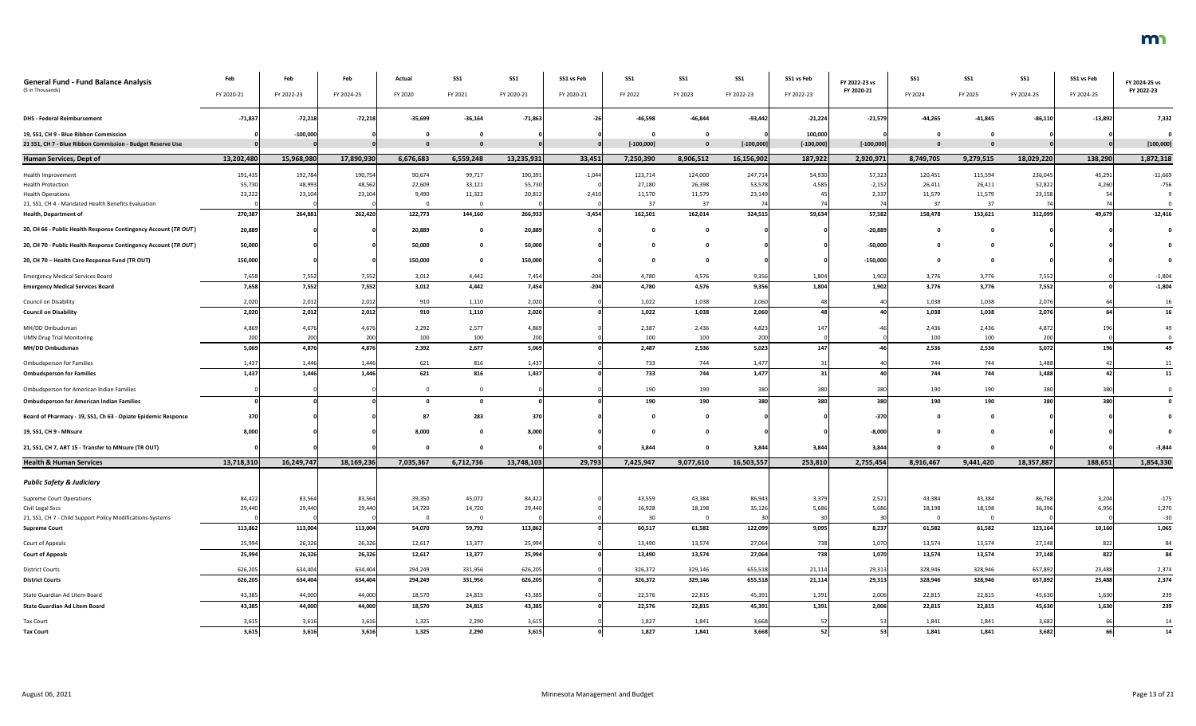| General Fund - Fund Balance Analysis ($ in Thousands) | Feb FY 2020-21 | Feb FY 2022-23 | Feb FY 2024-25 | Actual FY 2020 | SS1 FY 2021 | SS1 FY 2020-21 | SS1 vs Feb FY 2020-21 | SS1 FY 2022 | SS1 FY 2023 | SS1 FY 2022-23 | SS1 vs Feb FY 2022-23 | FY 2022-23 vs FY 2020-21 | SS1 FY 2024 | SS1 FY 2025 | SS1 FY 2024-25 | SS1 vs Feb FY 2024-25 | FY 2024-25 vs FY 2022-23 |
|---|---|---|---|---|---|---|---|---|---|---|---|---|---|---|---|---|---|
| **DHS - Federal Reimbursement** | **-71,837** | **-72,218** | **-72,218** | **-35,699** | **-36,164** | **-71,863** | **-26** | **-46,598** | **-46,844** | **-93,442** | **-21,224** | **-21,579** | **-44,265** | **-41,845** | **-86,110** | **-13,892** | **7,332** |
| **19, SS1, CH 9 - Blue Ribbon Commission** | **0** | **-100,000** | **0** | **0** | **0** | **0** | **0** | **0** | **0** | **0** | **100,000** | **0** | **0** | **0** | **0** | **0** | **0** |
| **21 SS1, CH 7 - Blue Ribbon Commission - Budget Reserve Use** | **0** | **0** | **0** | **0** | **0** | **0** | **0** | **[-100,000]** | **0** | **[-100,000]** | **[-100,000]** | **[-100,000]** | **0** | **0** | **0** | **0** | **[100,000]** |
| **Human Services, Dept of** | **13,202,480** | **15,968,980** | **17,890,930** | **6,676,683** | **6,559,248** | **13,235,931** | **33,451** | **7,250,390** | **8,906,512** | **16,156,902** | **187,922** | **2,920,971** | **8,749,705** | **9,279,515** | **18,029,220** | **138,290** | **1,872,318** |
| Health Improvement | 191,435 | 192,784 | 190,754 | 90,674 | 99,717 | 190,391 | -1,044 | 123,714 | 124,000 | 247,714 | 54,930 | 57,323 | 120,451 | 115,594 | 236,045 | 45,291 | -11,669 |
| Health Protection | 55,730 | 48,993 | 48,562 | 22,609 | 33,121 | 55,730 | 0 | 27,180 | 26,398 | 53,578 | 4,585 | -2,152 | 26,411 | 26,411 | 52,822 | 4,260 | -756 |
| Health Operations | 23,222 | 23,104 | 23,104 | 9,490 | 11,322 | 20,812 | -2,410 | 11,570 | 11,579 | 23,149 | 45 | 2,337 | 11,579 | 11,579 | 23,158 | 54 | 9 |
| 21, SS1, CH 4 - Mandated Health Benefits Evaluation | 0 | 0 | 0 | 0 | 0 | 0 | 0 | 37 | 37 | 74 | 74 | 74 | 37 | 37 | 74 | 74 | 0 |
| **Health, Department of** | **270,387** | **264,881** | **262,420** | **122,773** | **144,160** | **266,933** | **-3,454** | **162,501** | **162,014** | **324,515** | **59,634** | **57,582** | **158,478** | **153,621** | **312,099** | **49,679** | **-12,416** |
| **20, CH 66 - Public Health Response Contingency Account (*TR OUT*)** | **20,889** | **0** | **0** | **20,889** | **0** | **20,889** | **0** | **0** | **0** | **0** | **0** | **-20,889** | **0** | **0** | **0** | **0** | **0** |
| **20, CH 70 - Public Health Response Contingency Account (*TR OUT*)** | **50,000** | **0** | **0** | **50,000** | **0** | **50,000** | **0** | **0** | **0** | **0** | **0** | **-50,000** | **0** | **0** | **0** | **0** | **0** |
| **20, CH 70 – Health Care Response Fund (TR OUT)** | **150,000** | **0** | **0** | **150,000** | **0** | **150,000** | **0** | **0** | **0** | **0** | **0** | **-150,000** | **0** | **0** | **0** | **0** | **0** |
| Emergency Medical Services Board | 7,658 | 7,552 | 7,552 | 3,012 | 4,442 | 7,454 | -204 | 4,780 | 4,576 | 9,356 | 1,804 | 1,902 | 3,776 | 3,776 | 7,552 | 0 | -1,804 |
| **Emergency Medical Services Board** | **7,658** | **7,552** | **7,552** | **3,012** | **4,442** | **7,454** | **-204** | **4,780** | **4,576** | **9,356** | **1,804** | **1,902** | **3,776** | **3,776** | **7,552** | **0** | **-1,804** |
| Council on Disability | 2,020 | 2,012 | 2,012 | 910 | 1,110 | 2,020 | 0 | 1,022 | 1,038 | 2,060 | 48 | 40 | 1,038 | 1,038 | 2,076 | 64 | 16 |
| **Council on Disability** | **2,020** | **2,012** | **2,012** | **910** | **1,110** | **2,020** | **0** | **1,022** | **1,038** | **2,060** | **48** | **40** | **1,038** | **1,038** | **2,076** | **64** | **16** |
| MH/DD Ombudsman | 4,869 | 4,676 | 4,676 | 2,292 | 2,577 | 4,869 | 0 | 2,387 | 2,436 | 4,823 | 147 | -46 | 2,436 | 2,436 | 4,872 | 196 | 49 |
| UMN Drug Trial Monitoring | 200 | 200 | 200 | 100 | 100 | 200 | 0 | 100 | 100 | 200 | 0 | 0 | 100 | 100 | 200 | 0 | 0 |
| **MH/DD Ombudsman** | **5,069** | **4,876** | **4,876** | **2,392** | **2,677** | **5,069** | **0** | **2,487** | **2,536** | **5,023** | **147** | **-46** | **2,536** | **2,536** | **5,072** | **196** | **49** |
| Ombudsperson for Families | 1,437 | 1,446 | 1,446 | 621 | 816 | 1,437 | 0 | 733 | 744 | 1,477 | 31 | 40 | 744 | 744 | 1,488 | 42 | 11 |
| **Ombudsperson for Families** | **1,437** | **1,446** | **1,446** | **621** | **816** | **1,437** | **0** | **733** | **744** | **1,477** | **31** | **40** | **744** | **744** | **1,488** | **42** | **11** |
| Ombudsperson for American Indian Families | 0 | 0 | 0 | 0 | 0 | 0 | 0 | 190 | 190 | 380 | 380 | 380 | 190 | 190 | 380 | 380 | 0 |
| **Ombudsperson for American Indian Families** | **0** | **0** | **0** | **0** | **0** | **0** | **0** | **190** | **190** | **380** | **380** | **380** | **190** | **190** | **380** | **380** | **0** |
| **Board of Pharmacy - 19, SS1, Ch 63 - Opiate Epidemic Response** | **370** | **0** | **0** | **87** | **283** | **370** | **0** | **0** | **0** | **0** | **0** | **-370** | **0** | **0** | **0** | **0** | **0** |
| **19, SS1, CH 9 - MNsure** | **8,000** | **0** | **0** | **8,000** | **0** | **8,000** | **0** | **0** | **0** | **0** | **0** | **-8,000** | **0** | **0** | **0** | **0** | **0** |
| **21, SS1, CH 7, ART 15 - Transfer to MNsure (TR OUT)** | **0** | **0** | **0** | **0** | **0** | **0** | **0** | **3,844** | **0** | **3,844** | **3,844** | **3,844** | **0** | **0** | **0** | **0** | **-3,844** |
| **Health & Human Services** | **13,718,310** | **16,249,747** | **18,169,236** | **7,035,367** | **6,712,736** | **13,748,103** | **29,793** | **7,425,947** | **9,077,610** | **16,503,557** | **253,810** | **2,755,454** | **8,916,467** | **9,441,420** | **18,357,887** | **188,651** | **1,854,330** |
| ***Public Safety & Judiciary*** | | | | | | | | | | | | | | | | | |
| Supreme Court Operations | 84,422 | 83,564 | 83,564 | 39,350 | 45,072 | 84,422 | 0 | 43,559 | 43,384 | 86,943 | 3,379 | 2,521 | 43,384 | 43,384 | 86,768 | 3,204 | -175 |
| Civil Legal Svcs | 29,440 | 29,440 | 29,440 | 14,720 | 14,720 | 29,440 | 0 | 16,928 | 18,198 | 35,126 | 5,686 | 5,686 | 18,198 | 18,198 | 36,396 | 6,956 | 1,270 |
| 21, SS1, CH 7 - Child Support Policy Modifications-Systems | 0 | 0 | 0 | 0 | 0 | 0 | 0 | 30 | 0 | 30 | 30 | 30 | 0 | 0 | 0 | 0 | -30 |
| **Supreme Court** | **113,862** | **113,004** | **113,004** | **54,070** | **59,792** | **113,862** | **0** | **60,517** | **61,582** | **122,099** | **9,095** | **8,237** | **61,582** | **61,582** | **123,164** | **10,160** | **1,065** |
| Court of Appeals | 25,994 | 26,326 | 26,326 | 12,617 | 13,377 | 25,994 | 0 | 13,490 | 13,574 | 27,064 | 738 | 1,070 | 13,574 | 13,574 | 27,148 | 822 | 84 |
| **Court of Appeals** | **25,994** | **26,326** | **26,326** | **12,617** | **13,377** | **25,994** | **0** | **13,490** | **13,574** | **27,064** | **738** | **1,070** | **13,574** | **13,574** | **27,148** | **822** | **84** |
| District Courts | 626,205 | 634,404 | 634,404 | 294,249 | 331,956 | 626,205 | 0 | 326,372 | 329,146 | 655,518 | 21,114 | 29,313 | 328,946 | 328,946 | 657,892 | 23,488 | 2,374 |
| **District Courts** | **626,205** | **634,404** | **634,404** | **294,249** | **331,956** | **626,205** | **0** | **326,372** | **329,146** | **655,518** | **21,114** | **29,313** | **328,946** | **328,946** | **657,892** | **23,488** | **2,374** |
| State Guardian Ad Litem Board | 43,385 | 44,000 | 44,000 | 18,570 | 24,815 | 43,385 | 0 | 22,576 | 22,815 | 45,391 | 1,391 | 2,006 | 22,815 | 22,815 | 45,630 | 1,630 | 239 |
| **State Guardian Ad Litem Board** | **43,385** | **44,000** | **44,000** | **18,570** | **24,815** | **43,385** | **0** | **22,576** | **22,815** | **45,391** | **1,391** | **2,006** | **22,815** | **22,815** | **45,630** | **1,630** | **239** |
| Tax Court | 3,615 | 3,616 | 3,616 | 1,325 | 2,290 | 3,615 | 0 | 1,827 | 1,841 | 3,668 | 52 | 53 | 1,841 | 1,841 | 3,682 | 66 | 14 |
| **Tax Court** | **3,615** | **3,616** | **3,616** | **1,325** | **2,290** | **3,615** | **0** | **1,827** | **1,841** | **3,668** | **52** | **53** | **1,841** | **1,841** | **3,682** | **66** | **14** |

August 06, 2021 — Minnesota Management and Budget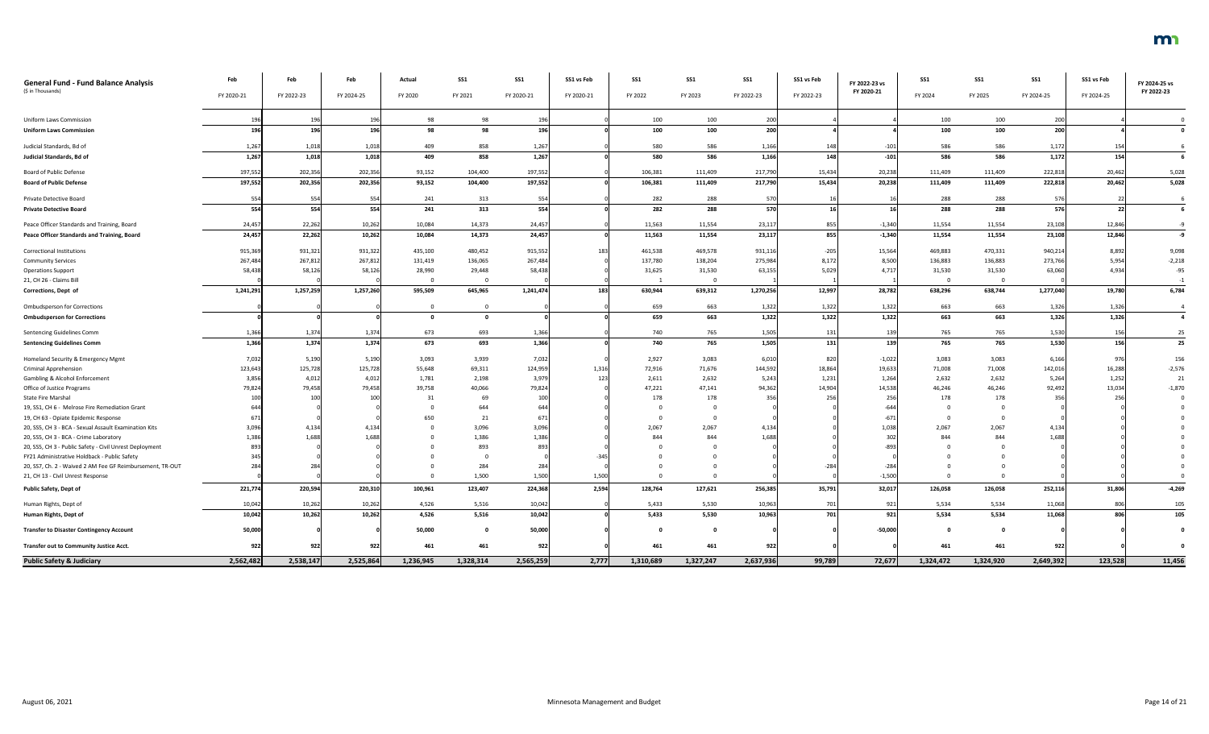# General Fund - Fund Balance Analysis

($ in Thousands)

| | Feb FY 2020-21 | Feb FY 2022-23 | Feb FY 2024-25 | Actual FY 2020 | SS1 FY 2021 | SS1 FY 2020-21 | SS1 vs Feb FY 2020-21 | SS1 FY 2022 | SS1 FY 2023 | SS1 FY 2022-23 | SS1 vs Feb FY 2022-23 | FY 2022-23 vs FY 2020-21 | SS1 FY 2024 | SS1 FY 2025 | SS1 FY 2024-25 | SS1 vs Feb FY 2024-25 | FY 2024-25 vs FY 2022-23 |
|---|---|---|---|---|---|---|---|---|---|---|---|---|---|---|---|---|---|
| Uniform Laws Commission | 196 | 196 | 196 | 98 | 98 | 196 | 0 | 100 | 100 | 200 | 4 | 4 | 100 | 100 | 200 | 4 | 0 |
| **Uniform Laws Commission** | **196** | **196** | **196** | **98** | **98** | **196** | **0** | **100** | **100** | **200** | **4** | **4** | **100** | **100** | **200** | **4** | **0** |
| Judicial Standards, Bd of | 1,267 | 1,018 | 1,018 | 409 | 858 | 1,267 | 0 | 580 | 586 | 1,166 | 148 | -101 | 586 | 586 | 1,172 | 154 | 6 |
| **Judicial Standards, Bd of** | **1,267** | **1,018** | **1,018** | **409** | **858** | **1,267** | **0** | **580** | **586** | **1,166** | **148** | **-101** | **586** | **586** | **1,172** | **154** | **6** |
| Board of Public Defense | 197,552 | 202,356 | 202,356 | 93,152 | 104,400 | 197,552 | 0 | 106,381 | 111,409 | 217,790 | 15,434 | 20,238 | 111,409 | 111,409 | 222,818 | 20,462 | 5,028 |
| **Board of Public Defense** | **197,552** | **202,356** | **202,356** | **93,152** | **104,400** | **197,552** | **0** | **106,381** | **111,409** | **217,790** | **15,434** | **20,238** | **111,409** | **111,409** | **222,818** | **20,462** | **5,028** |
| Private Detective Board | 554 | 554 | 554 | 241 | 313 | 554 | 0 | 282 | 288 | 570 | 16 | 16 | 288 | 288 | 576 | 22 | 6 |
| **Private Detective Board** | **554** | **554** | **554** | **241** | **313** | **554** | **0** | **282** | **288** | **570** | **16** | **16** | **288** | **288** | **576** | **22** | **6** |
| Peace Officer Standards and Training, Board | 24,457 | 22,262 | 10,262 | 10,084 | 14,373 | 24,457 | 0 | 11,563 | 11,554 | 23,117 | 855 | -1,340 | 11,554 | 11,554 | 23,108 | 12,846 | -9 |
| **Peace Officer Standards and Training, Board** | **24,457** | **22,262** | **10,262** | **10,084** | **14,373** | **24,457** | **0** | **11,563** | **11,554** | **23,117** | **855** | **-1,340** | **11,554** | **11,554** | **23,108** | **12,846** | **-9** |
| Correctional Institutions | 915,369 | 931,321 | 931,322 | 435,100 | 480,452 | 915,552 | 183 | 461,538 | 469,578 | 931,116 | -205 | 15,564 | 469,883 | 470,331 | 940,214 | 8,892 | 9,098 |
| Community Services | 267,484 | 267,812 | 267,812 | 131,419 | 136,065 | 267,484 | 0 | 137,780 | 138,204 | 275,984 | 8,172 | 8,500 | 136,883 | 136,883 | 273,766 | 5,954 | -2,218 |
| Operations Support | 58,438 | 58,126 | 58,126 | 28,990 | 29,448 | 58,438 | 0 | 31,625 | 31,530 | 63,155 | 5,029 | 4,717 | 31,530 | 31,530 | 63,060 | 4,934 | -95 |
| 21, CH 26 - Claims Bill | 0 | 0 | 0 | 0 | 0 | 0 | 0 | 1 | 0 | 1 | 1 | 1 | 0 | 0 | 0 | 0 | -1 |
| **Corrections, Dept of** | **1,241,291** | **1,257,259** | **1,257,260** | **595,509** | **645,965** | **1,241,474** | **183** | **630,944** | **639,312** | **1,270,256** | **12,997** | **28,782** | **638,296** | **638,744** | **1,277,040** | **19,780** | **6,784** |
| Ombudsperson for Corrections | 0 | 0 | 0 | 0 | 0 | 0 | 0 | 659 | 663 | 1,322 | 1,322 | 1,322 | 663 | 663 | 1,326 | 1,326 | 4 |
| **Ombudsperson for Corrections** | **0** | **0** | **0** | **0** | **0** | **0** | **0** | **659** | **663** | **1,322** | **1,322** | **1,322** | **663** | **663** | **1,326** | **1,326** | **4** |
| Sentencing Guidelines Comm | 1,366 | 1,374 | 1,374 | 673 | 693 | 1,366 | 0 | 740 | 765 | 1,505 | 131 | 139 | 765 | 765 | 1,530 | 156 | 25 |
| **Sentencing Guidelines Comm** | **1,366** | **1,374** | **1,374** | **673** | **693** | **1,366** | **0** | **740** | **765** | **1,505** | **131** | **139** | **765** | **765** | **1,530** | **156** | **25** |
| Homeland Security & Emergency Mgmt | 7,032 | 5,190 | 5,190 | 3,093 | 3,939 | 7,032 | 0 | 2,927 | 3,083 | 6,010 | 820 | -1,022 | 3,083 | 3,083 | 6,166 | 976 | 156 |
| Criminal Apprehension | 123,643 | 125,728 | 125,728 | 55,648 | 69,311 | 124,959 | 1,316 | 72,916 | 71,676 | 144,592 | 18,864 | 19,633 | 71,008 | 71,008 | 142,016 | 16,288 | -2,576 |
| Gambling & Alcohol Enforcement | 3,856 | 4,012 | 4,012 | 1,781 | 2,198 | 3,979 | 123 | 2,611 | 2,632 | 5,243 | 1,231 | 1,264 | 2,632 | 2,632 | 5,264 | 1,252 | 21 |
| Office of Justice Programs | 79,824 | 79,458 | 79,458 | 39,758 | 40,066 | 79,824 | 0 | 47,221 | 47,141 | 94,362 | 14,904 | 14,538 | 46,246 | 46,246 | 92,492 | 13,034 | -1,870 |
| State Fire Marshal | 100 | 100 | 100 | 31 | 69 | 100 | 0 | 178 | 178 | 356 | 256 | 256 | 178 | 178 | 356 | 256 | 0 |
| 19, SS1, CH 6 - Melrose Fire Remediation Grant | 644 | 0 | 0 | 0 | 644 | 644 | 0 | 0 | 0 | 0 | 0 | -644 | 0 | 0 | 0 | 0 | 0 |
| 19, CH 63 - Opiate Epidemic Response | 671 | 0 | 0 | 650 | 21 | 671 | 0 | 0 | 0 | 0 | 0 | -671 | 0 | 0 | 0 | 0 | 0 |
| 20, SS5, CH 3 - BCA - Sexual Assault Examination Kits | 3,096 | 4,134 | 4,134 | 0 | 3,096 | 3,096 | 0 | 2,067 | 2,067 | 4,134 | 0 | 1,038 | 2,067 | 2,067 | 4,134 | 0 | 0 |
| 20, SS5, CH 3 - BCA - Crime Laboratory | 1,386 | 1,688 | 1,688 | 0 | 1,386 | 1,386 | 0 | 844 | 844 | 1,688 | 0 | 302 | 844 | 844 | 1,688 | 0 | 0 |
| 20, SS5, CH 3 - Public Safety - Civil Unrest Deployment | 893 | 0 | 0 | 0 | 893 | 893 | 0 | 0 | 0 | 0 | 0 | -893 | 0 | 0 | 0 | 0 | 0 |
| FY21 Administrative Holdback - Public Safety | 345 | 0 | 0 | 0 | 0 | 0 | -345 | 0 | 0 | 0 | 0 | 0 | 0 | 0 | 0 | 0 | 0 |
| 20, SS7, Ch. 2 - Waived 2 AM Fee GF Reimbursement, TR-OUT | 284 | 284 | 0 | 0 | 284 | 284 | 0 | 0 | 0 | 0 | -284 | -284 | 0 | 0 | 0 | 0 | 0 |
| 21, CH 13 - Civil Unrest Response | 0 | 0 | 0 | 0 | 1,500 | 1,500 | 1,500 | 0 | 0 | 0 | 0 | -1,500 | 0 | 0 | 0 | 0 | 0 |
| **Public Safety, Dept of** | **221,774** | **220,594** | **220,310** | **100,961** | **123,407** | **224,368** | **2,594** | **128,764** | **127,621** | **256,385** | **35,791** | **32,017** | **126,058** | **126,058** | **252,116** | **31,806** | **-4,269** |
| Human Rights, Dept of | 10,042 | 10,262 | 10,262 | 4,526 | 5,516 | 10,042 | 0 | 5,433 | 5,530 | 10,963 | 701 | 921 | 5,534 | 5,534 | 11,068 | 806 | 105 |
| **Human Rights, Dept of** | **10,042** | **10,262** | **10,262** | **4,526** | **5,516** | **10,042** | **0** | **5,433** | **5,530** | **10,963** | **701** | **921** | **5,534** | **5,534** | **11,068** | **806** | **105** |
| **Transfer to Disaster Contingency Account** | **50,000** | **0** | **0** | **50,000** | **0** | **50,000** | **0** | **0** | **0** | **0** | **0** | **-50,000** | **0** | **0** | **0** | **0** | **0** |
| **Transfer out to Community Justice Acct.** | **922** | **922** | **922** | **461** | **461** | **922** | **0** | **461** | **461** | **922** | **0** | **0** | **461** | **461** | **922** | **0** | **0** |
| **Public Safety & Judiciary** | **2,562,482** | **2,538,147** | **2,525,864** | **1,236,945** | **1,328,314** | **2,565,259** | **2,777** | **1,310,689** | **1,327,247** | **2,637,936** | **99,789** | **72,677** | **1,324,472** | **1,324,920** | **2,649,392** | **123,528** | **11,456** |

August 06, 2021 — Minnesota Management and Budget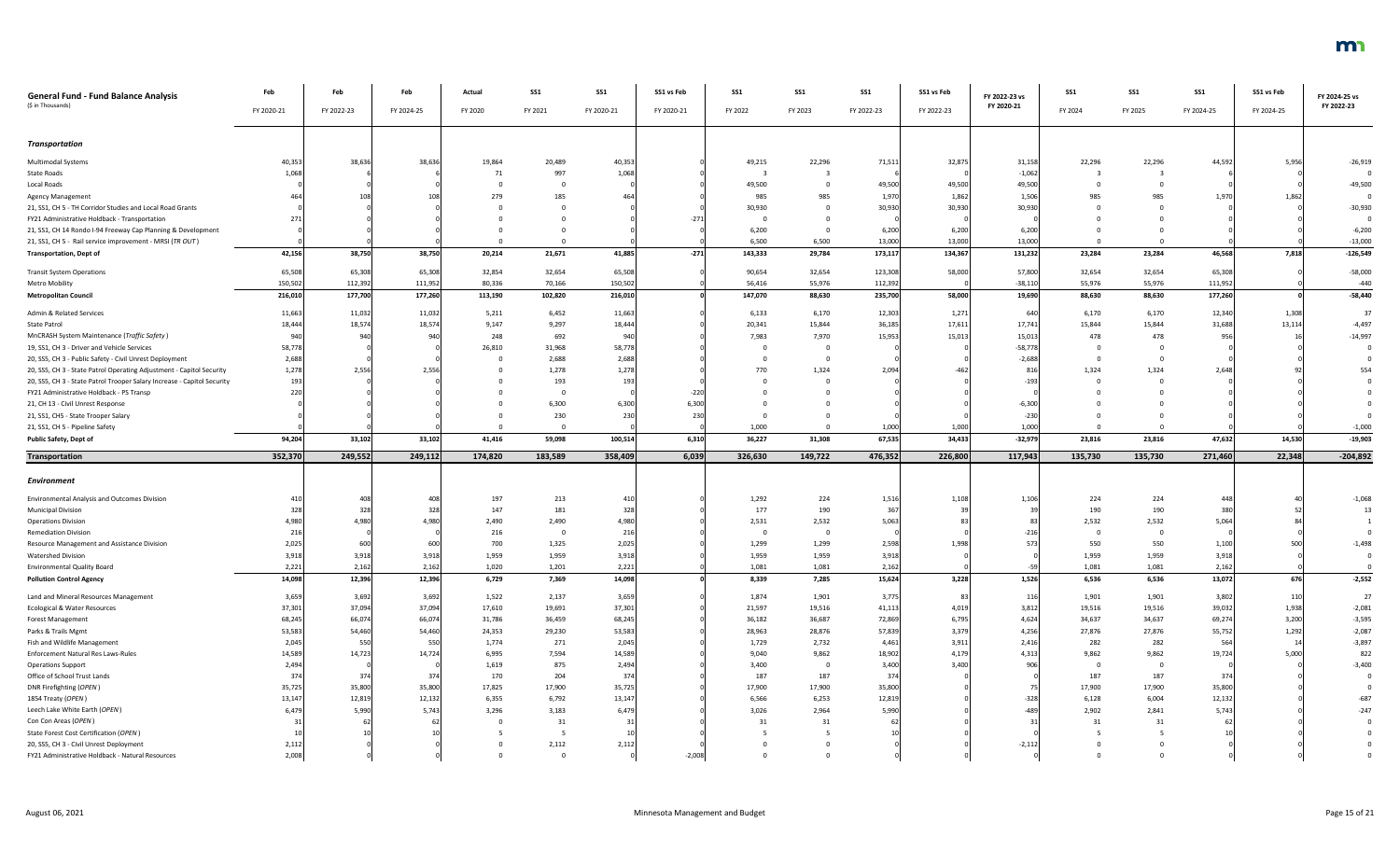| General Fund - Fund Balance Analysis ($ in Thousands) | Feb FY 2020-21 | Feb FY 2022-23 | Feb FY 2024-25 | Actual FY 2020 | SS1 FY 2021 | SS1 FY 2020-21 | SS1 vs Feb FY 2020-21 | SS1 FY 2022 | SS1 FY 2023 | SS1 FY 2022-23 | SS1 vs Feb FY 2022-23 | FY 2022-23 vs FY 2020-21 | SS1 FY 2024 | SS1 FY 2025 | SS1 FY 2024-25 | SS1 vs Feb FY 2024-25 | FY 2024-25 vs FY 2022-23 |
|---|---|---|---|---|---|---|---|---|---|---|---|---|---|---|---|---|---|
| ***Transportation*** | | | | | | | | | | | | | | | | | |
| Multimodal Systems | 40,353 | 38,636 | 38,636 | 19,864 | 20,489 | 40,353 | 0 | 49,215 | 22,296 | 71,511 | 32,875 | 31,158 | 22,296 | 22,296 | 44,592 | 5,956 | -26,919 |
| State Roads | 1,068 | 6 | 6 | 71 | 997 | 1,068 | 0 | 3 | 3 | 6 | 0 | -1,062 | 3 | 3 | 6 | 0 | 0 |
| Local Roads | 0 | 0 | 0 | 0 | 0 | 0 | 0 | 49,500 | 0 | 49,500 | 49,500 | 49,500 | 0 | 0 | 0 | 0 | -49,500 |
| Agency Management | 464 | 108 | 108 | 279 | 185 | 464 | 0 | 985 | 985 | 1,970 | 1,862 | 1,506 | 985 | 985 | 1,970 | 1,862 | 0 |
| 21, SS1, CH 5 - TH Corridor Studies and Local Road Grants | 0 | 0 | 0 | 0 | 0 | 0 | 0 | 30,930 | 0 | 30,930 | 30,930 | 30,930 | 0 | 0 | 0 | 0 | -30,930 |
| FY21 Administrative Holdback - Transportation | 271 | 0 | 0 | 0 | 0 | 0 | -271 | 0 | 0 | 0 | 0 | 0 | 0 | 0 | 0 | 0 | 0 |
| 21, SS1, CH 14 Rondo I-94 Freeway Cap Planning & Development | 0 | 0 | 0 | 0 | 0 | 0 | 0 | 6,200 | 0 | 6,200 | 6,200 | 6,200 | 0 | 0 | 0 | 0 | -6,200 |
| 21, SS1, CH 5 - Rail service improvement - MRSI (*TR OUT*) | 0 | 0 | 0 | 0 | 0 | 0 | 0 | 6,500 | 6,500 | 13,000 | 13,000 | 13,000 | 0 | 0 | 0 | 0 | -13,000 |
| **Transportation, Dept of** | **42,156** | **38,750** | **38,750** | **20,214** | **21,671** | **41,885** | **-271** | **143,333** | **29,784** | **173,117** | **134,367** | **131,232** | **23,284** | **23,284** | **46,568** | **7,818** | **-126,549** |
| Transit System Operations | 65,508 | 65,308 | 65,308 | 32,854 | 32,654 | 65,508 | 0 | 90,654 | 32,654 | 123,308 | 58,000 | 57,800 | 32,654 | 32,654 | 65,308 | 0 | -58,000 |
| Metro Mobility | 150,502 | 112,392 | 111,952 | 80,336 | 70,166 | 150,502 | 0 | 56,416 | 55,976 | 112,392 | 0 | -38,110 | 55,976 | 55,976 | 111,952 | 0 | -440 |
| **Metropolitan Council** | **216,010** | **177,700** | **177,260** | **113,190** | **102,820** | **216,010** | **0** | **147,070** | **88,630** | **235,700** | **58,000** | **19,690** | **88,630** | **88,630** | **177,260** | **0** | **-58,440** |
| Admin & Related Services | 11,663 | 11,032 | 11,032 | 5,211 | 6,452 | 11,663 | 0 | 6,133 | 6,170 | 12,303 | 1,271 | 640 | 6,170 | 6,170 | 12,340 | 1,308 | 37 |
| State Patrol | 18,444 | 18,574 | 18,574 | 9,147 | 9,297 | 18,444 | 0 | 20,341 | 15,844 | 36,185 | 17,611 | 17,741 | 15,844 | 15,844 | 31,688 | 13,114 | -4,497 |
| MnCRASH System Maintenance (*Traffic Safety*) | 940 | 940 | 940 | 248 | 692 | 940 | 0 | 7,983 | 7,970 | 15,953 | 15,013 | 15,013 | 478 | 478 | 956 | 16 | -14,997 |
| 19, SS1, CH 3 - Driver and Vehicle Services | 58,778 | 0 | 0 | 26,810 | 31,968 | 58,778 | 0 | 0 | 0 | 0 | 0 | -58,778 | 0 | 0 | 0 | 0 | 0 |
| 20, SS5, CH 3 - Public Safety - Civil Unrest Deployment | 2,688 | 0 | 0 | 0 | 2,688 | 2,688 | 0 | 0 | 0 | 0 | 0 | -2,688 | 0 | 0 | 0 | 0 | 0 |
| 20, SS5, CH 3 - State Patrol Operating Adjustment - Capitol Security | 1,278 | 2,556 | 2,556 | 0 | 1,278 | 1,278 | 0 | 770 | 1,324 | 2,094 | -462 | 816 | 1,324 | 1,324 | 2,648 | 92 | 554 |
| 20, SS5, CH 3 - State Patrol Trooper Salary Increase - Capitol Security | 193 | 0 | 0 | 0 | 193 | 193 | 0 | 0 | 0 | 0 | 0 | -193 | 0 | 0 | 0 | 0 | 0 |
| FY21 Administrative Holdback - PS Transp | 220 | 0 | 0 | 0 | 0 | 0 | -220 | 0 | 0 | 0 | 0 | 0 | 0 | 0 | 0 | 0 | 0 |
| 21, CH 13 - Civil Unrest Response | 0 | 0 | 0 | 0 | 6,300 | 6,300 | 6,300 | 0 | 0 | 0 | 0 | -6,300 | 0 | 0 | 0 | 0 | 0 |
| 21, SS1, CH5 - State Trooper Salary | 0 | 0 | 0 | 0 | 230 | 230 | 230 | 0 | 0 | 0 | 0 | -230 | 0 | 0 | 0 | 0 | 0 |
| 21, SS1, CH 5 - Pipeline Safety | 0 | 0 | 0 | 0 | 0 | 0 | 0 | 1,000 | 0 | 1,000 | 1,000 | 1,000 | 0 | 0 | 0 | 0 | -1,000 |
| **Public Safety, Dept of** | **94,204** | **33,102** | **33,102** | **41,416** | **59,098** | **100,514** | **6,310** | **36,227** | **31,308** | **67,535** | **34,433** | **-32,979** | **23,816** | **23,816** | **47,632** | **14,530** | **-19,903** |
| **Transportation** | **352,370** | **249,552** | **249,112** | **174,820** | **183,589** | **358,409** | **6,039** | **326,630** | **149,722** | **476,352** | **226,800** | **117,943** | **135,730** | **135,730** | **271,460** | **22,348** | **-204,892** |
| ***Environment*** | | | | | | | | | | | | | | | | | |
| Environmental Analysis and Outcomes Division | 410 | 408 | 408 | 197 | 213 | 410 | 0 | 1,292 | 224 | 1,516 | 1,108 | 1,106 | 224 | 224 | 448 | 40 | -1,068 |
| Municipal Division | 328 | 328 | 328 | 147 | 181 | 328 | 0 | 177 | 190 | 367 | 39 | 39 | 190 | 190 | 380 | 52 | 13 |
| Operations Division | 4,980 | 4,980 | 4,980 | 2,490 | 2,490 | 4,980 | 0 | 2,531 | 2,532 | 5,063 | 83 | 83 | 2,532 | 2,532 | 5,064 | 84 | 1 |
| Remediation Division | 216 | 0 | 0 | 216 | 0 | 216 | 0 | 0 | 0 | 0 | 0 | -216 | 0 | 0 | 0 | 0 | 0 |
| Resource Management and Assistance Division | 2,025 | 600 | 600 | 700 | 1,325 | 2,025 | 0 | 1,299 | 1,299 | 2,598 | 1,998 | 573 | 550 | 550 | 1,100 | 500 | -1,498 |
| Watershed Division | 3,918 | 3,918 | 3,918 | 1,959 | 1,959 | 3,918 | 0 | 1,959 | 1,959 | 3,918 | 0 | 0 | 1,959 | 1,959 | 3,918 | 0 | 0 |
| Environmental Quality Board | 2,221 | 2,162 | 2,162 | 1,020 | 1,201 | 2,221 | 0 | 1,081 | 1,081 | 2,162 | 0 | -59 | 1,081 | 1,081 | 2,162 | 0 | 0 |
| **Pollution Control Agency** | **14,098** | **12,396** | **12,396** | **6,729** | **7,369** | **14,098** | **0** | **8,339** | **7,285** | **15,624** | **3,228** | **1,526** | **6,536** | **6,536** | **13,072** | **676** | **-2,552** |
| Land and Mineral Resources Management | 3,659 | 3,692 | 3,692 | 1,522 | 2,137 | 3,659 | 0 | 1,874 | 1,901 | 3,775 | 83 | 116 | 1,901 | 1,901 | 3,802 | 110 | 27 |
| Ecological & Water Resources | 37,301 | 37,094 | 37,094 | 17,610 | 19,691 | 37,301 | 0 | 21,597 | 19,516 | 41,113 | 4,019 | 3,812 | 19,516 | 19,516 | 39,032 | 1,938 | -2,081 |
| Forest Management | 68,245 | 66,074 | 66,074 | 31,786 | 36,459 | 68,245 | 0 | 36,182 | 36,687 | 72,869 | 6,795 | 4,624 | 34,637 | 34,637 | 69,274 | 3,200 | -3,595 |
| Parks & Trails Mgmt | 53,583 | 54,460 | 54,460 | 24,353 | 29,230 | 53,583 | 0 | 28,963 | 28,876 | 57,839 | 3,379 | 4,256 | 27,876 | 27,876 | 55,752 | 1,292 | -2,087 |
| Fish and Wildlife Management | 2,045 | 550 | 550 | 1,774 | 271 | 2,045 | 0 | 1,729 | 2,732 | 4,461 | 3,911 | 2,416 | 282 | 282 | 564 | 14 | -3,897 |
| Enforcement Natural Res Laws-Rules | 14,589 | 14,723 | 14,724 | 6,995 | 7,594 | 14,589 | 0 | 9,040 | 9,862 | 18,902 | 4,179 | 4,313 | 9,862 | 9,862 | 19,724 | 5,000 | 822 |
| Operations Support | 2,494 | 0 | 0 | 1,619 | 875 | 2,494 | 0 | 3,400 | 0 | 3,400 | 3,400 | 906 | 0 | 0 | 0 | 0 | -3,400 |
| Office of School Trust Lands | 374 | 374 | 374 | 170 | 204 | 374 | 0 | 187 | 187 | 374 | 0 | 0 | 187 | 187 | 374 | 0 | 0 |
| DNR Firefighting (*OPEN*) | 35,725 | 35,800 | 35,800 | 17,825 | 17,900 | 35,725 | 0 | 17,900 | 17,900 | 35,800 | 0 | 75 | 17,900 | 17,900 | 35,800 | 0 | 0 |
| 1854 Treaty (*OPEN*) | 13,147 | 12,819 | 12,132 | 6,355 | 6,792 | 13,147 | 0 | 6,566 | 6,253 | 12,819 | 0 | -328 | 6,128 | 6,004 | 12,132 | 0 | -687 |
| Leech Lake White Earth (*OPEN*) | 6,479 | 5,990 | 5,743 | 3,296 | 3,183 | 6,479 | 0 | 3,026 | 2,964 | 5,990 | 0 | -489 | 2,902 | 2,841 | 5,743 | 0 | -247 |
| Con Con Areas (*OPEN*) | 31 | 62 | 62 | 0 | 31 | 31 | 0 | 31 | 31 | 62 | 0 | 31 | 31 | 31 | 62 | 0 | 0 |
| State Forest Cost Certification (*OPEN*) | 10 | 10 | 10 | 5 | 5 | 10 | 0 | 5 | 5 | 10 | 0 | 0 | 5 | 5 | 10 | 0 | 0 |
| 20, SS5, CH 3 - Civil Unrest Deployment | 2,112 | 0 | 0 | 0 | 2,112 | 2,112 | 0 | 0 | 0 | 0 | 0 | -2,112 | 0 | 0 | 0 | 0 | 0 |
| FY21 Administrative Holdback - Natural Resources | 2,008 | 0 | 0 | 0 | 0 | 0 | -2,008 | 0 | 0 | 0 | 0 | 0 | 0 | 0 | 0 | 0 | 0 |

August 06, 2021 — Minnesota Management and Budget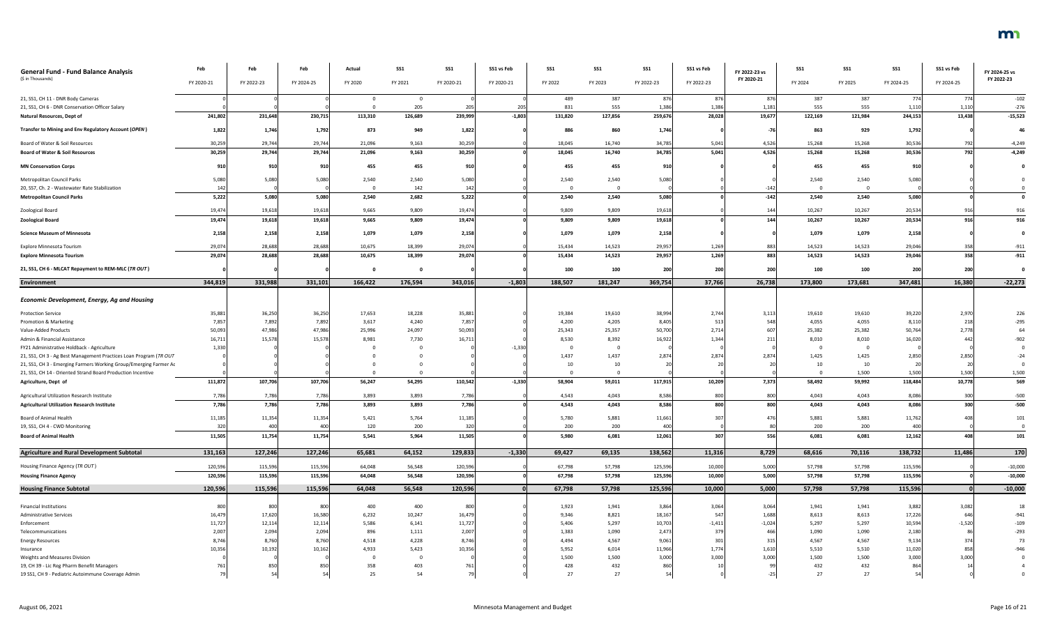| General Fund - Fund Balance Analysis<br>($ in Thousands) | Feb<br>FY 2020-21 | Feb<br>FY 2022-23 | Feb<br>FY 2024-25 | Actual<br>FY 2020 | SS1<br>FY 2021 | SS1<br>FY 2020-21 | SS1 vs Feb<br>FY 2020-21 | SS1<br>FY 2022 | SS1<br>FY 2023 | SS1<br>FY 2022-23 | SS1 vs Feb<br>FY 2022-23 | FY 2022-23 vs<br>FY 2020-21 | SS1<br>FY 2024 | SS1<br>FY 2025 | SS1<br>FY 2024-25 | SS1 vs Feb<br>FY 2024-25 | FY 2024-25 vs<br>FY 2022-23 |
|---|---|---|---|---|---|---|---|---|---|---|---|---|---|---|---|---|---|
| 21, SS1, CH 11 - DNR Body Cameras | 0 | 0 | 0 | 0 | 0 | 0 | 0 | 489 | 387 | 876 | 876 | 876 | 387 | 387 | 774 | 774 | -102 |
| 21, SS1, CH 6 - DNR Conservation Officer Salary | 0 | 0 | 0 | 0 | 205 | 205 | 205 | 831 | 555 | 1,386 | 1,386 | 1,181 | 555 | 555 | 1,110 | 1,110 | -276 |
| **Natural Resources, Dept of** | **241,802** | **231,648** | **230,715** | **113,310** | **126,689** | **239,999** | **-1,803** | **131,820** | **127,856** | **259,676** | **28,028** | **19,677** | **122,169** | **121,984** | **244,153** | **13,438** | **-15,523** |
| **Transfer to Mining and Env Regulatory Account (*OPEN*)** | **1,822** | **1,746** | **1,792** | **873** | **949** | **1,822** | **0** | **886** | **860** | **1,746** | **0** | **-76** | **863** | **929** | **1,792** | **0** | **46** |
| Board of Water & Soil Resources | 30,259 | 29,744 | 29,744 | 21,096 | 9,163 | 30,259 | 0 | 18,045 | 16,740 | 34,785 | 5,041 | 4,526 | 15,268 | 15,268 | 30,536 | 792 | -4,249 |
| **Board of Water & Soil Resources** | **30,259** | **29,744** | **29,744** | **21,096** | **9,163** | **30,259** | **0** | **18,045** | **16,740** | **34,785** | **5,041** | **4,526** | **15,268** | **15,268** | **30,536** | **792** | **-4,249** |
| **MN Conservation Corps** | **910** | **910** | **910** | **455** | **455** | **910** | **0** | **455** | **455** | **910** | **0** | **0** | **455** | **455** | **910** | **0** | **0** |
| Metropolitan Council Parks | 5,080 | 5,080 | 5,080 | 2,540 | 2,540 | 5,080 | 0 | 2,540 | 2,540 | 5,080 | 0 | 0 | 2,540 | 2,540 | 5,080 | 0 | 0 |
| 20, SS7, Ch. 2 - Wastewater Rate Stabilization | 142 | 0 | 0 | 0 | 142 | 142 | 0 | 0 | 0 | 0 | 0 | -142 | 0 | 0 | 0 | 0 | 0 |
| **Metropolitan Council Parks** | **5,222** | **5,080** | **5,080** | **2,540** | **2,682** | **5,222** | **0** | **2,540** | **2,540** | **5,080** | **0** | **-142** | **2,540** | **2,540** | **5,080** | **0** | **0** |
| Zoological Board | 19,474 | 19,618 | 19,618 | 9,665 | 9,809 | 19,474 | 0 | 9,809 | 9,809 | 19,618 | 0 | 144 | 10,267 | 10,267 | 20,534 | 916 | 916 |
| **Zoological Board** | **19,474** | **19,618** | **19,618** | **9,665** | **9,809** | **19,474** | **0** | **9,809** | **9,809** | **19,618** | **0** | **144** | **10,267** | **10,267** | **20,534** | **916** | **916** |
| **Science Museum of Minnesota** | **2,158** | **2,158** | **2,158** | **1,079** | **1,079** | **2,158** | **0** | **1,079** | **1,079** | **2,158** | **0** | **0** | **1,079** | **1,079** | **2,158** | **0** | **0** |
| Explore Minnesota Tourism | 29,074 | 28,688 | 28,688 | 10,675 | 18,399 | 29,074 | 0 | 15,434 | 14,523 | 29,957 | 1,269 | 883 | 14,523 | 14,523 | 29,046 | 358 | -911 |
| **Explore Minnesota Tourism** | **29,074** | **28,688** | **28,688** | **10,675** | **18,399** | **29,074** | **0** | **15,434** | **14,523** | **29,957** | **1,269** | **883** | **14,523** | **14,523** | **29,046** | **358** | **-911** |
| **21, SS1, CH 6 - MLCAT Repayment to REM-MLC (*TR OUT*)** | **0** | **0** | **0** | **0** | **0** | **0** | **0** | **100** | **100** | **200** | **200** | **200** | **100** | **100** | **200** | **200** | **0** |
| **Environment** | **344,819** | **331,988** | **331,101** | **166,422** | **176,594** | **343,016** | **-1,803** | **188,507** | **181,247** | **369,754** | **37,766** | **26,738** | **173,800** | **173,681** | **347,481** | **16,380** | **-22,273** |
| ***Economic Development, Energy, Ag and Housing*** | | | | | | | | | | | | | | | | | |
| Protection Service | 35,881 | 36,250 | 36,250 | 17,653 | 18,228 | 35,881 | 0 | 19,384 | 19,610 | 38,994 | 2,744 | 3,113 | 19,610 | 19,610 | 39,220 | 2,970 | 226 |
| Promotion & Marketing | 7,857 | 7,892 | 7,892 | 3,617 | 4,240 | 7,857 | 0 | 4,200 | 4,205 | 8,405 | 513 | 548 | 4,055 | 4,055 | 8,110 | 218 | -295 |
| Value-Added Products | 50,093 | 47,986 | 47,986 | 25,996 | 24,097 | 50,093 | 0 | 25,343 | 25,357 | 50,700 | 2,714 | 607 | 25,382 | 25,382 | 50,764 | 2,778 | 64 |
| Admin & Financial Assistance | 16,711 | 15,578 | 15,578 | 8,981 | 7,730 | 16,711 | 0 | 8,530 | 8,392 | 16,922 | 1,344 | 211 | 8,010 | 8,010 | 16,020 | 442 | -902 |
| FY21 Administrative Holdback - Agriculture | 1,330 | 0 | 0 | 0 | 0 | 0 | -1,330 | 0 | 0 | 0 | 0 | 0 | 0 | 0 | 0 | 0 | 0 |
| 21, SS1, CH 3 - Ag Best Management Practices Loan Program (*TR OUT* | 0 | 0 | 0 | 0 | 0 | 0 | 0 | 1,437 | 1,437 | 2,874 | 2,874 | 2,874 | 1,425 | 1,425 | 2,850 | 2,850 | -24 |
| 21, SS1, CH 3 - Emerging Farmers Working Group/Emerging Farmer Ac | 0 | 0 | 0 | 0 | 0 | 0 | 0 | 10 | 10 | 20 | 20 | 20 | 10 | 10 | 20 | 20 | 0 |
| 21, SS1, CH 14 - Oriented Strand Board Production Incentive | 0 | 0 | 0 | 0 | 0 | 0 | 0 | 0 | 0 | 0 | 0 | 0 | 0 | 1,500 | 1,500 | 1,500 | 1,500 |
| **Agriculture, Dept of** | **111,872** | **107,706** | **107,706** | **56,247** | **54,295** | **110,542** | **-1,330** | **58,904** | **59,011** | **117,915** | **10,209** | **7,373** | **58,492** | **59,992** | **118,484** | **10,778** | **569** |
| Agricultural Utilization Research Institute | 7,786 | 7,786 | 7,786 | 3,893 | 3,893 | 7,786 | 0 | 4,543 | 4,043 | 8,586 | 800 | 800 | 4,043 | 4,043 | 8,086 | 300 | -500 |
| **Agricultural Utilization Research Institute** | **7,786** | **7,786** | **7,786** | **3,893** | **3,893** | **7,786** | **0** | **4,543** | **4,043** | **8,586** | **800** | **800** | **4,043** | **4,043** | **8,086** | **300** | **-500** |
| Board of Animal Health | 11,185 | 11,354 | 11,354 | 5,421 | 5,764 | 11,185 | 0 | 5,780 | 5,881 | 11,661 | 307 | 476 | 5,881 | 5,881 | 11,762 | 408 | 101 |
| 19, SS1, CH 4 - CWD Monitoring | 320 | 400 | 400 | 120 | 200 | 320 | 0 | 200 | 200 | 400 | 0 | 80 | 200 | 200 | 400 | 0 | 0 |
| **Board of Animal Health** | **11,505** | **11,754** | **11,754** | **5,541** | **5,964** | **11,505** | **0** | **5,980** | **6,081** | **12,061** | **307** | **556** | **6,081** | **6,081** | **12,162** | **408** | **101** |
| **Agriculture and Rural Development Subtotal** | **131,163** | **127,246** | **127,246** | **65,681** | **64,152** | **129,833** | **-1,330** | **69,427** | **69,135** | **138,562** | **11,316** | **8,729** | **68,616** | **70,116** | **138,732** | **11,486** | **170** |
| Housing Finance Agency (*TR OUT*) | 120,596 | 115,596 | 115,596 | 64,048 | 56,548 | 120,596 | 0 | 67,798 | 57,798 | 125,596 | 10,000 | 5,000 | 57,798 | 57,798 | 115,596 | 0 | -10,000 |
| **Housing Finance Agency** | **120,596** | **115,596** | **115,596** | **64,048** | **56,548** | **120,596** | **0** | **67,798** | **57,798** | **125,596** | **10,000** | **5,000** | **57,798** | **57,798** | **115,596** | **0** | **-10,000** |
| **Housing Finance Subtotal** | **120,596** | **115,596** | **115,596** | **64,048** | **56,548** | **120,596** | **0** | **67,798** | **57,798** | **125,596** | **10,000** | **5,000** | **57,798** | **57,798** | **115,596** | **0** | **-10,000** |
| Financial Institutions | 800 | 800 | 800 | 400 | 400 | 800 | 0 | 1,923 | 1,941 | 3,864 | 3,064 | 3,064 | 1,941 | 1,941 | 3,882 | 3,082 | 18 |
| Administrative Services | 16,479 | 17,620 | 16,580 | 6,232 | 10,247 | 16,479 | 0 | 9,346 | 8,821 | 18,167 | 547 | 1,688 | 8,613 | 8,613 | 17,226 | 646 | -941 |
| Enforcement | 11,727 | 12,114 | 12,114 | 5,586 | 6,141 | 11,727 | 0 | 5,406 | 5,297 | 10,703 | -1,411 | -1,024 | 5,297 | 5,297 | 10,594 | -1,520 | -109 |
| Telecommunications | 2,007 | 2,094 | 2,094 | 896 | 1,111 | 2,007 | 0 | 1,383 | 1,090 | 2,473 | 379 | 466 | 1,090 | 1,090 | 2,180 | 86 | -293 |
| Energy Resources | 8,746 | 8,760 | 8,760 | 4,518 | 4,228 | 8,746 | 0 | 4,494 | 4,567 | 9,061 | 301 | 315 | 4,567 | 4,567 | 9,134 | 374 | 73 |
| Insurance | 10,356 | 10,192 | 10,162 | 4,933 | 5,423 | 10,356 | 0 | 5,952 | 6,014 | 11,966 | 1,774 | 1,610 | 5,510 | 5,510 | 11,020 | 858 | -946 |
| Weights and Measures Division | 0 | 0 | 0 | 0 | 0 | 0 | 0 | 1,500 | 1,500 | 3,000 | 3,000 | 3,000 | 1,500 | 1,500 | 3,000 | 3,000 | 0 |
| 19, CH 39 - Lic Reg Pharm Benefit Managers | 761 | 850 | 850 | 358 | 403 | 761 | 0 | 428 | 432 | 860 | 10 | 99 | 432 | 432 | 864 | 14 | 4 |
| 19 SS1, CH 9 - Pediatric Autoimmune Coverage Admin | 79 | 54 | 54 | 25 | 54 | 79 | 0 | 27 | 27 | 54 | 0 | -25 | 27 | 27 | 54 | 0 | 0 |

August 06, 2021 — Minnesota Management and Budget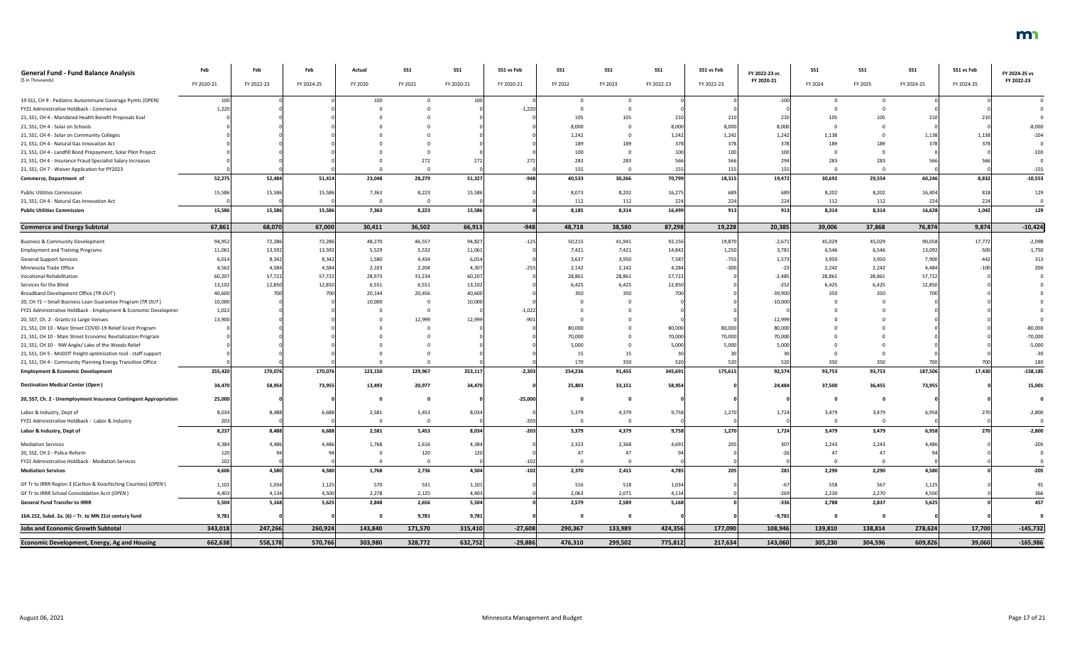| General Fund - Fund Balance Analysis<br>($ in Thousands) | Feb<br>FY 2020-21 | Feb<br>FY 2022-23 | Feb<br>FY 2024-25 | Actual<br>FY 2020 | SS1<br>FY 2021 | SS1<br>FY 2020-21 | SS1 vs Feb<br>FY 2020-21 | SS1<br>FY 2022 | SS1<br>FY 2023 | SS1<br>FY 2022-23 | SS1 vs Feb<br>FY 2022-23 | FY 2022-23 vs<br>FY 2020-21 | SS1<br>FY 2024 | SS1<br>FY 2025 | SS1<br>FY 2024-25 | SS1 vs Feb<br>FY 2024-25 | FY 2024-25 vs<br>FY 2022-23 |
|---|---|---|---|---|---|---|---|---|---|---|---|---|---|---|---|---|---|
| 19 SS1, CH 9 - Pediatric Autoimmune Coverage Pymts (OPEN) | 100 | 0 | 0 | 100 | 0 | 100 | 0 | 0 | 0 | 0 | 0 | -100 | 0 | 0 | 0 | 0 | 0 |
| FY21 Administrative Holdback - Commerce | 1,220 | 0 | 0 | 0 | 0 | 0 | -1,220 | 0 | 0 | 0 | 0 | 0 | 0 | 0 | 0 | 0 | 0 |
| 21, SS1, CH 4 - Mandated Health Benefit Proposals Eval | 0 | 0 | 0 | 0 | 0 | 0 | 0 | 105 | 105 | 210 | 210 | 210 | 105 | 105 | 210 | 210 | 0 |
| 21, SS1, CH 4 - Solar on Schools | 0 | 0 | 0 | 0 | 0 | 0 | 0 | 8,000 | 0 | 8,000 | 8,000 | 8,000 | 0 | 0 | 0 | 0 | -8,000 |
| 21, SS1, CH 4 - Solar on Community Colleges | 0 | 0 | 0 | 0 | 0 | 0 | 0 | 1,242 | 0 | 1,242 | 1,242 | 1,242 | 1,138 | 0 | 1,138 | 1,138 | -104 |
| 21, SS1, CH 4 - Natural Gas Innovation Act | 0 | 0 | 0 | 0 | 0 | 0 | 0 | 189 | 189 | 378 | 378 | 378 | 189 | 189 | 378 | 378 | 0 |
| 21, SS1, CH 4 - Landfill Bond Prepayment; Solar Pilot Project | 0 | 0 | 0 | 0 | 0 | 0 | 0 | 100 | 0 | 100 | 100 | 100 | 0 | 0 | 0 | 0 | -100 |
| 21, SS1, CH 4 - Insurance Fraud Specialist Salary Increases | 0 | 0 | 0 | 0 | 272 | 272 | 272 | 283 | 283 | 566 | 566 | 294 | 283 | 283 | 566 | 566 | 0 |
| 21, SS1, CH 7 - Waiver Application for PY2023 | 0 | 0 | 0 | 0 | 0 | 0 | 0 | 155 | 0 | 155 | 155 | 155 | 0 | 0 | 0 | 0 | -155 |
| **Commerce, Department of** | **52,275** | **52,484** | **51,414** | **23,048** | **28,279** | **51,327** | **-948** | **40,533** | **30,266** | **70,799** | **18,315** | **19,472** | **30,692** | **29,554** | **60,246** | **8,832** | **-10,553** |
| Public Utilities Commission | 15,586 | 15,586 | 15,586 | 7,363 | 8,223 | 15,586 | 0 | 8,073 | 8,202 | 16,275 | 689 | 689 | 8,202 | 8,202 | 16,404 | 818 | 129 |
| 21, SS1, CH 4 - Natural Gas Innovation Act | 0 | 0 | 0 | 0 | 0 | 0 | 0 | 112 | 112 | 224 | 224 | 224 | 112 | 112 | 224 | 224 | 0 |
| **Public Utilities Commission** | **15,586** | **15,586** | **15,586** | **7,363** | **8,223** | **15,586** | **0** | **8,185** | **8,314** | **16,499** | **913** | **913** | **8,314** | **8,314** | **16,628** | **1,042** | **129** |
| **Commerce and Energy Subtotal** | **67,861** | **68,070** | **67,000** | **30,411** | **36,502** | **66,913** | **-948** | **48,718** | **38,580** | **87,298** | **19,228** | **20,385** | **39,006** | **37,868** | **76,874** | **9,874** | **-10,424** |
| Business & Community Development | 94,952 | 72,286 | 72,286 | 48,270 | 46,557 | 94,827 | -125 | 50,215 | 41,941 | 92,156 | 19,870 | -2,671 | 45,029 | 45,029 | 90,058 | 17,772 | -2,098 |
| Employment and Training Programs | 11,061 | 13,592 | 13,592 | 5,529 | 5,532 | 11,061 | 0 | 7,421 | 7,421 | 14,842 | 1,250 | 3,781 | 6,546 | 6,546 | 13,092 | -500 | -1,750 |
| General Support Services | 6,014 | 8,342 | 8,342 | 1,580 | 4,434 | 6,014 | 0 | 3,637 | 3,950 | 7,587 | -755 | 1,573 | 3,950 | 3,950 | 7,900 | -442 | 313 |
| Minnesota Trade Office | 4,562 | 4,584 | 4,584 | 2,103 | 2,204 | 4,307 | -255 | 2,142 | 2,142 | 4,284 | -300 | -23 | 2,242 | 2,242 | 4,484 | -100 | 200 |
| Vocational Rehabilitation | 60,207 | 57,722 | 57,722 | 28,973 | 31,234 | 60,207 | 0 | 28,861 | 28,861 | 57,722 | 0 | -2,485 | 28,861 | 28,861 | 57,722 | 0 | 0 |
| Services for the Blind | 13,102 | 12,850 | 12,850 | 6,551 | 6,551 | 13,102 | 0 | 6,425 | 6,425 | 12,850 | 0 | -252 | 6,425 | 6,425 | 12,850 | 0 | 0 |
| Broadband Development Office (*TR-OUT*) | 40,600 | 700 | 700 | 20,144 | 20,456 | 40,600 | 0 | 350 | 350 | 700 | 0 | -39,900 | 350 | 350 | 700 | 0 | 0 |
| 20, CH 71 – Small Business Loan Guarantee Program (*TR OUT*) | 10,000 | 0 | 0 | 10,000 | 0 | 10,000 | 0 | 0 | 0 | 0 | 0 | -10,000 | 0 | 0 | 0 | 0 | 0 |
| FY21 Administrative Holdback - Employment & Economic Developmer | 1,022 | 0 | 0 | 0 | 0 | 0 | -1,022 | 0 | 0 | 0 | 0 | 0 | 0 | 0 | 0 | 0 | 0 |
| 20, SS7, Ch. 2 - Grants to Large Venues | 13,900 | 0 | 0 | 0 | 12,999 | 12,999 | -901 | 0 | 0 | 0 | 0 | -12,999 | 0 | 0 | 0 | 0 | 0 |
| 21, SS1, CH 10 - Main Street COVID-19 Relief Grant Program | 0 | 0 | 0 | 0 | 0 | 0 | 0 | 80,000 | 0 | 80,000 | 80,000 | 80,000 | 0 | 0 | 0 | 0 | -80,000 |
| 21, SS1, CH 10 - Main Street Economic Revitalization Program | 0 | 0 | 0 | 0 | 0 | 0 | 0 | 70,000 | 0 | 70,000 | 70,000 | 70,000 | 0 | 0 | 0 | 0 | -70,000 |
| 21, SS1, CH 10 - NW Angle/ Lake of the Woods Relief | 0 | 0 | 0 | 0 | 0 | 0 | 0 | 5,000 | 0 | 5,000 | 5,000 | 5,000 | 0 | 0 | 0 | 0 | -5,000 |
| 21, SS1, CH 5 - MnDOT freight optimization tool - staff support | 0 | 0 | 0 | 0 | 0 | 0 | 0 | 15 | 15 | 30 | 30 | 30 | 0 | 0 | 0 | 0 | -30 |
| 21, SS1, CH 4 - Community Planning Energy Transition Office | 0 | 0 | 0 | 0 | 0 | 0 | 0 | 170 | 350 | 520 | 520 | 520 | 350 | 350 | 700 | 700 | 180 |
| **Employment & Economic Development** | **255,420** | **170,076** | **170,076** | **123,150** | **129,967** | **253,117** | **-2,303** | **254,236** | **91,455** | **345,691** | **175,615** | **92,574** | **93,753** | **93,753** | **187,506** | **17,430** | **-158,185** |
| **Destination Medical Center (*Open*)** | **34,470** | **58,954** | **73,955** | **13,493** | **20,977** | **34,470** | **0** | **25,803** | **33,151** | **58,954** | **0** | **24,484** | **37,500** | **36,455** | **73,955** | **0** | **15,001** |
| **20, SS7, Ch. 2 - Unemployment Insurance Contingent Appropriation** | **25,000** | **0** | **0** | **0** | **0** | **0** | **-25,000** | **0** | **0** | **0** | **0** | **0** | **0** | **0** | **0** | **0** | **0** |
| Labor & Industry, Dept of | 8,034 | 8,488 | 6,688 | 2,581 | 5,453 | 8,034 | 0 | 5,379 | 4,379 | 9,758 | 1,270 | 1,724 | 3,479 | 3,479 | 6,958 | 270 | -2,800 |
| FY21 Administrative Holdback - Labor & Industry | 203 | 0 | 0 | 0 | 0 | 0 | -203 | 0 | 0 | 0 | 0 | 0 | 0 | 0 | 0 | 0 | 0 |
| **Labor & Industry, Dept of** | **8,237** | **8,488** | **6,688** | **2,581** | **5,453** | **8,034** | **-203** | **5,379** | **4,379** | **9,758** | **1,270** | **1,724** | **3,479** | **3,479** | **6,958** | **270** | **-2,800** |
| Mediation Services | 4,384 | 4,486 | 4,486 | 1,768 | 2,616 | 4,384 | 0 | 2,323 | 2,368 | 4,691 | 205 | 307 | 2,243 | 2,243 | 4,486 | 0 | -205 |
| 20, SS2, CH 2 - Police Reform | 120 | 94 | 94 | 0 | 120 | 120 | 0 | 47 | 47 | 94 | 0 | -26 | 47 | 47 | 94 | 0 | 0 |
| FY21 Administrative Holdback - Mediation Services | 102 | 0 | 0 | 0 | 0 | 0 | -102 | 0 | 0 | 0 | 0 | 0 | 0 | 0 | 0 | 0 | 0 |
| **Mediation Services** | **4,606** | **4,580** | **4,580** | **1,768** | **2,736** | **4,504** | **-102** | **2,370** | **2,415** | **4,785** | **205** | **281** | **2,290** | **2,290** | **4,580** | **0** | **-205** |
| GF Tr to IRRR Region 3 (Carlton & Koochiching Counties) (*OPEN*) | 1,101 | 1,034 | 1,125 | 570 | 531 | 1,101 | 0 | 516 | 518 | 1,034 | 0 | -67 | 558 | 567 | 1,125 | 0 | 91 |
| GF Tr to IRRR School Consolidation Acct (*OPEN*) | 4,403 | 4,134 | 4,500 | 2,278 | 2,125 | 4,403 | 0 | 2,063 | 2,071 | 4,134 | 0 | -269 | 2,230 | 2,270 | 4,500 | 0 | 366 |
| **General Fund Transfer to IRRR** | **5,504** | **5,168** | **5,625** | **2,848** | **2,656** | **5,504** | **0** | **2,579** | **2,589** | **5,168** | **0** | **-336** | **2,788** | **2,837** | **5,625** | **0** | **457** |
| **16A.152, Subd. 2a. (6) – Tr. to MN 21st century fund** | **9,781** | **0** | **0** | **0** | **9,781** | **9,781** | **0** | **0** | **0** | **0** | **0** | **-9,781** | **0** | **0** | **0** | **0** | **0** |
| **Jobs and Economic Growth Subtotal** | **343,018** | **247,266** | **260,924** | **143,840** | **171,570** | **315,410** | **-27,608** | **290,367** | **133,989** | **424,356** | **177,090** | **108,946** | **139,810** | **138,814** | **278,624** | **17,700** | **-145,732** |
| **Economic Development, Energy, Ag and Housing** | **662,638** | **558,178** | **570,766** | **303,980** | **328,772** | **632,752** | **-29,886** | **476,310** | **299,502** | **775,812** | **217,634** | **143,060** | **305,230** | **304,596** | **609,826** | **39,060** | **-165,986** |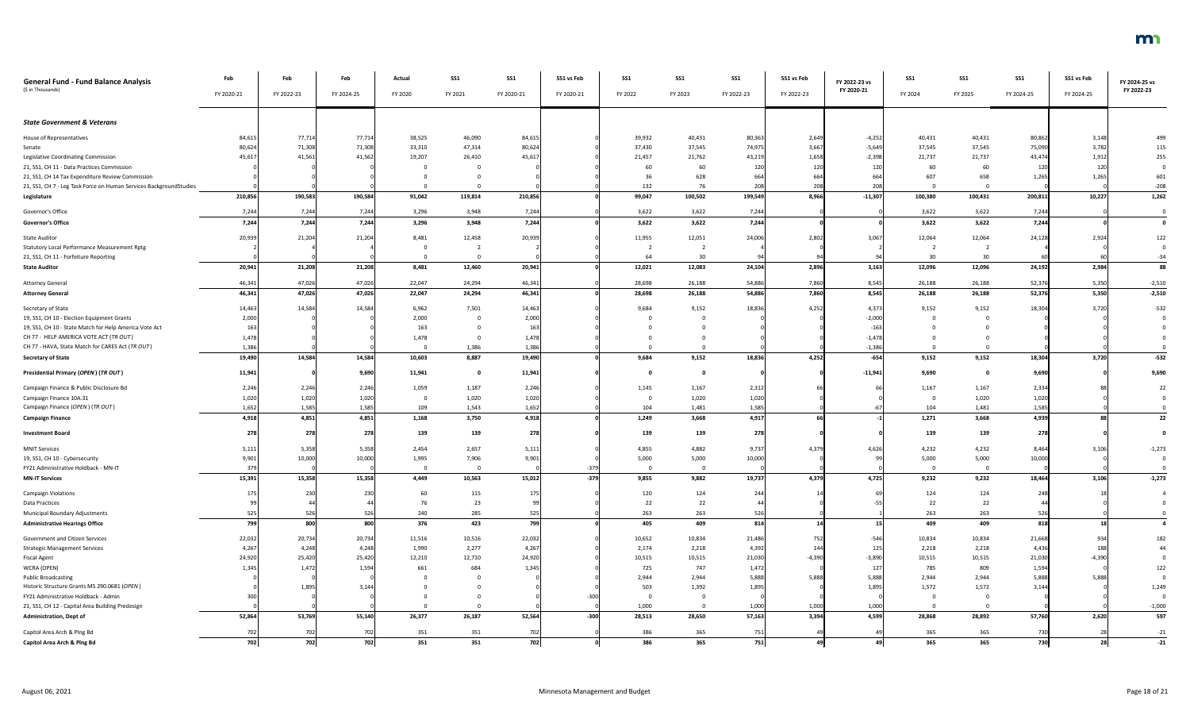| General Fund - Fund Balance Analysis ($ in Thousands) | Feb FY 2020-21 | Feb FY 2022-23 | Feb FY 2024-25 | Actual FY 2020 | SS1 FY 2021 | SS1 FY 2020-21 | SS1 vs Feb FY 2020-21 | SS1 FY 2022 | SS1 FY 2023 | SS1 FY 2022-23 | SS1 vs Feb FY 2022-23 | FY 2022-23 vs FY 2020-21 | SS1 FY 2024 | SS1 FY 2025 | SS1 FY 2024-25 | SS1 vs Feb FY 2024-25 | FY 2024-25 vs FY 2022-23 |
|---|---|---|---|---|---|---|---|---|---|---|---|---|---|---|---|---|---|
| ***State Government & Veterans*** | | | | | | | | | | | | | | | | | |
| House of Representatives | 84,615 | 77,714 | 77,714 | 38,525 | 46,090 | 84,615 | 0 | 39,932 | 40,431 | 80,363 | 2,649 | -4,252 | 40,431 | 40,431 | 80,862 | 3,148 | 499 |
| Senate | 80,624 | 71,308 | 71,308 | 33,310 | 47,314 | 80,624 | 0 | 37,430 | 37,545 | 74,975 | 3,667 | -5,649 | 37,545 | 37,545 | 75,090 | 3,782 | 115 |
| Legislative Coordinating Commission | 45,617 | 41,561 | 41,562 | 19,207 | 26,410 | 45,617 | 0 | 21,457 | 21,762 | 43,219 | 1,658 | -2,398 | 21,737 | 21,737 | 43,474 | 1,912 | 255 |
| 21, SS1, CH 11 - Data Practices Commission | 0 | 0 | 0 | 0 | 0 | 0 | 0 | 60 | 60 | 120 | 120 | 120 | 60 | 60 | 120 | 120 | 0 |
| 21, SS1, CH 14 Tax Expenditure Review Commission | 0 | 0 | 0 | 0 | 0 | 0 | 0 | 36 | 628 | 664 | 664 | 664 | 607 | 658 | 1,265 | 1,265 | 601 |
| 21, SS1, CH 7 - Leg Task Force on Human Services BackgroundStudies | 0 | 0 | 0 | 0 | 0 | 0 | 0 | 132 | 76 | 208 | 208 | 208 | 0 | 0 | 0 | 0 | -208 |
| **Legislature** | **210,856** | **190,583** | **190,584** | **91,042** | **119,814** | **210,856** | **0** | **99,047** | **100,502** | **199,549** | **8,966** | **-11,307** | **100,380** | **100,431** | **200,811** | **10,227** | **1,262** |
| Governor's Office | 7,244 | 7,244 | 7,244 | 3,296 | 3,948 | 7,244 | 0 | 3,622 | 3,622 | 7,244 | 0 | 0 | 3,622 | 3,622 | 7,244 | 0 | 0 |
| **Governor's Office** | **7,244** | **7,244** | **7,244** | **3,296** | **3,948** | **7,244** | **0** | **3,622** | **3,622** | **7,244** | **0** | **0** | **3,622** | **3,622** | **7,244** | **0** | **0** |
| State Auditor | 20,939 | 21,204 | 21,204 | 8,481 | 12,458 | 20,939 | 0 | 11,955 | 12,051 | 24,006 | 2,802 | 3,067 | 12,064 | 12,064 | 24,128 | 2,924 | 122 |
| Statutory Local Performance Measurement Rptg | 2 | 4 | 4 | 0 | 2 | 2 | 0 | 2 | 2 | 4 | 0 | 2 | 2 | 2 | 4 | 0 | 0 |
| 21, SS1, CH 11 - Forfeiture Reporting | 0 | 0 | 0 | 0 | 0 | 0 | 0 | 64 | 30 | 94 | 94 | 94 | 30 | 30 | 60 | 60 | -34 |
| **State Auditor** | **20,941** | **21,208** | **21,208** | **8,481** | **12,460** | **20,941** | **0** | **12,021** | **12,083** | **24,104** | **2,896** | **3,163** | **12,096** | **12,096** | **24,192** | **2,984** | **88** |
| Attorney General | 46,341 | 47,026 | 47,026 | 22,047 | 24,294 | 46,341 | 0 | 28,698 | 26,188 | 54,886 | 7,860 | 8,545 | 26,188 | 26,188 | 52,376 | 5,350 | -2,510 |
| **Attorney General** | **46,341** | **47,026** | **47,026** | **22,047** | **24,294** | **46,341** | **0** | **28,698** | **26,188** | **54,886** | **7,860** | **8,545** | **26,188** | **26,188** | **52,376** | **5,350** | **-2,510** |
| Secretary of State | 14,463 | 14,584 | 14,584 | 6,962 | 7,501 | 14,463 | 0 | 9,684 | 9,152 | 18,836 | 4,252 | 4,373 | 9,152 | 9,152 | 18,304 | 3,720 | -532 |
| 19, SS1, CH 10 - Election Equipment Grants | 2,000 | 0 | 0 | 2,000 | 0 | 2,000 | 0 | 0 | 0 | 0 | 0 | -2,000 | 0 | 0 | 0 | 0 | 0 |
| 19, SS1, CH 10 - State Match for Help America Vote Act | 163 | 0 | 0 | 163 | 0 | 163 | 0 | 0 | 0 | 0 | 0 | -163 | 0 | 0 | 0 | 0 | 0 |
| CH 77 - HELP AMERICA VOTE ACT (*TR OUT*) | 1,478 | 0 | 0 | 1,478 | 0 | 1,478 | 0 | 0 | 0 | 0 | 0 | -1,478 | 0 | 0 | 0 | 0 | 0 |
| CH 77 - HAVA, State Match for CARES Act (*TR OUT*) | 1,386 | 0 | 0 | 0 | 1,386 | 1,386 | 0 | 0 | 0 | 0 | 0 | -1,386 | 0 | 0 | 0 | 0 | 0 |
| **Secretary of State** | **19,490** | **14,584** | **14,584** | **10,603** | **8,887** | **19,490** | **0** | **9,684** | **9,152** | **18,836** | **4,252** | **-654** | **9,152** | **9,152** | **18,304** | **3,720** | **-532** |
| **Presidential Primary (*OPEN*) (*TR OUT*)** | **11,941** | **0** | **9,690** | **11,941** | **0** | **11,941** | **0** | **0** | **0** | **0** | **0** | **-11,941** | **9,690** | **0** | **9,690** | **0** | **9,690** |
| Campaign Finance & Public Disclosure Bd | 2,246 | 2,246 | 2,246 | 1,059 | 1,187 | 2,246 | 0 | 1,145 | 1,167 | 2,312 | 66 | 66 | 1,167 | 1,167 | 2,334 | 88 | 22 |
| Campaign Finance 10A.31 | 1,020 | 1,020 | 1,020 | 0 | 1,020 | 1,020 | 0 | 0 | 1,020 | 1,020 | 0 | 0 | 0 | 1,020 | 1,020 | 0 | 0 |
| Campaign Finance (*OPEN*) (*TR OUT*) | 1,652 | 1,585 | 1,585 | 109 | 1,543 | 1,652 | 0 | 104 | 1,481 | 1,585 | 0 | -67 | 104 | 1,481 | 1,585 | 0 | 0 |
| **Campaign Finance** | **4,918** | **4,851** | **4,851** | **1,168** | **3,750** | **4,918** | **0** | **1,249** | **3,668** | **4,917** | **66** | **-1** | **1,271** | **3,668** | **4,939** | **88** | **22** |
| **Investment Board** | **278** | **278** | **278** | **139** | **139** | **278** | **0** | **139** | **139** | **278** | **0** | **0** | **139** | **139** | **278** | **0** | **0** |
| MNIT Services | 5,111 | 5,358 | 5,358 | 2,454 | 2,657 | 5,111 | 0 | 4,855 | 4,882 | 9,737 | 4,379 | 4,626 | 4,232 | 4,232 | 8,464 | 3,106 | -1,273 |
| 19, SS1, CH 10 - Cybersecurity | 9,901 | 10,000 | 10,000 | 1,995 | 7,906 | 9,901 | 0 | 5,000 | 5,000 | 10,000 | 0 | 99 | 5,000 | 5,000 | 10,000 | 0 | 0 |
| FY21 Administrative Holdback - MN-IT | 379 | 0 | 0 | 0 | 0 | 0 | -379 | 0 | 0 | 0 | 0 | 0 | 0 | 0 | 0 | 0 | 0 |
| **MN-IT Services** | **15,391** | **15,358** | **15,358** | **4,449** | **10,563** | **15,012** | **-379** | **9,855** | **9,882** | **19,737** | **4,379** | **4,725** | **9,232** | **9,232** | **18,464** | **3,106** | **-1,273** |
| Campaign Violations | 175 | 230 | 230 | 60 | 115 | 175 | 0 | 120 | 124 | 244 | 14 | 69 | 124 | 124 | 248 | 18 | 4 |
| Data Practices | 99 | 44 | 44 | 76 | 23 | 99 | 0 | 22 | 22 | 44 | 0 | -55 | 22 | 22 | 44 | 0 | 0 |
| Municipal Boundary Adjustments | 525 | 526 | 526 | 240 | 285 | 525 | 0 | 263 | 263 | 526 | 0 | 1 | 263 | 263 | 526 | 0 | 0 |
| **Administrative Hearings Office** | **799** | **800** | **800** | **376** | **423** | **799** | **0** | **405** | **409** | **814** | **14** | **15** | **409** | **409** | **818** | **18** | **4** |
| Government and Citizen Services | 22,032 | 20,734 | 20,734 | 11,516 | 10,516 | 22,032 | 0 | 10,652 | 10,834 | 21,486 | 752 | -546 | 10,834 | 10,834 | 21,668 | 934 | 182 |
| Strategic Management Services | 4,267 | 4,248 | 4,248 | 1,990 | 2,277 | 4,267 | 0 | 2,174 | 2,218 | 4,392 | 144 | 125 | 2,218 | 2,218 | 4,436 | 188 | 44 |
| Fiscal Agent | 24,920 | 25,420 | 25,420 | 12,210 | 12,710 | 24,920 | 0 | 10,515 | 10,515 | 21,030 | -4,390 | -3,890 | 10,515 | 10,515 | 21,030 | -4,390 | 0 |
| WCRA (OPEN) | 1,345 | 1,472 | 1,594 | 661 | 684 | 1,345 | 0 | 725 | 747 | 1,472 | 0 | 127 | 785 | 809 | 1,594 | 0 | 122 |
| Public Broadcasting | 0 | 0 | 0 | 0 | 0 | 0 | 0 | 2,944 | 2,944 | 5,888 | 5,888 | 5,888 | 2,944 | 2,944 | 5,888 | 5,888 | 0 |
| Historic Structure Grants MS 290.0681 (*OPEN*) | 0 | 1,895 | 3,144 | 0 | 0 | 0 | 0 | 503 | 1,392 | 1,895 | 0 | 1,895 | 1,572 | 1,572 | 3,144 | 0 | 1,249 |
| FY21 Administrative Holdback - Admin | 300 | 0 | 0 | 0 | 0 | 0 | -300 | 0 | 0 | 0 | 0 | 0 | 0 | 0 | 0 | 0 | 0 |
| 21, SS1, CH 12 - Capital Area Building Predesign | 0 | 0 | 0 | 0 | 0 | 0 | 0 | 1,000 | 0 | 1,000 | 1,000 | 1,000 | 0 | 0 | 0 | 0 | -1,000 |
| **Administration, Dept of** | **52,864** | **53,769** | **55,140** | **26,377** | **26,187** | **52,564** | **-300** | **28,513** | **28,650** | **57,163** | **3,394** | **4,599** | **28,868** | **28,892** | **57,760** | **2,620** | **597** |
| Capitol Area Arch & Plng Bd | 702 | 702 | 702 | 351 | 351 | 702 | 0 | 386 | 365 | 751 | 49 | 49 | 365 | 365 | 730 | 28 | -21 |
| **Capitol Area Arch & Plng Bd** | **702** | **702** | **702** | **351** | **351** | **702** | **0** | **386** | **365** | **751** | **49** | **49** | **365** | **365** | **730** | **28** | **-21** |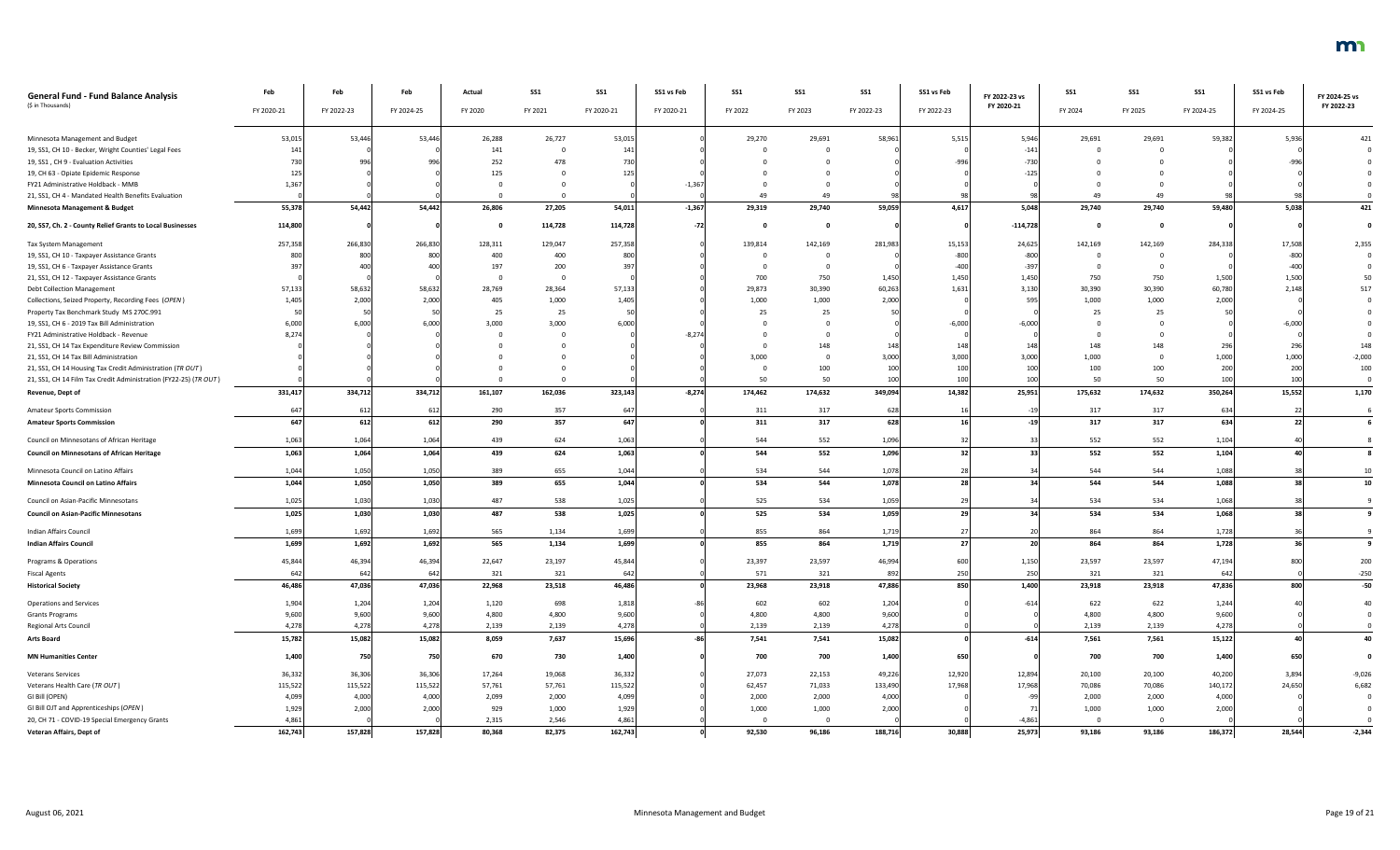| **General Fund - Fund Balance Analysis** ($ in Thousands) | Feb FY 2020-21 | Feb FY 2022-23 | Feb FY 2024-25 | Actual FY 2020 | SS1 FY 2021 | SS1 FY 2020-21 | SS1 vs Feb FY 2020-21 | SS1 FY 2022 | SS1 FY 2023 | SS1 FY 2022-23 | SS1 vs Feb FY 2022-23 | FY 2022-23 vs FY 2020-21 | SS1 FY 2024 | SS1 FY 2025 | SS1 FY 2024-25 | SS1 vs Feb FY 2024-25 | FY 2024-25 vs FY 2022-23 |
|---|---|---|---|---|---|---|---|---|---|---|---|---|---|---|---|---|---|
| Minnesota Management and Budget | 53,015 | 53,446 | 53,446 | 26,288 | 26,727 | 53,015 | 0 | 29,270 | 29,691 | 58,961 | 5,515 | 5,946 | 29,691 | 29,691 | 59,382 | 5,936 | 421 |
| 19, SS1, CH 10 - Becker, Wright Counties' Legal Fees | 141 | 0 | 0 | 141 | 0 | 141 | 0 | 0 | 0 | 0 | 0 | -141 | 0 | 0 | 0 | 0 | 0 |
| 19, SS1 , CH 9 - Evaluation Activities | 730 | 996 | 996 | 252 | 478 | 730 | 0 | 0 | 0 | 0 | -996 | -730 | 0 | 0 | 0 | -996 | 0 |
| 19, CH 63 - Opiate Epidemic Response | 125 | 0 | 0 | 125 | 0 | 125 | 0 | 0 | 0 | 0 | 0 | -125 | 0 | 0 | 0 | 0 | 0 |
| FY21 Administrative Holdback - MMB | 1,367 | 0 | 0 | 0 | 0 | 0 | -1,367 | 0 | 0 | 0 | 0 | 0 | 0 | 0 | 0 | 0 | 0 |
| 21, SS1, CH 4 - Mandated Health Benefits Evaluation | 0 | 0 | 0 | 0 | 0 | 0 | 0 | 49 | 49 | 98 | 98 | 98 | 49 | 49 | 98 | 98 | 0 |
| **Minnesota Management & Budget** | **55,378** | **54,442** | **54,442** | **26,806** | **27,205** | **54,011** | **-1,367** | **29,319** | **29,740** | **59,059** | **4,617** | **5,048** | **29,740** | **29,740** | **59,480** | **5,038** | **421** |
| **20, SS7, Ch. 2 - County Relief Grants to Local Businesses** | **114,800** | **0** | **0** | **0** | **114,728** | **114,728** | **-72** | **0** | **0** | **0** | **0** | **-114,728** | **0** | **0** | **0** | **0** | **0** |
| Tax System Management | 257,358 | 266,830 | 266,830 | 128,311 | 129,047 | 257,358 | 0 | 139,814 | 142,169 | 281,983 | 15,153 | 24,625 | 142,169 | 142,169 | 284,338 | 17,508 | 2,355 |
| 19, SS1, CH 10 - Taxpayer Assistance Grants | 800 | 800 | 800 | 400 | 400 | 800 | 0 | 0 | 0 | 0 | -800 | -800 | 0 | 0 | 0 | -800 | 0 |
| 19, SS1, CH 6 - Taxpayer Assistance Grants | 397 | 400 | 400 | 197 | 200 | 397 | 0 | 0 | 0 | 0 | -400 | -397 | 0 | 0 | 0 | -400 | 0 |
| 21, SS1, CH 12 - Taxpayer Assistance Grants | 0 | 0 | 0 | 0 | 0 | 0 | 0 | 700 | 750 | 1,450 | 1,450 | 1,450 | 750 | 750 | 1,500 | 1,500 | 50 |
| Debt Collection Management | 57,133 | 58,632 | 58,632 | 28,769 | 28,364 | 57,133 | 0 | 29,873 | 30,390 | 60,263 | 1,631 | 3,130 | 30,390 | 30,390 | 60,780 | 2,148 | 517 |
| Collections, Seized Property, Recording Fees (*OPEN*) | 1,405 | 2,000 | 2,000 | 405 | 1,000 | 1,405 | 0 | 1,000 | 1,000 | 2,000 | 0 | 595 | 1,000 | 1,000 | 2,000 | 0 | 0 |
| Property Tax Benchmark Study MS 270C.991 | 50 | 50 | 50 | 25 | 25 | 50 | 0 | 25 | 25 | 50 | 0 | 0 | 25 | 25 | 50 | 0 | 0 |
| 19, SS1, CH 6 - 2019 Tax Bill Administration | 6,000 | 6,000 | 6,000 | 3,000 | 3,000 | 6,000 | 0 | 0 | 0 | 0 | -6,000 | -6,000 | 0 | 0 | 0 | -6,000 | 0 |
| FY21 Administrative Holdback - Revenue | 8,274 | 0 | 0 | 0 | 0 | 0 | -8,274 | 0 | 0 | 0 | 0 | 0 | 0 | 0 | 0 | 0 | 0 |
| 21, SS1, CH 14 Tax Expenditure Review Commission | 0 | 0 | 0 | 0 | 0 | 0 | 0 | 0 | 148 | 148 | 148 | 148 | 148 | 148 | 296 | 296 | 148 |
| 21, SS1, CH 14 Tax Bill Administration | 0 | 0 | 0 | 0 | 0 | 0 | 0 | 3,000 | 0 | 3,000 | 3,000 | 3,000 | 1,000 | 0 | 1,000 | 1,000 | -2,000 |
| 21, SS1, CH 14 Housing Tax Credit Administration (*TR OUT*) | 0 | 0 | 0 | 0 | 0 | 0 | 0 | 0 | 100 | 100 | 100 | 100 | 100 | 100 | 200 | 200 | 100 |
| 21, SS1, CH 14 Film Tax Credit Administration (FY22-25) (*TR OUT*) | 0 | 0 | 0 | 0 | 0 | 0 | 0 | 50 | 50 | 100 | 100 | 100 | 50 | 50 | 100 | 100 | 0 |
| **Revenue, Dept of** | **331,417** | **334,712** | **334,712** | **161,107** | **162,036** | **323,143** | **-8,274** | **174,462** | **174,632** | **349,094** | **14,382** | **25,951** | **175,632** | **174,632** | **350,264** | **15,552** | **1,170** |
| Amateur Sports Commission | 647 | 612 | 612 | 290 | 357 | 647 | 0 | 311 | 317 | 628 | 16 | -19 | 317 | 317 | 634 | 22 | 6 |
| **Amateur Sports Commission** | **647** | **612** | **612** | **290** | **357** | **647** | **0** | **311** | **317** | **628** | **16** | **-19** | **317** | **317** | **634** | **22** | **6** |
| Council on Minnesotans of African Heritage | 1,063 | 1,064 | 1,064 | 439 | 624 | 1,063 | 0 | 544 | 552 | 1,096 | 32 | 33 | 552 | 552 | 1,104 | 40 | 8 |
| **Council on Minnesotans of African Heritage** | **1,063** | **1,064** | **1,064** | **439** | **624** | **1,063** | **0** | **544** | **552** | **1,096** | **32** | **33** | **552** | **552** | **1,104** | **40** | **8** |
| Minnesota Council on Latino Affairs | 1,044 | 1,050 | 1,050 | 389 | 655 | 1,044 | 0 | 534 | 544 | 1,078 | 28 | 34 | 544 | 544 | 1,088 | 38 | 10 |
| **Minnesota Council on Latino Affairs** | **1,044** | **1,050** | **1,050** | **389** | **655** | **1,044** | **0** | **534** | **544** | **1,078** | **28** | **34** | **544** | **544** | **1,088** | **38** | **10** |
| Council on Asian-Pacific Minnesotans | 1,025 | 1,030 | 1,030 | 487 | 538 | 1,025 | 0 | 525 | 534 | 1,059 | 29 | 34 | 534 | 534 | 1,068 | 38 | 9 |
| **Council on Asian-Pacific Minnesotans** | **1,025** | **1,030** | **1,030** | **487** | **538** | **1,025** | **0** | **525** | **534** | **1,059** | **29** | **34** | **534** | **534** | **1,068** | **38** | **9** |
| Indian Affairs Council | 1,699 | 1,692 | 1,692 | 565 | 1,134 | 1,699 | 0 | 855 | 864 | 1,719 | 27 | 20 | 864 | 864 | 1,728 | 36 | 9 |
| **Indian Affairs Council** | **1,699** | **1,692** | **1,692** | **565** | **1,134** | **1,699** | **0** | **855** | **864** | **1,719** | **27** | **20** | **864** | **864** | **1,728** | **36** | **9** |
| Programs & Operations | 45,844 | 46,394 | 46,394 | 22,647 | 23,197 | 45,844 | 0 | 23,397 | 23,597 | 46,994 | 600 | 1,150 | 23,597 | 23,597 | 47,194 | 800 | 200 |
| Fiscal Agents | 642 | 642 | 642 | 321 | 321 | 642 | 0 | 571 | 321 | 892 | 250 | 250 | 321 | 321 | 642 | 0 | -250 |
| **Historical Society** | **46,486** | **47,036** | **47,036** | **22,968** | **23,518** | **46,486** | **0** | **23,968** | **23,918** | **47,886** | **850** | **1,400** | **23,918** | **23,918** | **47,836** | **800** | **-50** |
| Operations and Services | 1,904 | 1,204 | 1,204 | 1,120 | 698 | 1,818 | -86 | 602 | 602 | 1,204 | 0 | -614 | 622 | 622 | 1,244 | 40 | 40 |
| Grants Programs | 9,600 | 9,600 | 9,600 | 4,800 | 4,800 | 9,600 | 0 | 4,800 | 4,800 | 9,600 | 0 | 0 | 4,800 | 4,800 | 9,600 | 0 | 0 |
| Regional Arts Council | 4,278 | 4,278 | 4,278 | 2,139 | 2,139 | 4,278 | 0 | 2,139 | 2,139 | 4,278 | 0 | 0 | 2,139 | 2,139 | 4,278 | 0 | 0 |
| **Arts Board** | **15,782** | **15,082** | **15,082** | **8,059** | **7,637** | **15,696** | **-86** | **7,541** | **7,541** | **15,082** | **0** | **-614** | **7,561** | **7,561** | **15,122** | **40** | **40** |
| **MN Humanities Center** | **1,400** | **750** | **750** | **670** | **730** | **1,400** | **0** | **700** | **700** | **1,400** | **650** | **0** | **700** | **700** | **1,400** | **650** | **0** |
| Veterans Services | 36,332 | 36,306 | 36,306 | 17,264 | 19,068 | 36,332 | 0 | 27,073 | 22,153 | 49,226 | 12,920 | 12,894 | 20,100 | 20,100 | 40,200 | 3,894 | -9,026 |
| Veterans Health Care (*TR OUT*) | 115,522 | 115,522 | 115,522 | 57,761 | 57,761 | 115,522 | 0 | 62,457 | 71,033 | 133,490 | 17,968 | 17,968 | 70,086 | 70,086 | 140,172 | 24,650 | 6,682 |
| GI Bill (OPEN) | 4,099 | 4,000 | 4,000 | 2,099 | 2,000 | 4,099 | 0 | 2,000 | 2,000 | 4,000 | 0 | -99 | 2,000 | 2,000 | 4,000 | 0 | 0 |
| GI Bill OJT and Apprenticeships (*OPEN*) | 1,929 | 2,000 | 2,000 | 929 | 1,000 | 1,929 | 0 | 1,000 | 1,000 | 2,000 | 0 | 71 | 1,000 | 1,000 | 2,000 | 0 | 0 |
| 20, CH 71 - COVID-19 Special Emergency Grants | 4,861 | 0 | 0 | 2,315 | 2,546 | 4,861 | 0 | 0 | 0 | 0 | 0 | -4,861 | 0 | 0 | 0 | 0 | 0 |
| **Veteran Affairs, Dept of** | **162,743** | **157,828** | **157,828** | **80,368** | **82,375** | **162,743** | **0** | **92,530** | **96,186** | **188,716** | **30,888** | **25,973** | **93,186** | **93,186** | **186,372** | **28,544** | **-2,344** |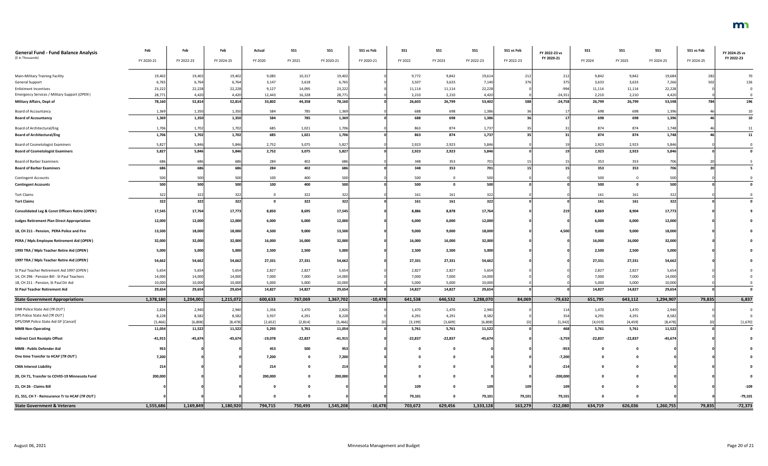| General Fund - Fund Balance Analysis ($ in Thousands) | Feb FY 2020-21 | Feb FY 2022-23 | Feb FY 2024-25 | Actual FY 2020 | SS1 FY 2021 | SS1 FY 2020-21 | SS1 vs Feb FY 2020-21 | SS1 FY 2022 | SS1 FY 2023 | SS1 FY 2022-23 | SS1 vs Feb FY 2022-23 | FY 2022-23 vs FY 2020-21 | SS1 FY 2024 | SS1 FY 2025 | SS1 FY 2024-25 | SS1 vs Feb FY 2024-25 | FY 2024-25 vs FY 2022-23 |
|---|---|---|---|---|---|---|---|---|---|---|---|---|---|---|---|---|---|
| Main-Military Training Facility | 19,402 | 19,402 | 19,402 | 9,085 | 10,317 | 19,402 | 0 | 9,772 | 9,842 | 19,614 | 212 | 212 | 9,842 | 9,842 | 19,684 | 282 | 70 |
| General Support | 6,765 | 6,764 | 6,764 | 3,147 | 3,618 | 6,765 | 0 | 3,507 | 3,633 | 7,140 | 376 | 375 | 3,633 | 3,633 | 7,266 | 502 | 126 |
| Enlistment Incentives | 23,222 | 22,228 | 22,228 | 9,127 | 14,095 | 23,222 | 0 | 11,114 | 11,114 | 22,228 | 0 | -994 | 11,114 | 11,114 | 22,228 | 0 | 0 |
| Emergency Services / Military Support (*OPEN*) | 28,771 | 4,420 | 4,420 | 12,443 | 16,328 | 28,771 | 0 | 2,210 | 2,210 | 4,420 | 0 | -24,351 | 2,210 | 2,210 | 4,420 | 0 | 0 |
| **Military Affairs, Dept of** | **78,160** | **52,814** | **52,814** | **33,802** | **44,358** | **78,160** | **0** | **26,603** | **26,799** | **53,402** | **588** | **-24,758** | **26,799** | **26,799** | **53,598** | **784** | **196** |
| Board of Accountancy | 1,369 | 1,350 | 1,350 | 584 | 785 | 1,369 | 0 | 688 | 698 | 1,386 | 36 | 17 | 698 | 698 | 1,396 | 46 | 10 |
| **Board of Accountancy** | **1,369** | **1,350** | **1,350** | **584** | **785** | **1,369** | **0** | **688** | **698** | **1,386** | **36** | **17** | **698** | **698** | **1,396** | **46** | **10** |
| Board of Architectural/Eng | 1,706 | 1,702 | 1,702 | 685 | 1,021 | 1,706 | 0 | 863 | 874 | 1,737 | 35 | 31 | 874 | 874 | 1,748 | 46 | 11 |
| **Board of Architectural/Eng** | **1,706** | **1,702** | **1,702** | **685** | **1,021** | **1,706** | **0** | **863** | **874** | **1,737** | **35** | **31** | **874** | **874** | **1,748** | **46** | **11** |
| Board of Cosmetologist Examiners | 5,827 | 5,846 | 5,846 | 2,752 | 3,075 | 5,827 | 0 | 2,923 | 2,923 | 5,846 | 0 | 19 | 2,923 | 2,923 | 5,846 | 0 | 0 |
| **Board of Cosmetologist Examiners** | **5,827** | **5,846** | **5,846** | **2,752** | **3,075** | **5,827** | **0** | **2,923** | **2,923** | **5,846** | **0** | **19** | **2,923** | **2,923** | **5,846** | **0** | **0** |
| Board of Barber Examiners | 686 | 686 | 686 | 284 | 402 | 686 | 0 | 348 | 353 | 701 | 15 | 15 | 353 | 353 | 706 | 20 | 5 |
| **Board of Barber Examiners** | **686** | **686** | **686** | **284** | **402** | **686** | **0** | **348** | **353** | **701** | **15** | **15** | **353** | **353** | **706** | **20** | **5** |
| Contingent Accounts | 500 | 500 | 500 | 100 | 400 | 500 | 0 | 500 | 0 | 500 | 0 | 0 | 500 | 0 | 500 | 0 | 0 |
| **Contingent Accounts** | **500** | **500** | **500** | **100** | **400** | **500** | **0** | **500** | **0** | **500** | **0** | **0** | **500** | **0** | **500** | **0** | **0** |
| Tort Claims | 322 | 322 | 322 | 0 | 322 | 322 | 0 | 161 | 161 | 322 | 0 | 0 | 161 | 161 | 322 | 0 | 0 |
| **Tort Claims** | **322** | **322** | **322** | **0** | **322** | **322** | **0** | **161** | **161** | **322** | **0** | **0** | **161** | **161** | **322** | **0** | **0** |
| **Consolidated Leg & Const Officers Retire (*OPEN*)** | **17,545** | **17,764** | **17,773** | **8,850** | **8,695** | **17,545** | **0** | **8,886** | **8,878** | **17,764** | **0** | **219** | **8,869** | **8,904** | **17,773** | **0** | **9** |
| **Judges Retirement Plan Direct Appropriation** | **12,000** | **12,000** | **12,000** | **6,000** | **6,000** | **12,000** | **0** | **6,000** | **6,000** | **12,000** | **0** | **0** | **6,000** | **6,000** | **12,000** | **0** | **0** |
| **18, CH 211 - Pension, PERA Police and Fire** | **13,500** | **18,000** | **18,000** | **4,500** | **9,000** | **13,500** | **0** | **9,000** | **9,000** | **18,000** | **0** | **4,500** | **9,000** | **9,000** | **18,000** | **0** | **0** |
| **PERA / Mpls Employee Retirement Aid (*OPEN*)** | **32,000** | **32,000** | **32,000** | **16,000** | **16,000** | **32,000** | **0** | **16,000** | **16,000** | **32,000** | **0** | **0** | **16,000** | **16,000** | **32,000** | **0** | **0** |
| **1993 TRA / Mpls Teacher Retire Aid (*OPEN*)** | **5,000** | **5,000** | **5,000** | **2,500** | **2,500** | **5,000** | **0** | **2,500** | **2,500** | **5,000** | **0** | **0** | **2,500** | **2,500** | **5,000** | **0** | **0** |
| **1997 TRA / Mpls Teacher Retire Aid (*OPEN*)** | **54,662** | **54,662** | **54,662** | **27,331** | **27,331** | **54,662** | **0** | **27,331** | **27,331** | **54,662** | **0** | **0** | **27,331** | **27,331** | **54,662** | **0** | **0** |
| St Paul Teacher Retirement Aid 1997 (*OPEN*) | 5,654 | 5,654 | 5,654 | 2,827 | 2,827 | 5,654 | 0 | 2,827 | 2,827 | 5,654 | 0 | 0 | 2,827 | 2,827 | 5,654 | 0 | 0 |
| 14, CH 296 - Pension Bill - St Paul Teachers | 14,000 | 14,000 | 14,000 | 7,000 | 7,000 | 14,000 | 0 | 7,000 | 7,000 | 14,000 | 0 | 0 | 7,000 | 7,000 | 14,000 | 0 | 0 |
| 18, CH 211 - Pension, St Paul Dir Aid | 10,000 | 10,000 | 10,000 | 5,000 | 5,000 | 10,000 | 0 | 5,000 | 5,000 | 10,000 | 0 | 0 | 5,000 | 5,000 | 10,000 | 0 | 0 |
| **St Paul Teacher Retirement Aid** | **29,654** | **29,654** | **29,654** | **14,827** | **14,827** | **29,654** | **0** | **14,827** | **14,827** | **29,654** | **0** | **0** | **14,827** | **14,827** | **29,654** | **0** | **0** |
| **State Government Appropriations** | **1,378,180** | **1,204,001** | **1,215,072** | **600,633** | **767,069** | **1,367,702** | **-10,478** | **641,538** | **646,532** | **1,288,070** | **84,069** | **-79,632** | **651,795** | **643,112** | **1,294,907** | **79,835** | **6,837** |
| DNR Police State Aid (*TR OUT*) | 2,826 | 2,940 | 2,940 | 1,356 | 1,470 | 2,826 | 0 | 1,470 | 1,470 | 2,940 | 0 | 114 | 1,470 | 1,470 | 2,940 | 0 | 0 |
| DPS Police State Aid (*TR OUT*) | 8,228 | 8,582 | 8,582 | 3,937 | 4,291 | 8,228 | 0 | 4,291 | 4,291 | 8,582 | 0 | 354 | 4,291 | 4,291 | 8,582 | 0 | 0 |
| DPS/DNR Police State Aid GF (*Cancel*) | (5,466) | (6,808) | (8,478) | (2,652) | (2,814) | (5,466) | (0) | (3,199) | (3,609) | (6,808) | (0) | (1,342) | (4,019) | (4,459) | (8,478) | (0) | (1,670) |
| **MMB Non-Operating** | **11,054** | **11,522** | **11,522** | **5,293** | **5,761** | **11,054** | **0** | **5,761** | **5,761** | **11,522** | **0** | **468** | **5,761** | **5,761** | **11,522** | **0** | **0** |
| **Indirect Cost Receipts Offset** | **-41,915** | **-45,674** | **-45,674** | **-19,078** | **-22,837** | **-41,915** | **0** | **-22,837** | **-22,837** | **-45,674** | **0** | **-3,759** | **-22,837** | **-22,837** | **-45,674** | **0** | **0** |
| **MMB - Public Defender Aid** | **953** | **0** | **0** | **453** | **500** | **953** | **0** | **0** | **0** | **0** | **0** | **-953** | **0** | **0** | **0** | **0** | **0** |
| **One time Transfer to HCAF (*TR OUT*)** | **7,200** | **0** | **0** | **7,200** | **0** | **7,200** | **0** | **0** | **0** | **0** | **0** | **-7,200** | **0** | **0** | **0** | **0** | **0** |
| **CMA Interest Liability** | **214** | **0** | **0** | **214** | **0** | **214** | **0** | **0** | **0** | **0** | **0** | **-214** | **0** | **0** | **0** | **0** | **0** |
| **20, CH 71, Transfer to COVID-19 Minnesota Fund** | **200,000** | **0** | **0** | **200,000** | **0** | **200,000** | **0** | **0** | **0** | **0** | **0** | **-200,000** | **0** | **0** | **0** | **0** | **0** |
| **21, CH 26 - Claims Bill** | **0** | **0** | **0** | **0** | **0** | **0** | **0** | **109** | **0** | **109** | **109** | **109** | **0** | **0** | **0** | **0** | **-109** |
| **21, SS1, CH 7 - Reinsurance Tr to HCAF (*TR OUT*)** | **0** | **0** | **0** | **0** | **0** | **0** | **0** | **79,101** | **0** | **79,101** | **79,101** | **79,101** | **0** | **0** | **0** | **0** | **-79,101** |
| **State Government & Veterans** | **1,555,686** | **1,169,849** | **1,180,920** | **794,715** | **750,493** | **1,545,208** | **-10,478** | **703,672** | **629,456** | **1,333,128** | **163,279** | **-212,080** | **634,719** | **626,036** | **1,260,755** | **79,835** | **-72,373** |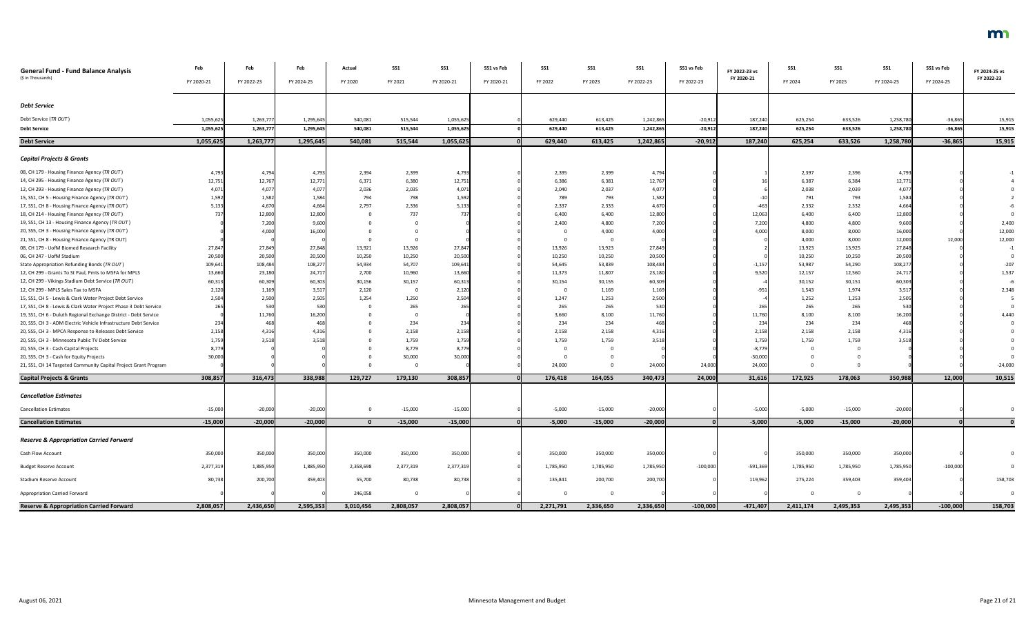| General Fund - Fund Balance Analysis ($ in Thousands) | Feb FY 2020-21 | Feb FY 2022-23 | Feb FY 2024-25 | Actual FY 2020 | SS1 FY 2021 | SS1 FY 2020-21 | SS1 vs Feb FY 2020-21 | SS1 FY 2022 | SS1 FY 2023 | SS1 FY 2022-23 | SS1 vs Feb FY 2022-23 | FY 2022-23 vs FY 2020-21 | SS1 FY 2024 | SS1 FY 2025 | SS1 FY 2024-25 | SS1 vs Feb FY 2024-25 | FY 2024-25 vs FY 2022-23 |
|---|---|---|---|---|---|---|---|---|---|---|---|---|---|---|---|---|---|
| ***Debt Service*** | | | | | | | | | | | | | | | | | |
| Debt Service (*TR OUT*) | 1,055,625 | 1,263,777 | 1,295,645 | 540,081 | 515,544 | 1,055,625 | 0 | 629,440 | 613,425 | 1,242,865 | -20,912 | 187,240 | 625,254 | 633,526 | 1,258,780 | -36,865 | 15,915 |
| **Debt Service** | **1,055,625** | **1,263,777** | **1,295,645** | **540,081** | **515,544** | **1,055,625** | **0** | **629,440** | **613,425** | **1,242,865** | **-20,912** | **187,240** | **625,254** | **633,526** | **1,258,780** | **-36,865** | **15,915** |
| **Debt Service** | **1,055,625** | **1,263,777** | **1,295,645** | **540,081** | **515,544** | **1,055,625** | **0** | **629,440** | **613,425** | **1,242,865** | **-20,912** | **187,240** | **625,254** | **633,526** | **1,258,780** | **-36,865** | **15,915** |
| ***Capital Projects & Grants*** | | | | | | | | | | | | | | | | | |
| 08, CH 179 - Housing Finance Agency (*TR OUT*) | 4,793 | 4,794 | 4,793 | 2,394 | 2,399 | 4,793 | 0 | 2,395 | 2,399 | 4,794 | 0 | 1 | 2,397 | 2,396 | 4,793 | 0 | -1 |
| 14, CH 295 - Housing Finance Agency (*TR OUT*) | 12,751 | 12,767 | 12,771 | 6,371 | 6,380 | 12,751 | 0 | 6,386 | 6,381 | 12,767 | 0 | 16 | 6,387 | 6,384 | 12,771 | 0 | 4 |
| 12, CH 293 - Housing Finance Agency (*TR OUT*) | 4,071 | 4,077 | 4,077 | 2,036 | 2,035 | 4,071 | 0 | 2,040 | 2,037 | 4,077 | 0 | 6 | 2,038 | 2,039 | 4,077 | 0 | 0 |
| 15, SS1, CH 5 - Housing Finance Agency (*TR OUT*) | 1,592 | 1,582 | 1,584 | 794 | 798 | 1,592 | 0 | 789 | 793 | 1,582 | 0 | -10 | 791 | 793 | 1,584 | 0 | 2 |
| 17, SS1, CH 8 - Housing Finance Agency (*TR OUT*) | 5,133 | 4,670 | 4,664 | 2,797 | 2,336 | 5,133 | 0 | 2,337 | 2,333 | 4,670 | 0 | -463 | 2,332 | 2,332 | 4,664 | 0 | -6 |
| 18, CH 214 - Housing Finance Agency (*TR OUT*) | 737 | 12,800 | 12,800 | 0 | 737 | 737 | 0 | 6,400 | 6,400 | 12,800 | 0 | 12,063 | 6,400 | 6,400 | 12,800 | 0 | 0 |
| 19, SS1, CH 13 - Housing Finance Agency (*TR OUT*) | 0 | 7,200 | 9,600 | 0 | 0 | 0 | 0 | 2,400 | 4,800 | 7,200 | 0 | 7,200 | 4,800 | 4,800 | 9,600 | 0 | 2,400 |
| 20, SS5, CH 3 - Housing Finance Agency (*TR OUT*) | 0 | 4,000 | 16,000 | 0 | 0 | 0 | 0 | 0 | 4,000 | 4,000 | 0 | 4,000 | 8,000 | 8,000 | 16,000 | 0 | 12,000 |
| 21, SS1, CH 8 - Housing Finance Agency (TR OUT) | 0 | 0 | 0 | 0 | 0 | 0 | 0 | 0 | 0 | 0 | 0 | 0 | 4,000 | 8,000 | 12,000 | 12,000 | 12,000 |
| 08, CH 179 - UofM Biomed Research Facility | 27,847 | 27,849 | 27,848 | 13,921 | 13,926 | 27,847 | 0 | 13,926 | 13,923 | 27,849 | 0 | 2 | 13,923 | 13,925 | 27,848 | 0 | -1 |
| 06, CH 247 - UofM Stadium | 20,500 | 20,500 | 20,500 | 10,250 | 10,250 | 20,500 | 0 | 10,250 | 10,250 | 20,500 | 0 | 0 | 10,250 | 10,250 | 20,500 | 0 | 0 |
| State Appropriation Refunding Bonds (*TR OUT*) | 109,641 | 108,484 | 108,277 | 54,934 | 54,707 | 109,641 | 0 | 54,645 | 53,839 | 108,484 | 0 | -1,157 | 53,987 | 54,290 | 108,277 | 0 | -207 |
| 12, CH 299 - Grants To St Paul, Pmts to MSFA for MPLS | 13,660 | 23,180 | 24,717 | 2,700 | 10,960 | 13,660 | 0 | 11,373 | 11,807 | 23,180 | 0 | 9,520 | 12,157 | 12,560 | 24,717 | 0 | 1,537 |
| 12, CH 299 - Vikings Stadium Debt Service (*TR OUT*) | 60,313 | 60,309 | 60,303 | 30,156 | 30,157 | 60,313 | 0 | 30,154 | 30,155 | 60,309 | 0 | -4 | 30,152 | 30,151 | 60,303 | 0 | -6 |
| 12, CH 299 - MPLS Sales Tax to MSFA | 2,120 | 1,169 | 3,517 | 2,120 | 0 | 2,120 | 0 | 0 | 1,169 | 1,169 | 0 | -951 | 1,543 | 1,974 | 3,517 | 0 | 2,348 |
| 15, SS1, CH 5 - Lewis & Clark Water Project Debt Service | 2,504 | 2,500 | 2,505 | 1,254 | 1,250 | 2,504 | 0 | 1,247 | 1,253 | 2,500 | 0 | -4 | 1,252 | 1,253 | 2,505 | 0 | 5 |
| 17, SS1, CH 8 - Lewis & Clark Water Project Phase 3 Debt Service | 265 | 530 | 530 | 0 | 265 | 265 | 0 | 265 | 265 | 530 | 0 | 265 | 265 | 265 | 530 | 0 | 0 |
| 19, SS1, CH 6 - Duluth Regional Exchange District - Debt Service | 0 | 11,760 | 16,200 | 0 | 0 | 0 | 0 | 3,660 | 8,100 | 11,760 | 0 | 11,760 | 8,100 | 8,100 | 16,200 | 0 | 4,440 |
| 20, SS5, CH 3 - ADM Electric Vehicle Infrastructure Debt Service | 234 | 468 | 468 | 0 | 234 | 234 | 0 | 234 | 234 | 468 | 0 | 234 | 234 | 234 | 468 | 0 | 0 |
| 20, SS5, CH 3 - MPCA Response to Releases Debt Service | 2,158 | 4,316 | 4,316 | 0 | 2,158 | 2,158 | 0 | 2,158 | 2,158 | 4,316 | 0 | 2,158 | 2,158 | 2,158 | 4,316 | 0 | 0 |
| 20, SS5, CH 3 - Minnesota Public TV Debt Service | 1,759 | 3,518 | 3,518 | 0 | 1,759 | 1,759 | 0 | 1,759 | 1,759 | 3,518 | 0 | 1,759 | 1,759 | 1,759 | 3,518 | 0 | 0 |
| 20, SS5, CH 3 - Cash Capital Projects | 8,779 | 0 | 0 | 0 | 8,779 | 8,779 | 0 | 0 | 0 | 0 | 0 | -8,779 | 0 | 0 | 0 | 0 | 0 |
| 20, SS5, CH 3 - Cash for Equity Projects | 30,000 | 0 | 0 | 0 | 30,000 | 30,000 | 0 | 0 | 0 | 0 | 0 | -30,000 | 0 | 0 | 0 | 0 | 0 |
| 21, SS1, CH 14 Targeted Community Capital Project Grant Program | 0 | 0 | 0 | 0 | 0 | 0 | 0 | 24,000 | 0 | 24,000 | 24,000 | 24,000 | 0 | 0 | 0 | 0 | -24,000 |
| **Capital Projects & Grants** | **308,857** | **316,473** | **338,988** | **129,727** | **179,130** | **308,857** | **0** | **176,418** | **164,055** | **340,473** | **24,000** | **31,616** | **172,925** | **178,063** | **350,988** | **12,000** | **10,515** |
| ***Cancellation Estimates*** | | | | | | | | | | | | | | | | | |
| Cancellation Estimates | -15,000 | -20,000 | -20,000 | 0 | -15,000 | -15,000 | 0 | -5,000 | -15,000 | -20,000 | 0 | -5,000 | -5,000 | -15,000 | -20,000 | 0 | 0 |
| **Cancellation Estimates** | **-15,000** | **-20,000** | **-20,000** | **0** | **-15,000** | **-15,000** | **0** | **-5,000** | **-15,000** | **-20,000** | **0** | **-5,000** | **-5,000** | **-15,000** | **-20,000** | **0** | **0** |
| ***Reserve & Appropriation Carried Forward*** | | | | | | | | | | | | | | | | | |
| Cash Flow Account | 350,000 | 350,000 | 350,000 | 350,000 | 350,000 | 350,000 | 0 | 350,000 | 350,000 | 350,000 | 0 | 0 | 350,000 | 350,000 | 350,000 | 0 | 0 |
| Budget Reserve Account | 2,377,319 | 1,885,950 | 1,885,950 | 2,358,698 | 2,377,319 | 2,377,319 | 0 | 1,785,950 | 1,785,950 | 1,785,950 | -100,000 | -591,369 | 1,785,950 | 1,785,950 | 1,785,950 | -100,000 | 0 |
| Stadium Reserve Account | 80,738 | 200,700 | 359,403 | 55,700 | 80,738 | 80,738 | 0 | 135,841 | 200,700 | 200,700 | 0 | 119,962 | 275,224 | 359,403 | 359,403 | 0 | 158,703 |
| Appropriation Carried Forward | 0 | 0 | 0 | 246,058 | 0 | 0 | 0 | 0 | 0 | 0 | 0 | 0 | 0 | 0 | 0 | 0 | 0 |
| **Reserve & Appropriation Carried Forward** | **2,808,057** | **2,436,650** | **2,595,353** | **3,010,456** | **2,808,057** | **2,808,057** | **0** | **2,271,791** | **2,336,650** | **2,336,650** | **-100,000** | **-471,407** | **2,411,174** | **2,495,353** | **2,495,353** | **-100,000** | **158,703** |

August 06, 2021 — Minnesota Management and Budget